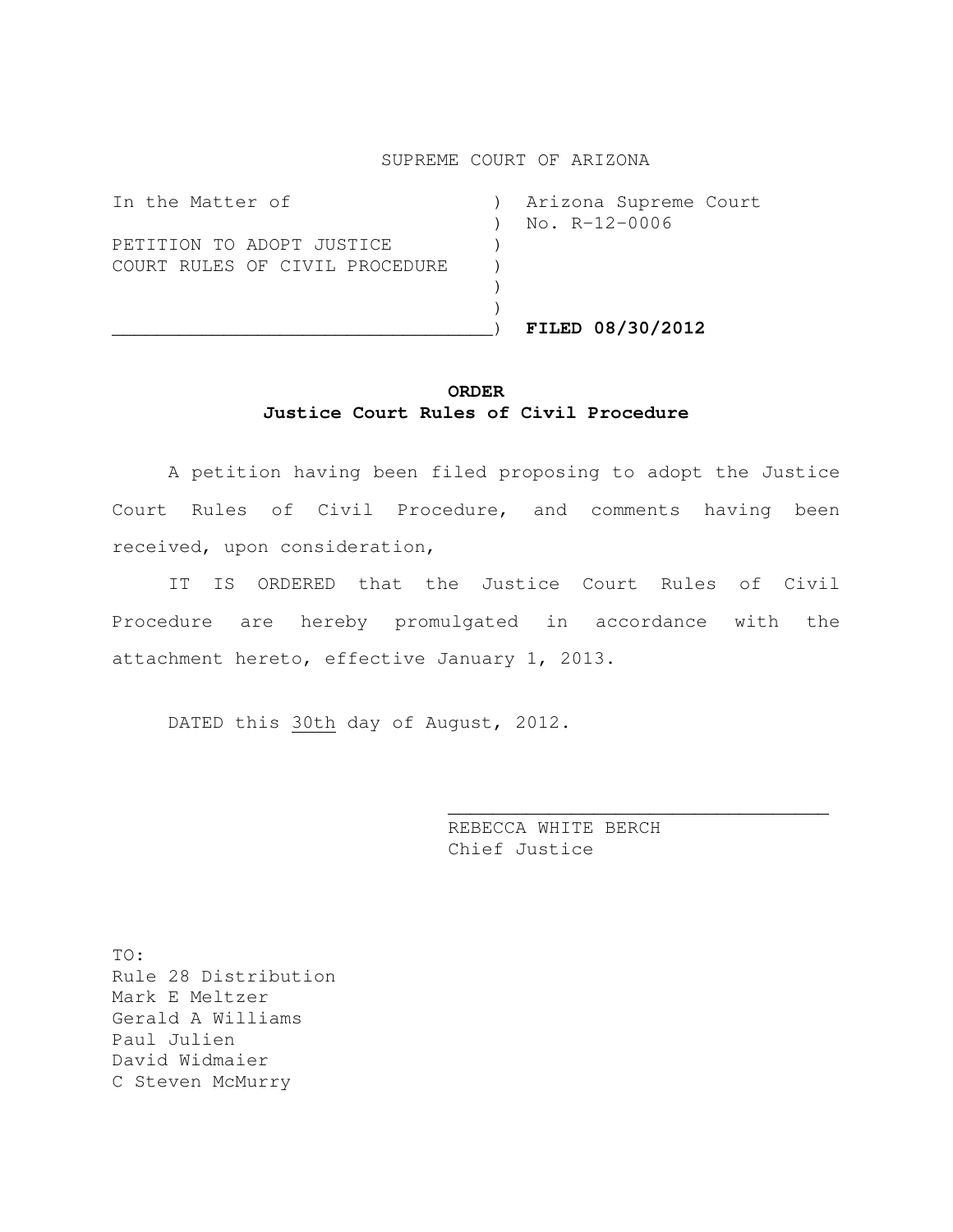SUPREME COURT OF ARIZONA

| | |
|---|---|
| In the Matter of<br><br>PETITION TO ADOPT JUSTICE COURT RULES OF CIVIL PROCEDURE | Arizona Supreme Court No. R-12-0006<br><br>**FILED 08/30/2012** |

**ORDER**
**Justice Court Rules of Civil Procedure**

A petition having been filed proposing to adopt the Justice Court Rules of Civil Procedure, and comments having been received, upon consideration,

IT IS ORDERED that the Justice Court Rules of Civil Procedure are hereby promulgated in accordance with the attachment hereto, effective January 1, 2013.

DATED this 30th day of August, 2012.

\_\_\_\_\_\_\_\_\_\_\_\_\_\_\_\_\_\_\_\_\_\_\_\_\_\_\_\_\_\_\_\_\_\_\_
REBECCA WHITE BERCH
Chief Justice

TO:
Rule 28 Distribution
Mark E Meltzer
Gerald A Williams
Paul Julien
David Widmaier
C Steven McMurry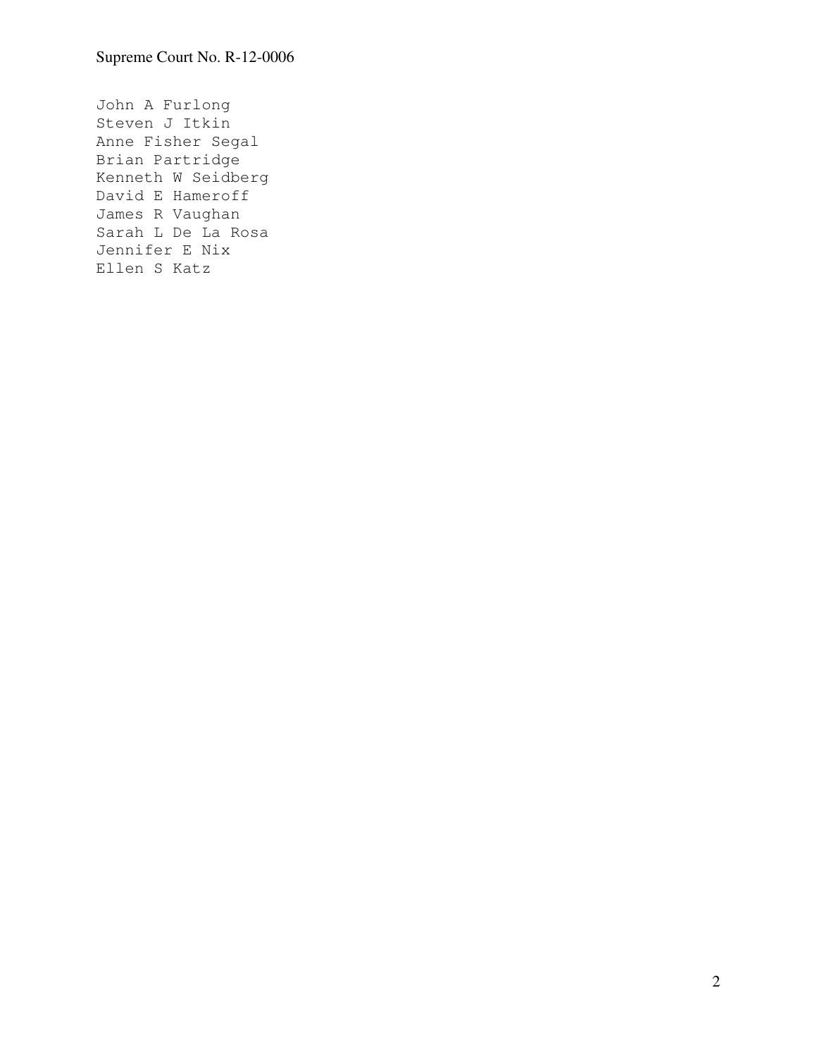John A Furlong
Steven J Itkin
Anne Fisher Segal
Brian Partridge
Kenneth W Seidberg
David E Hameroff
James R Vaughan
Sarah L De La Rosa
Jennifer E Nix
Ellen S Katz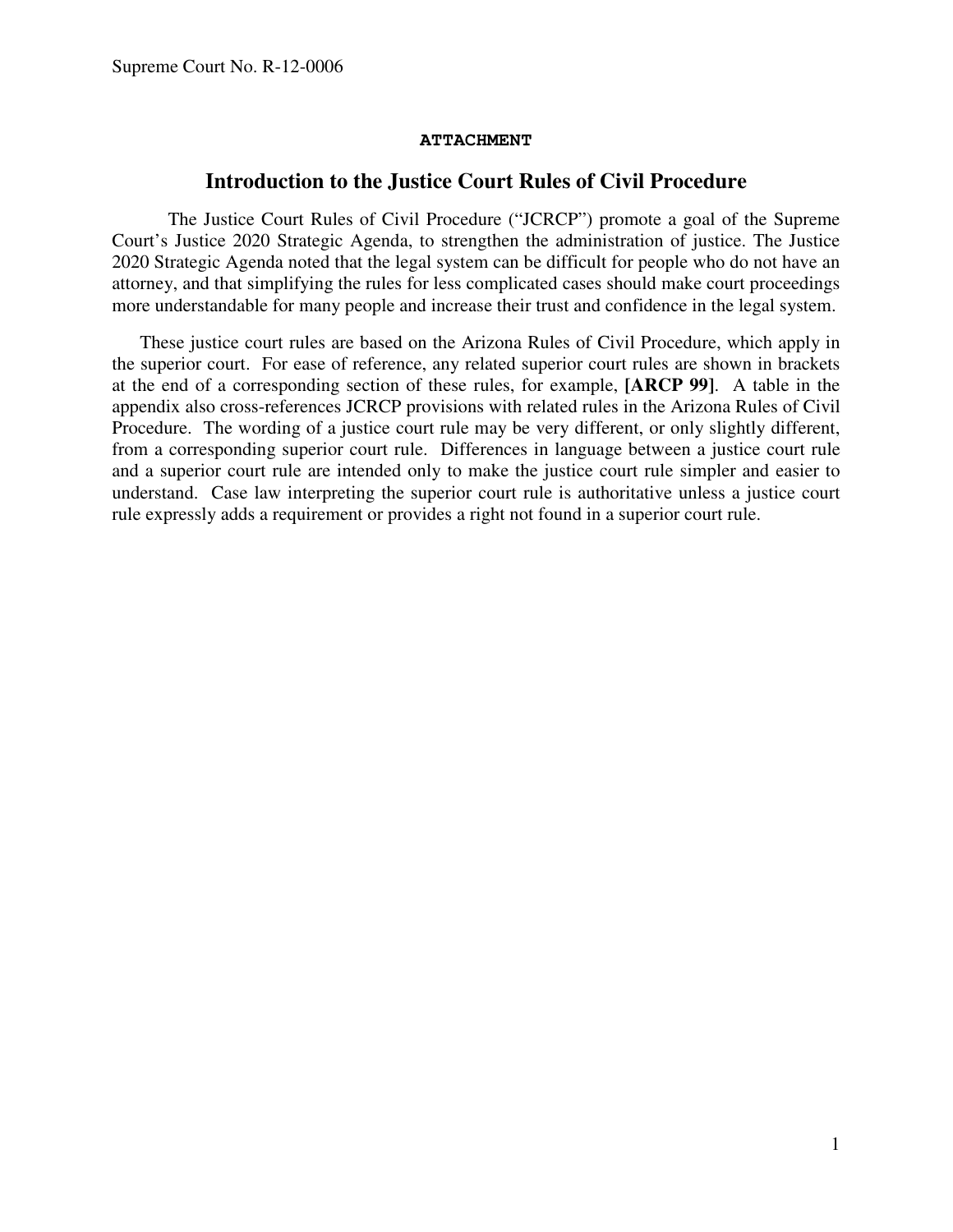**ATTACHMENT**

## Introduction to the Justice Court Rules of Civil Procedure

The Justice Court Rules of Civil Procedure ("JCRCP") promote a goal of the Supreme Court's Justice 2020 Strategic Agenda, to strengthen the administration of justice. The Justice 2020 Strategic Agenda noted that the legal system can be difficult for people who do not have an attorney, and that simplifying the rules for less complicated cases should make court proceedings more understandable for many people and increase their trust and confidence in the legal system.

These justice court rules are based on the Arizona Rules of Civil Procedure, which apply in the superior court. For ease of reference, any related superior court rules are shown in brackets at the end of a corresponding section of these rules, for example, **[ARCP 99]**. A table in the appendix also cross-references JCRCP provisions with related rules in the Arizona Rules of Civil Procedure. The wording of a justice court rule may be very different, or only slightly different, from a corresponding superior court rule. Differences in language between a justice court rule and a superior court rule are intended only to make the justice court rule simpler and easier to understand. Case law interpreting the superior court rule is authoritative unless a justice court rule expressly adds a requirement or provides a right not found in a superior court rule.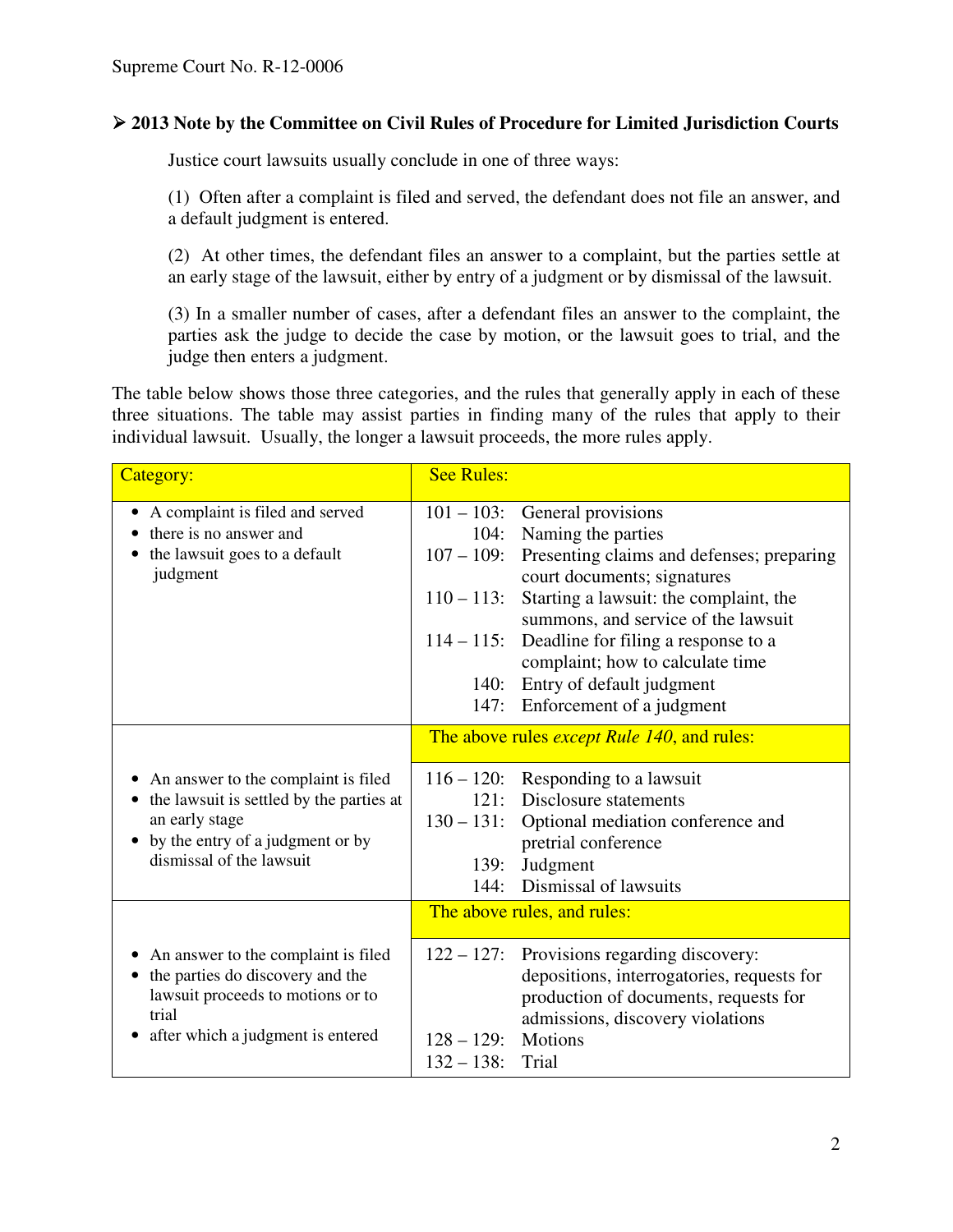Supreme Court No. R-12-0006

## ➢ 2013 Note by the Committee on Civil Rules of Procedure for Limited Jurisdiction Courts

Justice court lawsuits usually conclude in one of three ways:

(1) Often after a complaint is filed and served, the defendant does not file an answer, and a default judgment is entered.

(2) At other times, the defendant files an answer to a complaint, but the parties settle at an early stage of the lawsuit, either by entry of a judgment or by dismissal of the lawsuit.

(3) In a smaller number of cases, after a defendant files an answer to the complaint, the parties ask the judge to decide the case by motion, or the lawsuit goes to trial, and the judge then enters a judgment.

The table below shows those three categories, and the rules that generally apply in each of these three situations. The table may assist parties in finding many of the rules that apply to their individual lawsuit. Usually, the longer a lawsuit proceeds, the more rules apply.

| Category: | See Rules: |
|---|---|
| • A complaint is filed and served<br>• there is no answer and<br>• the lawsuit goes to a default judgment | 101 – 103: General provisions<br>104: Naming the parties<br>107 – 109: Presenting claims and defenses; preparing court documents; signatures<br>110 – 113: Starting a lawsuit: the complaint, the summons, and service of the lawsuit<br>114 – 115: Deadline for filing a response to a complaint; how to calculate time<br>140: Entry of default judgment<br>147: Enforcement of a judgment |
| | The above rules *except Rule 140*, and rules: |
| • An answer to the complaint is filed<br>• the lawsuit is settled by the parties at an early stage<br>• by the entry of a judgment or by dismissal of the lawsuit | 116 – 120: Responding to a lawsuit<br>121: Disclosure statements<br>130 – 131: Optional mediation conference and pretrial conference<br>139: Judgment<br>144: Dismissal of lawsuits |
| | The above rules, and rules: |
| • An answer to the complaint is filed<br>• the parties do discovery and the lawsuit proceeds to motions or to trial<br>• after which a judgment is entered | 122 – 127: Provisions regarding discovery: depositions, interrogatories, requests for production of documents, requests for admissions, discovery violations<br>128 – 129: Motions<br>132 – 138: Trial |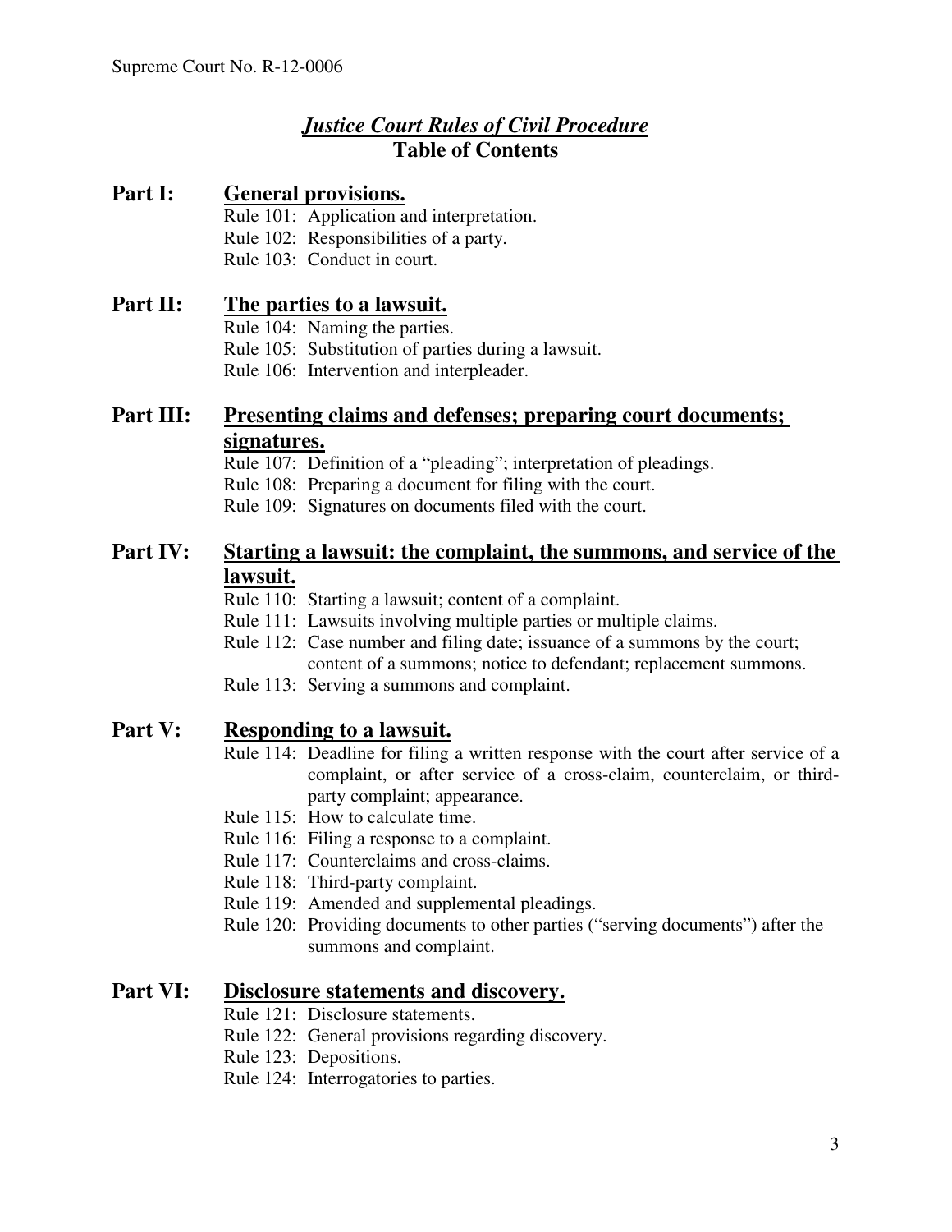# *Justice Court Rules of Civil Procedure*

## Table of Contents

**Part I: General provisions.**

Rule 101: Application and interpretation.
Rule 102: Responsibilities of a party.
Rule 103: Conduct in court.

**Part II: The parties to a lawsuit.**

Rule 104: Naming the parties.
Rule 105: Substitution of parties during a lawsuit.
Rule 106: Intervention and interpleader.

**Part III: Presenting claims and defenses; preparing court documents; signatures.**

Rule 107: Definition of a "pleading"; interpretation of pleadings.
Rule 108: Preparing a document for filing with the court.
Rule 109: Signatures on documents filed with the court.

**Part IV: Starting a lawsuit: the complaint, the summons, and service of the lawsuit.**

Rule 110: Starting a lawsuit; content of a complaint.
Rule 111: Lawsuits involving multiple parties or multiple claims.
Rule 112: Case number and filing date; issuance of a summons by the court; content of a summons; notice to defendant; replacement summons.
Rule 113: Serving a summons and complaint.

**Part V: Responding to a lawsuit.**

Rule 114: Deadline for filing a written response with the court after service of a complaint, or after service of a cross-claim, counterclaim, or third-party complaint; appearance.
Rule 115: How to calculate time.
Rule 116: Filing a response to a complaint.
Rule 117: Counterclaims and cross-claims.
Rule 118: Third-party complaint.
Rule 119: Amended and supplemental pleadings.
Rule 120: Providing documents to other parties ("serving documents") after the summons and complaint.

**Part VI: Disclosure statements and discovery.**

Rule 121: Disclosure statements.
Rule 122: General provisions regarding discovery.
Rule 123: Depositions.
Rule 124: Interrogatories to parties.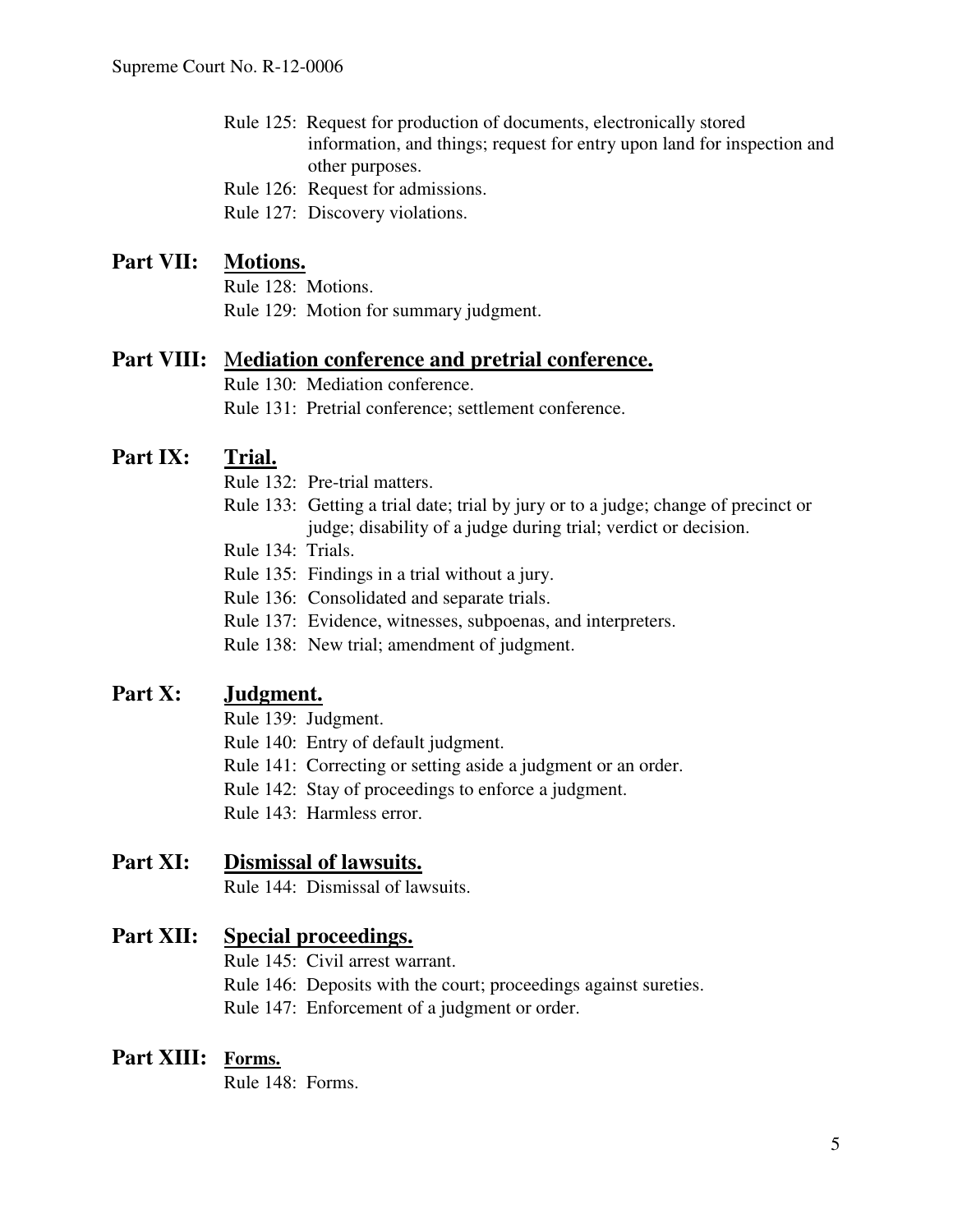Rule 125: Request for production of documents, electronically stored information, and things; request for entry upon land for inspection and other purposes.

Rule 126: Request for admissions.

Rule 127: Discovery violations.

## Part VII: Motions.

Rule 128: Motions.

Rule 129: Motion for summary judgment.

## Part VIII: Mediation conference and pretrial conference.

Rule 130: Mediation conference.

Rule 131: Pretrial conference; settlement conference.

## Part IX: Trial.

Rule 132: Pre-trial matters.

Rule 133: Getting a trial date; trial by jury or to a judge; change of precinct or judge; disability of a judge during trial; verdict or decision.

Rule 134: Trials.

Rule 135: Findings in a trial without a jury.

Rule 136: Consolidated and separate trials.

Rule 137: Evidence, witnesses, subpoenas, and interpreters.

Rule 138: New trial; amendment of judgment.

## Part X: Judgment.

Rule 139: Judgment.

Rule 140: Entry of default judgment.

Rule 141: Correcting or setting aside a judgment or an order.

Rule 142: Stay of proceedings to enforce a judgment.

Rule 143: Harmless error.

## Part XI: Dismissal of lawsuits.

Rule 144: Dismissal of lawsuits.

## Part XII: Special proceedings.

Rule 145: Civil arrest warrant.

Rule 146: Deposits with the court; proceedings against sureties.

Rule 147: Enforcement of a judgment or order.

## Part XIII: Forms.

Rule 148: Forms.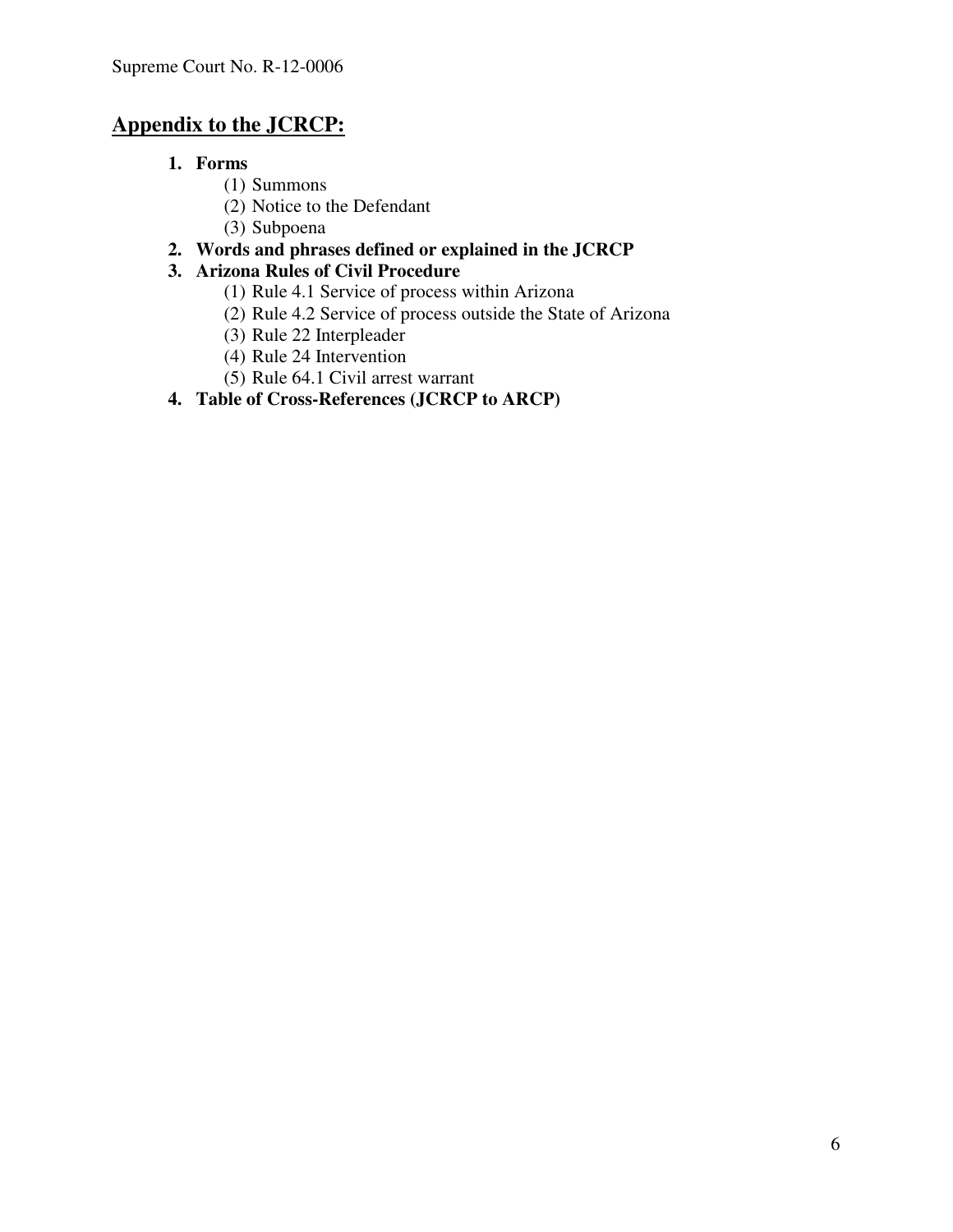## **Appendix to the JCRCP:**

1. **Forms**
   (1) Summons
   (2) Notice to the Defendant
   (3) Subpoena
2. **Words and phrases defined or explained in the JCRCP**
3. **Arizona Rules of Civil Procedure**
   (1) Rule 4.1 Service of process within Arizona
   (2) Rule 4.2 Service of process outside the State of Arizona
   (3) Rule 22 Interpleader
   (4) Rule 24 Intervention
   (5) Rule 64.1 Civil arrest warrant
4. **Table of Cross-References (JCRCP to ARCP)**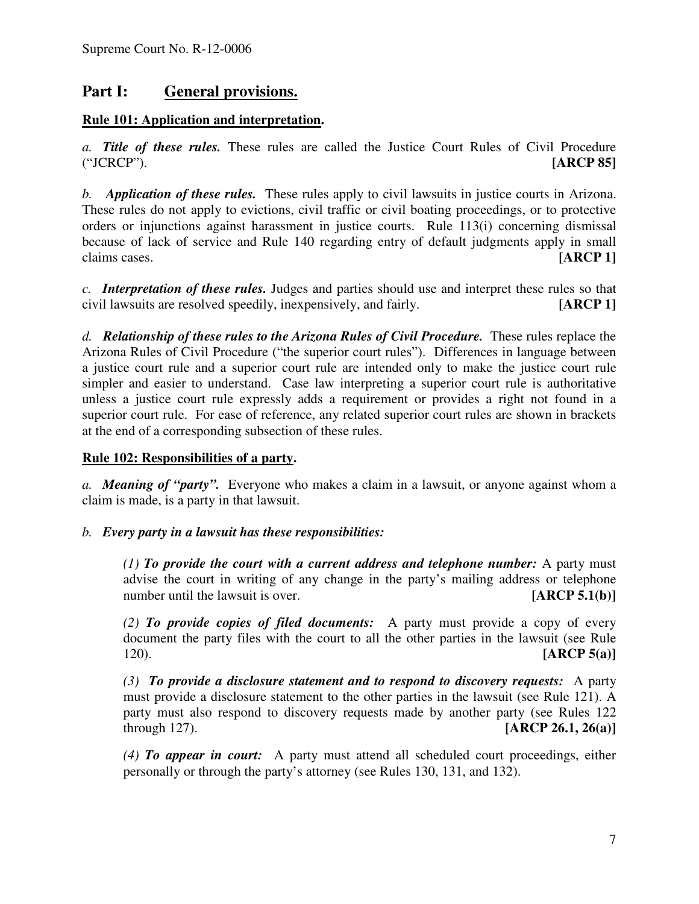## Part I: General provisions.

### Rule 101: Application and interpretation.

*a.* ***Title of these rules.*** These rules are called the Justice Court Rules of Civil Procedure ("JCRCP"). **[ARCP 85]**

*b.* ***Application of these rules.*** These rules apply to civil lawsuits in justice courts in Arizona. These rules do not apply to evictions, civil traffic or civil boating proceedings, or to protective orders or injunctions against harassment in justice courts. Rule 113(i) concerning dismissal because of lack of service and Rule 140 regarding entry of default judgments apply in small claims cases. **[ARCP 1]**

*c.* ***Interpretation of these rules.*** Judges and parties should use and interpret these rules so that civil lawsuits are resolved speedily, inexpensively, and fairly. **[ARCP 1]**

*d.* ***Relationship of these rules to the Arizona Rules of Civil Procedure.*** These rules replace the Arizona Rules of Civil Procedure ("the superior court rules"). Differences in language between a justice court rule and a superior court rule are intended only to make the justice court rule simpler and easier to understand. Case law interpreting a superior court rule is authoritative unless a justice court rule expressly adds a requirement or provides a right not found in a superior court rule. For ease of reference, any related superior court rules are shown in brackets at the end of a corresponding subsection of these rules.

### Rule 102: Responsibilities of a party.

*a.* ***Meaning of "party".*** Everyone who makes a claim in a lawsuit, or anyone against whom a claim is made, is a party in that lawsuit.

*b.* ***Every party in a lawsuit has these responsibilities:***

> *(1)* ***To provide the court with a current address and telephone number:*** A party must advise the court in writing of any change in the party's mailing address or telephone number until the lawsuit is over. **[ARCP 5.1(b)]**
>
> *(2)* ***To provide copies of filed documents:*** A party must provide a copy of every document the party files with the court to all the other parties in the lawsuit (see Rule 120). **[ARCP 5(a)]**
>
> *(3)* ***To provide a disclosure statement and to respond to discovery requests:*** A party must provide a disclosure statement to the other parties in the lawsuit (see Rule 121). A party must also respond to discovery requests made by another party (see Rules 122 through 127). **[ARCP 26.1, 26(a)]**
>
> *(4)* ***To appear in court:*** A party must attend all scheduled court proceedings, either personally or through the party's attorney (see Rules 130, 131, and 132).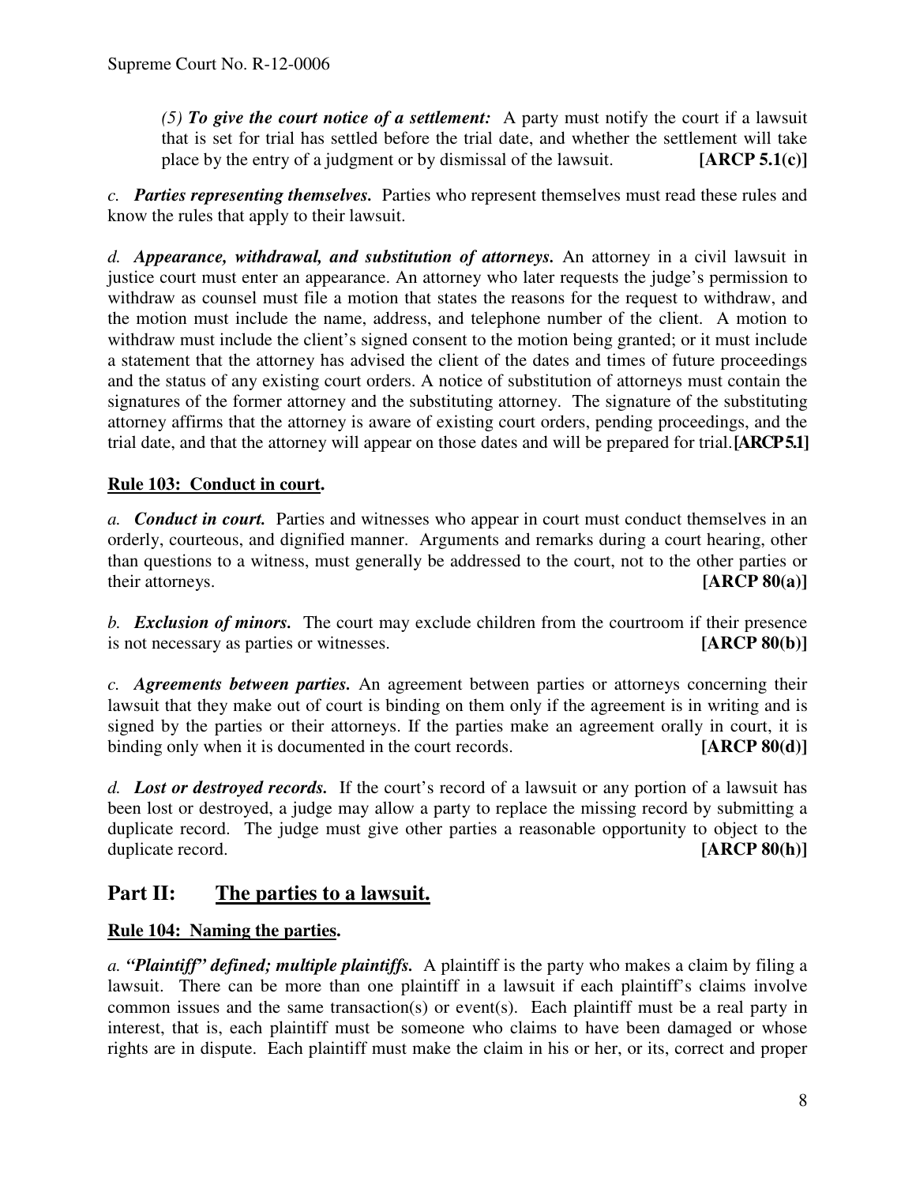*(5)* ***To give the court notice of a settlement:*** A party must notify the court if a lawsuit that is set for trial has settled before the trial date, and whether the settlement will take place by the entry of a judgment or by dismissal of the lawsuit. **[ARCP 5.1(c)]**

*c.* ***Parties representing themselves.*** Parties who represent themselves must read these rules and know the rules that apply to their lawsuit.

*d.* ***Appearance, withdrawal, and substitution of attorneys.*** An attorney in a civil lawsuit in justice court must enter an appearance. An attorney who later requests the judge's permission to withdraw as counsel must file a motion that states the reasons for the request to withdraw, and the motion must include the name, address, and telephone number of the client. A motion to withdraw must include the client's signed consent to the motion being granted; or it must include a statement that the attorney has advised the client of the dates and times of future proceedings and the status of any existing court orders. A notice of substitution of attorneys must contain the signatures of the former attorney and the substituting attorney. The signature of the substituting attorney affirms that the attorney is aware of existing court orders, pending proceedings, and the trial date, and that the attorney will appear on those dates and will be prepared for trial. **[ARCP 5.1]**

**Rule 103: Conduct in court.**

*a.* ***Conduct in court.*** Parties and witnesses who appear in court must conduct themselves in an orderly, courteous, and dignified manner. Arguments and remarks during a court hearing, other than questions to a witness, must generally be addressed to the court, not to the other parties or their attorneys. **[ARCP 80(a)]**

*b.* ***Exclusion of minors.*** The court may exclude children from the courtroom if their presence is not necessary as parties or witnesses. **[ARCP 80(b)]**

*c.* ***Agreements between parties.*** An agreement between parties or attorneys concerning their lawsuit that they make out of court is binding on them only if the agreement is in writing and is signed by the parties or their attorneys. If the parties make an agreement orally in court, it is binding only when it is documented in the court records. **[ARCP 80(d)]**

*d.* ***Lost or destroyed records.*** If the court's record of a lawsuit or any portion of a lawsuit has been lost or destroyed, a judge may allow a party to replace the missing record by submitting a duplicate record. The judge must give other parties a reasonable opportunity to object to the duplicate record. **[ARCP 80(h)]**

## Part II: The parties to a lawsuit.

**Rule 104: Naming the parties.**

*a.* ***"Plaintiff" defined; multiple plaintiffs.*** A plaintiff is the party who makes a claim by filing a lawsuit. There can be more than one plaintiff in a lawsuit if each plaintiff's claims involve common issues and the same transaction(s) or event(s). Each plaintiff must be a real party in interest, that is, each plaintiff must be someone who claims to have been damaged or whose rights are in dispute. Each plaintiff must make the claim in his or her, or its, correct and proper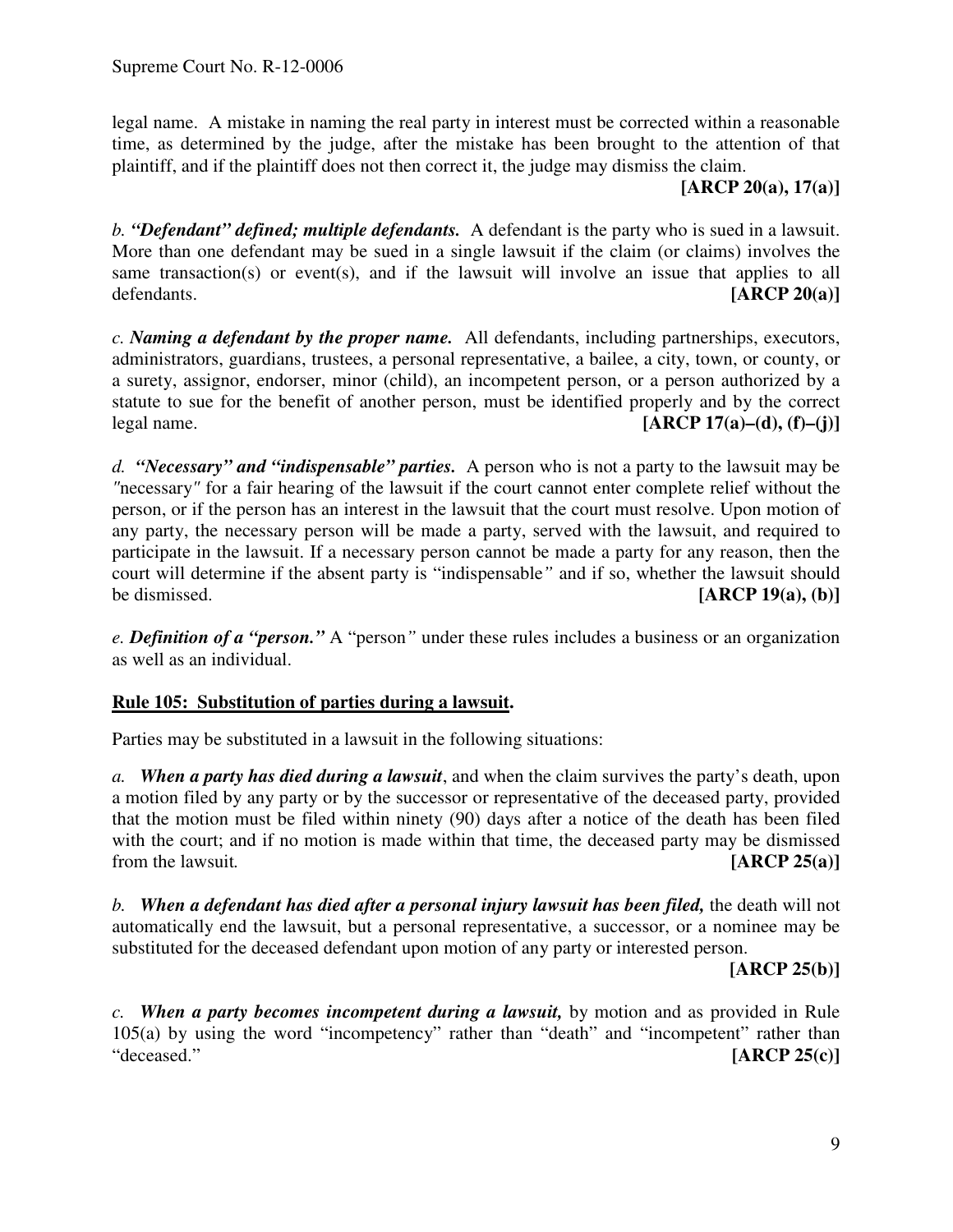legal name. A mistake in naming the real party in interest must be corrected within a reasonable time, as determined by the judge, after the mistake has been brought to the attention of that plaintiff, and if the plaintiff does not then correct it, the judge may dismiss the claim.

**[ARCP 20(a), 17(a)]**

*b.* ***"Defendant" defined; multiple defendants.*** A defendant is the party who is sued in a lawsuit. More than one defendant may be sued in a single lawsuit if the claim (or claims) involves the same transaction(s) or event(s), and if the lawsuit will involve an issue that applies to all defendants. **[ARCP 20(a)]**

*c.* ***Naming a defendant by the proper name.*** All defendants, including partnerships, executors, administrators, guardians, trustees, a personal representative, a bailee, a city, town, or county, or a surety, assignor, endorser, minor (child), an incompetent person, or a person authorized by a statute to sue for the benefit of another person, must be identified properly and by the correct legal name. **[ARCP 17(a)–(d), (f)–(j)]**

*d.* ***"Necessary" and "indispensable" parties.*** A person who is not a party to the lawsuit may be "necessary" for a fair hearing of the lawsuit if the court cannot enter complete relief without the person, or if the person has an interest in the lawsuit that the court must resolve. Upon motion of any party, the necessary person will be made a party, served with the lawsuit, and required to participate in the lawsuit. If a necessary person cannot be made a party for any reason, then the court will determine if the absent party is "indispensable" and if so, whether the lawsuit should be dismissed. **[ARCP 19(a), (b)]**

*e.* ***Definition of a "person."*** A "person" under these rules includes a business or an organization as well as an individual.

## Rule 105: Substitution of parties during a lawsuit.

Parties may be substituted in a lawsuit in the following situations:

*a.* ***When a party has died during a lawsuit***, and when the claim survives the party's death, upon a motion filed by any party or by the successor or representative of the deceased party, provided that the motion must be filed within ninety (90) days after a notice of the death has been filed with the court; and if no motion is made within that time, the deceased party may be dismissed from the lawsuit. **[ARCP 25(a)]**

*b.* ***When a defendant has died after a personal injury lawsuit has been filed,*** the death will not automatically end the lawsuit, but a personal representative, a successor, or a nominee may be substituted for the deceased defendant upon motion of any party or interested person.

**[ARCP 25(b)]**

*c.* ***When a party becomes incompetent during a lawsuit,*** by motion and as provided in Rule 105(a) by using the word "incompetency" rather than "death" and "incompetent" rather than "deceased." **[ARCP 25(c)]**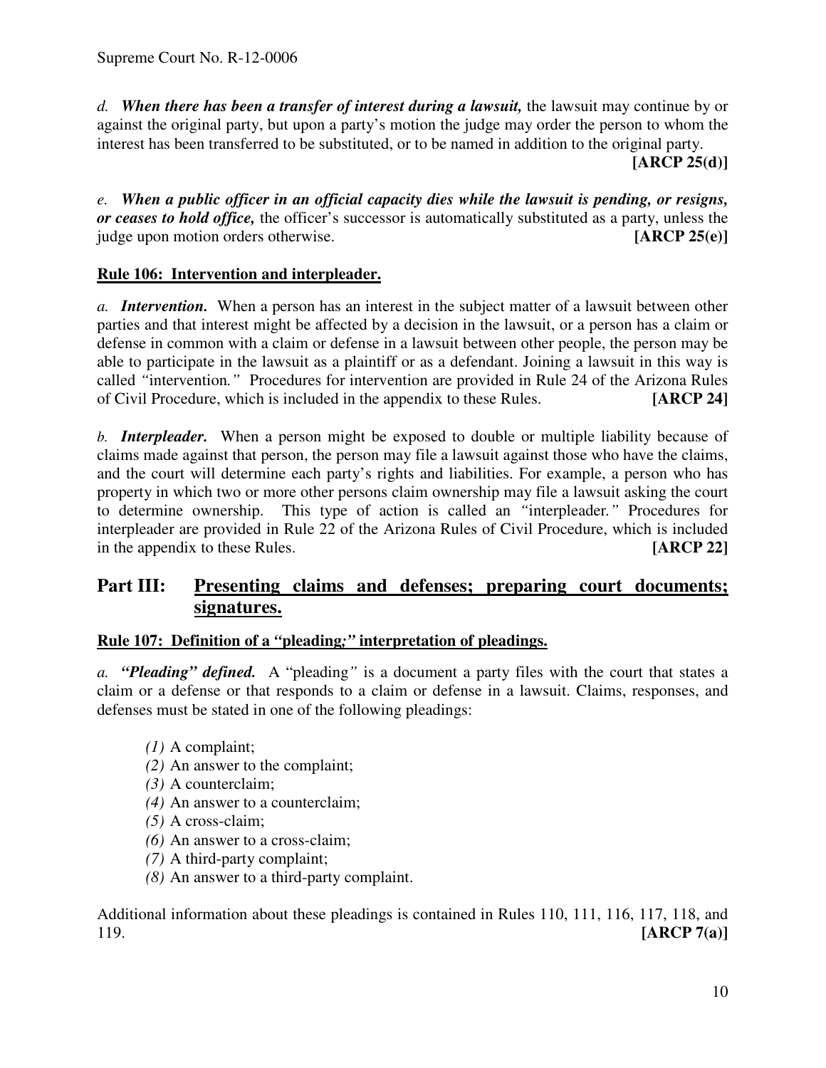*d.* ***When there has been a transfer of interest during a lawsuit,*** the lawsuit may continue by or against the original party, but upon a party's motion the judge may order the person to whom the interest has been transferred to be substituted, or to be named in addition to the original party. **[ARCP 25(d)]**

*e.* ***When a public officer in an official capacity dies while the lawsuit is pending, or resigns, or ceases to hold office,*** the officer's successor is automatically substituted as a party, unless the judge upon motion orders otherwise. **[ARCP 25(e)]**

### Rule 106: Intervention and interpleader.

*a.* ***Intervention.*** When a person has an interest in the subject matter of a lawsuit between other parties and that interest might be affected by a decision in the lawsuit, or a person has a claim or defense in common with a claim or defense in a lawsuit between other people, the person may be able to participate in the lawsuit as a plaintiff or as a defendant. Joining a lawsuit in this way is called *"intervention."* Procedures for intervention are provided in Rule 24 of the Arizona Rules of Civil Procedure, which is included in the appendix to these Rules. **[ARCP 24]**

*b.* ***Interpleader.*** When a person might be exposed to double or multiple liability because of claims made against that person, the person may file a lawsuit against those who have the claims, and the court will determine each party's rights and liabilities. For example, a person who has property in which two or more other persons claim ownership may file a lawsuit asking the court to determine ownership. This type of action is called an *"interpleader."* Procedures for interpleader are provided in Rule 22 of the Arizona Rules of Civil Procedure, which is included in the appendix to these Rules. **[ARCP 22]**

## Part III: Presenting claims and defenses; preparing court documents; signatures.

### Rule 107: Definition of a "pleading;" interpretation of pleadings.

*a.* ***"Pleading" defined.*** A "pleading" is a document a party files with the court that states a claim or a defense or that responds to a claim or defense in a lawsuit. Claims, responses, and defenses must be stated in one of the following pleadings:

- *(1)* A complaint;
- *(2)* An answer to the complaint;
- *(3)* A counterclaim;
- *(4)* An answer to a counterclaim;
- *(5)* A cross-claim;
- *(6)* An answer to a cross-claim;
- *(7)* A third-party complaint;
- *(8)* An answer to a third-party complaint.

Additional information about these pleadings is contained in Rules 110, 111, 116, 117, 118, and 119. **[ARCP 7(a)]**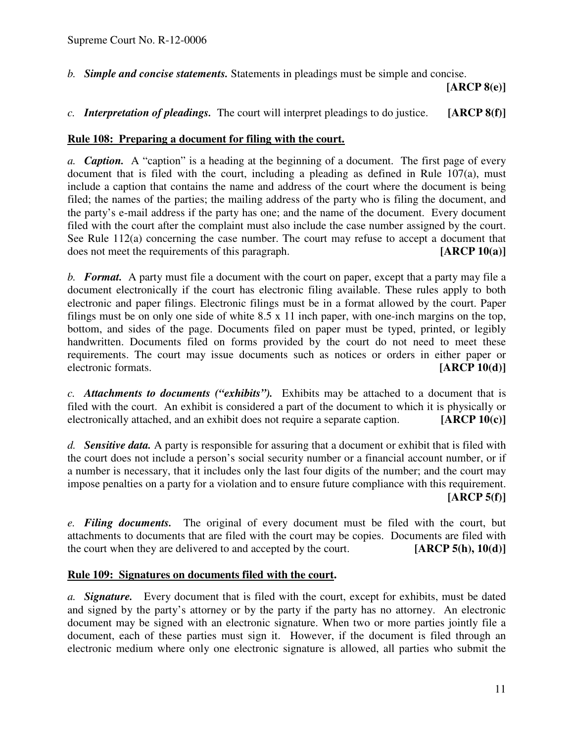*b.* ***Simple and concise statements.*** Statements in pleadings must be simple and concise. **[ARCP 8(e)]**

*c.* ***Interpretation of pleadings.*** The court will interpret pleadings to do justice. **[ARCP 8(f)]**

**Rule 108: Preparing a document for filing with the court.**

*a.* ***Caption.*** A "caption" is a heading at the beginning of a document. The first page of every document that is filed with the court, including a pleading as defined in Rule 107(a), must include a caption that contains the name and address of the court where the document is being filed; the names of the parties; the mailing address of the party who is filing the document, and the party's e-mail address if the party has one; and the name of the document. Every document filed with the court after the complaint must also include the case number assigned by the court. See Rule 112(a) concerning the case number. The court may refuse to accept a document that does not meet the requirements of this paragraph. **[ARCP 10(a)]**

*b.* ***Format.*** A party must file a document with the court on paper, except that a party may file a document electronically if the court has electronic filing available. These rules apply to both electronic and paper filings. Electronic filings must be in a format allowed by the court. Paper filings must be on only one side of white 8.5 x 11 inch paper, with one-inch margins on the top, bottom, and sides of the page. Documents filed on paper must be typed, printed, or legibly handwritten. Documents filed on forms provided by the court do not need to meet these requirements. The court may issue documents such as notices or orders in either paper or electronic formats. **[ARCP 10(d)]**

*c.* ***Attachments to documents ("exhibits").*** Exhibits may be attached to a document that is filed with the court. An exhibit is considered a part of the document to which it is physically or electronically attached, and an exhibit does not require a separate caption. **[ARCP 10(c)]**

*d.* ***Sensitive data.*** A party is responsible for assuring that a document or exhibit that is filed with the court does not include a person's social security number or a financial account number, or if a number is necessary, that it includes only the last four digits of the number; and the court may impose penalties on a party for a violation and to ensure future compliance with this requirement. **[ARCP 5(f)]**

*e.* ***Filing documents.*** The original of every document must be filed with the court, but attachments to documents that are filed with the court may be copies. Documents are filed with the court when they are delivered to and accepted by the court. **[ARCP 5(h), 10(d)]**

**Rule 109: Signatures on documents filed with the court.**

*a.* ***Signature.*** Every document that is filed with the court, except for exhibits, must be dated and signed by the party's attorney or by the party if the party has no attorney. An electronic document may be signed with an electronic signature. When two or more parties jointly file a document, each of these parties must sign it. However, if the document is filed through an electronic medium where only one electronic signature is allowed, all parties who submit the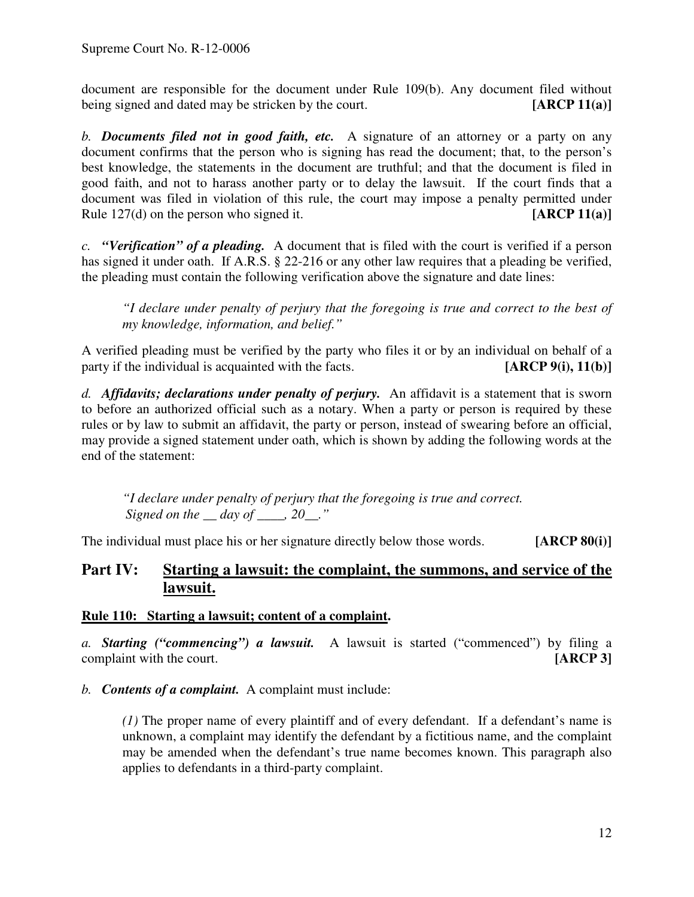document are responsible for the document under Rule 109(b). Any document filed without being signed and dated may be stricken by the court. **[ARCP 11(a)]**

*b.* ***Documents filed not in good faith, etc.*** A signature of an attorney or a party on any document confirms that the person who is signing has read the document; that, to the person's best knowledge, the statements in the document are truthful; and that the document is filed in good faith, and not to harass another party or to delay the lawsuit. If the court finds that a document was filed in violation of this rule, the court may impose a penalty permitted under Rule 127(d) on the person who signed it. **[ARCP 11(a)]**

*c.* ***"Verification" of a pleading.*** A document that is filed with the court is verified if a person has signed it under oath. If A.R.S. § 22-216 or any other law requires that a pleading be verified, the pleading must contain the following verification above the signature and date lines:

> *"I declare under penalty of perjury that the foregoing is true and correct to the best of my knowledge, information, and belief."*

A verified pleading must be verified by the party who files it or by an individual on behalf of a party if the individual is acquainted with the facts. **[ARCP 9(i), 11(b)]**

*d.* ***Affidavits; declarations under penalty of perjury.*** An affidavit is a statement that is sworn to before an authorized official such as a notary. When a party or person is required by these rules or by law to submit an affidavit, the party or person, instead of swearing before an official, may provide a signed statement under oath, which is shown by adding the following words at the end of the statement:

> *"I declare under penalty of perjury that the foregoing is true and correct.*
> *Signed on the __ day of ____, 20__."*

The individual must place his or her signature directly below those words. **[ARCP 80(i)]**

## Part IV: Starting a lawsuit: the complaint, the summons, and service of the lawsuit.

### Rule 110: Starting a lawsuit; content of a complaint.

*a.* ***Starting ("commencing") a lawsuit.*** A lawsuit is started ("commenced") by filing a complaint with the court. **[ARCP 3]**

*b.* ***Contents of a complaint.*** A complaint must include:

> *(1)* The proper name of every plaintiff and of every defendant. If a defendant's name is unknown, a complaint may identify the defendant by a fictitious name, and the complaint may be amended when the defendant's true name becomes known. This paragraph also applies to defendants in a third-party complaint.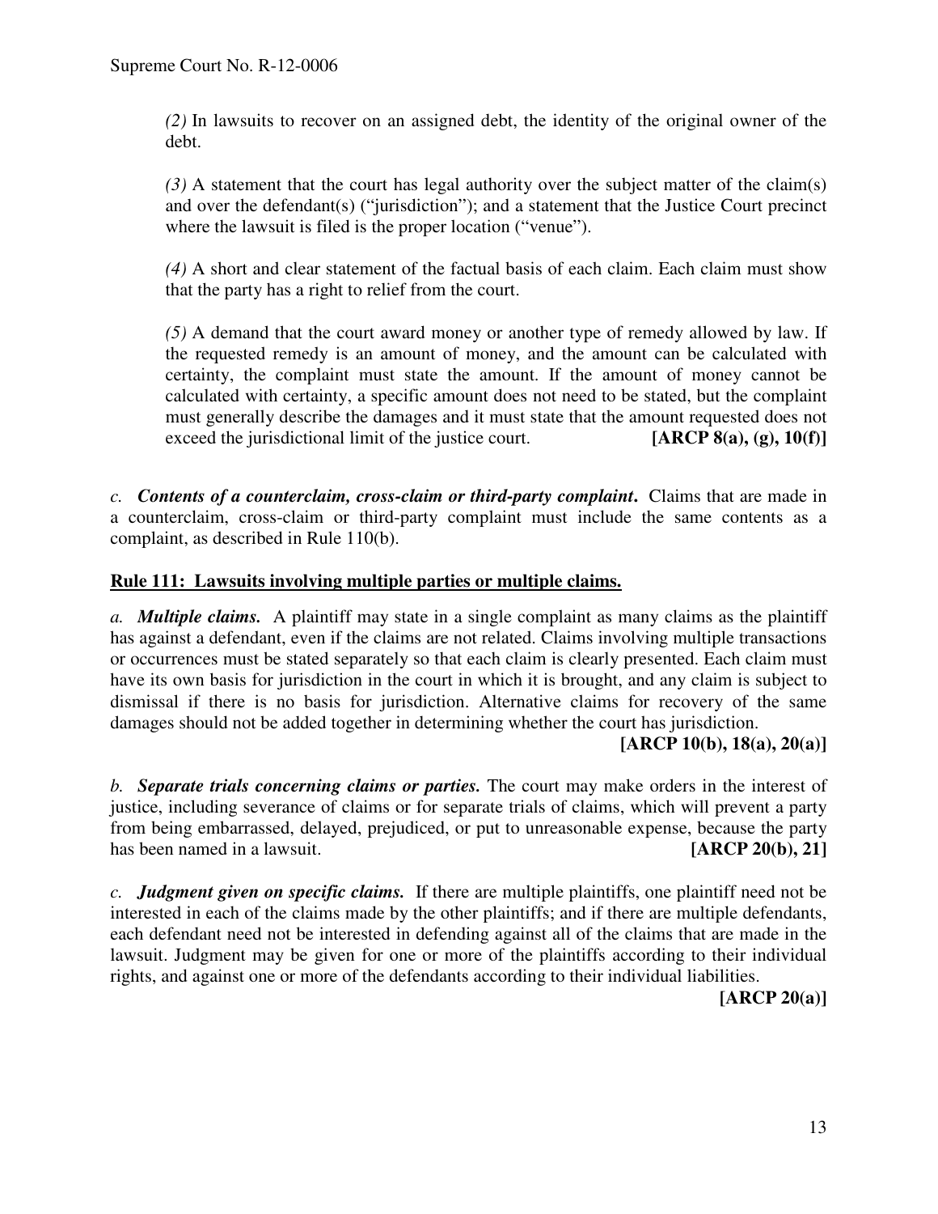*(2)* In lawsuits to recover on an assigned debt, the identity of the original owner of the debt.

*(3)* A statement that the court has legal authority over the subject matter of the claim(s) and over the defendant(s) ("jurisdiction"); and a statement that the Justice Court precinct where the lawsuit is filed is the proper location ("venue").

*(4)* A short and clear statement of the factual basis of each claim. Each claim must show that the party has a right to relief from the court.

*(5)* A demand that the court award money or another type of remedy allowed by law. If the requested remedy is an amount of money, and the amount can be calculated with certainty, the complaint must state the amount. If the amount of money cannot be calculated with certainty, a specific amount does not need to be stated, but the complaint must generally describe the damages and it must state that the amount requested does not exceed the jurisdictional limit of the justice court. **[ARCP 8(a), (g), 10(f)]**

*c.* ***Contents of a counterclaim, cross-claim or third-party complaint*.** Claims that are made in a counterclaim, cross-claim or third-party complaint must include the same contents as a complaint, as described in Rule 110(b).

**Rule 111: Lawsuits involving multiple parties or multiple claims.**

*a.* ***Multiple claims.*** A plaintiff may state in a single complaint as many claims as the plaintiff has against a defendant, even if the claims are not related. Claims involving multiple transactions or occurrences must be stated separately so that each claim is clearly presented. Each claim must have its own basis for jurisdiction in the court in which it is brought, and any claim is subject to dismissal if there is no basis for jurisdiction. Alternative claims for recovery of the same damages should not be added together in determining whether the court has jurisdiction.

**[ARCP 10(b), 18(a), 20(a)]**

*b.* ***Separate trials concerning claims or parties.*** The court may make orders in the interest of justice, including severance of claims or for separate trials of claims, which will prevent a party from being embarrassed, delayed, prejudiced, or put to unreasonable expense, because the party has been named in a lawsuit. **[ARCP 20(b), 21]**

*c.* ***Judgment given on specific claims.*** If there are multiple plaintiffs, one plaintiff need not be interested in each of the claims made by the other plaintiffs; and if there are multiple defendants, each defendant need not be interested in defending against all of the claims that are made in the lawsuit. Judgment may be given for one or more of the plaintiffs according to their individual rights, and against one or more of the defendants according to their individual liabilities.

**[ARCP 20(a)]**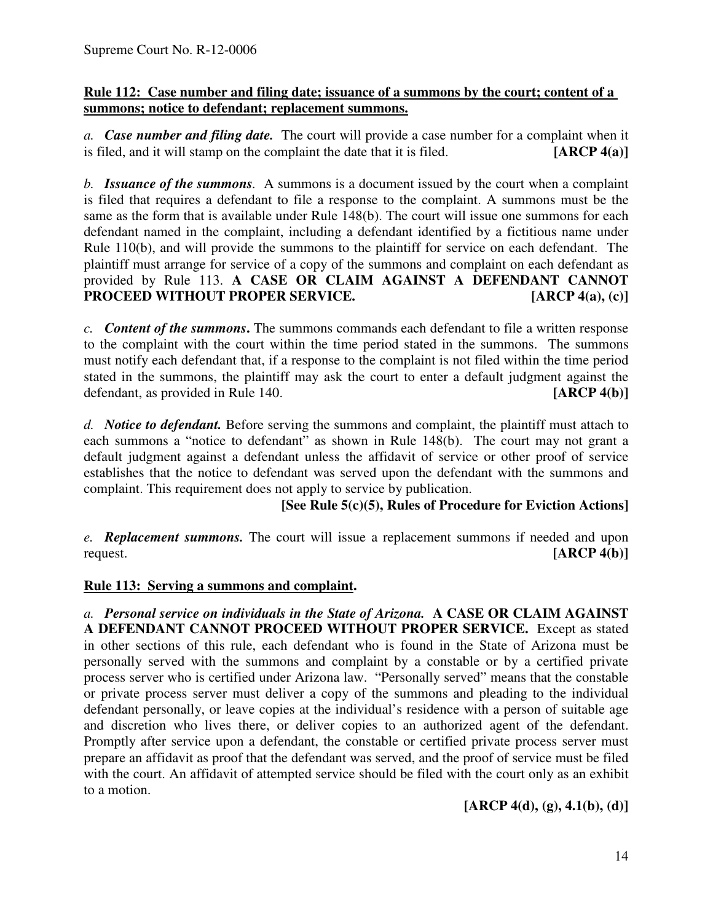**Rule 112: Case number and filing date; issuance of a summons by the court; content of a summons; notice to defendant; replacement summons.**

*a.* ***Case number and filing date.*** The court will provide a case number for a complaint when it is filed, and it will stamp on the complaint the date that it is filed. **[ARCP 4(a)]**

*b.* ***Issuance of the summons****.* A summons is a document issued by the court when a complaint is filed that requires a defendant to file a response to the complaint. A summons must be the same as the form that is available under Rule 148(b). The court will issue one summons for each defendant named in the complaint, including a defendant identified by a fictitious name under Rule 110(b), and will provide the summons to the plaintiff for service on each defendant. The plaintiff must arrange for service of a copy of the summons and complaint on each defendant as provided by Rule 113. **A CASE OR CLAIM AGAINST A DEFENDANT CANNOT PROCEED WITHOUT PROPER SERVICE. [ARCP 4(a), (c)]**

*c.* ***Content of the summons*****.** The summons commands each defendant to file a written response to the complaint with the court within the time period stated in the summons. The summons must notify each defendant that, if a response to the complaint is not filed within the time period stated in the summons, the plaintiff may ask the court to enter a default judgment against the defendant, as provided in Rule 140. **[ARCP 4(b)]**

*d.* ***Notice to defendant.*** Before serving the summons and complaint, the plaintiff must attach to each summons a "notice to defendant" as shown in Rule 148(b). The court may not grant a default judgment against a defendant unless the affidavit of service or other proof of service establishes that the notice to defendant was served upon the defendant with the summons and complaint. This requirement does not apply to service by publication.

**[See Rule 5(c)(5), Rules of Procedure for Eviction Actions]**

*e.* ***Replacement summons.*** The court will issue a replacement summons if needed and upon request. **[ARCP 4(b)]**

**Rule 113: Serving a summons and complaint.**

*a.* ***Personal service on individuals in the State of Arizona.*** **A CASE OR CLAIM AGAINST A DEFENDANT CANNOT PROCEED WITHOUT PROPER SERVICE.** Except as stated in other sections of this rule, each defendant who is found in the State of Arizona must be personally served with the summons and complaint by a constable or by a certified private process server who is certified under Arizona law. "Personally served" means that the constable or private process server must deliver a copy of the summons and pleading to the individual defendant personally, or leave copies at the individual's residence with a person of suitable age and discretion who lives there, or deliver copies to an authorized agent of the defendant. Promptly after service upon a defendant, the constable or certified private process server must prepare an affidavit as proof that the defendant was served, and the proof of service must be filed with the court. An affidavit of attempted service should be filed with the court only as an exhibit to a motion.

**[ARCP 4(d), (g), 4.1(b), (d)]**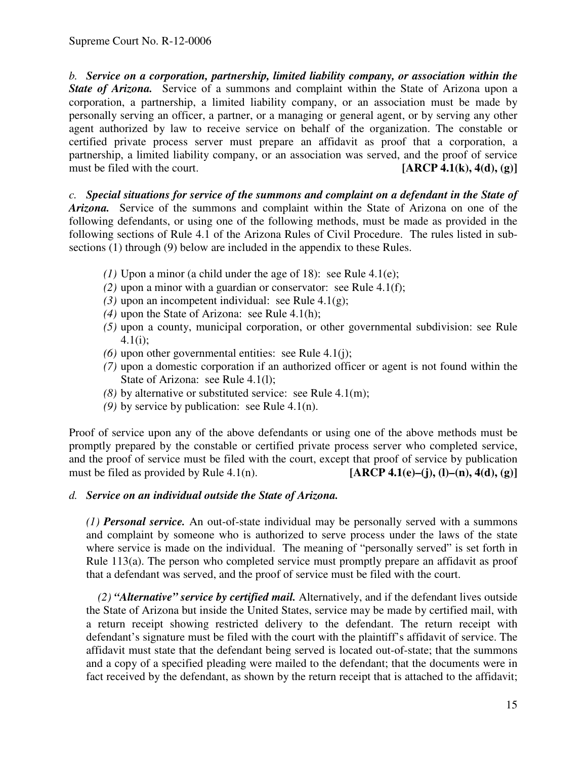*b. **Service on a corporation, partnership, limited liability company, or association within the State of Arizona.*** Service of a summons and complaint within the State of Arizona upon a corporation, a partnership, a limited liability company, or an association must be made by personally serving an officer, a partner, or a managing or general agent, or by serving any other agent authorized by law to receive service on behalf of the organization. The constable or certified private process server must prepare an affidavit as proof that a corporation, a partnership, a limited liability company, or an association was served, and the proof of service must be filed with the court. **[ARCP 4.1(k), 4(d), (g)]**

*c. **Special situations for service of the summons and complaint on a defendant in the State of Arizona.*** Service of the summons and complaint within the State of Arizona on one of the following defendants, or using one of the following methods, must be made as provided in the following sections of Rule 4.1 of the Arizona Rules of Civil Procedure. The rules listed in sub-sections (1) through (9) below are included in the appendix to these Rules.

- *(1)* Upon a minor (a child under the age of 18): see Rule 4.1(e);
- *(2)* upon a minor with a guardian or conservator: see Rule 4.1(f);
- *(3)* upon an incompetent individual: see Rule 4.1(g);
- *(4)* upon the State of Arizona: see Rule 4.1(h);
- *(5)* upon a county, municipal corporation, or other governmental subdivision: see Rule 4.1(i);
- *(6)* upon other governmental entities: see Rule 4.1(j);
- *(7)* upon a domestic corporation if an authorized officer or agent is not found within the State of Arizona: see Rule 4.1(l);
- *(8)* by alternative or substituted service: see Rule 4.1(m);
- *(9)* by service by publication: see Rule 4.1(n).

Proof of service upon any of the above defendants or using one of the above methods must be promptly prepared by the constable or certified private process server who completed service, and the proof of service must be filed with the court, except that proof of service by publication must be filed as provided by Rule 4.1(n). **[ARCP 4.1(e)–(j), (l)–(n), 4(d), (g)]**

*d. **Service on an individual outside the State of Arizona.***

*(1)* ***Personal service.*** An out-of-state individual may be personally served with a summons and complaint by someone who is authorized to serve process under the laws of the state where service is made on the individual. The meaning of "personally served" is set forth in Rule 113(a). The person who completed service must promptly prepare an affidavit as proof that a defendant was served, and the proof of service must be filed with the court.

*(2)* ***"Alternative" service by certified mail.*** Alternatively, and if the defendant lives outside the State of Arizona but inside the United States, service may be made by certified mail, with a return receipt showing restricted delivery to the defendant. The return receipt with defendant's signature must be filed with the court with the plaintiff's affidavit of service. The affidavit must state that the defendant being served is located out-of-state; that the summons and a copy of a specified pleading were mailed to the defendant; that the documents were in fact received by the defendant, as shown by the return receipt that is attached to the affidavit;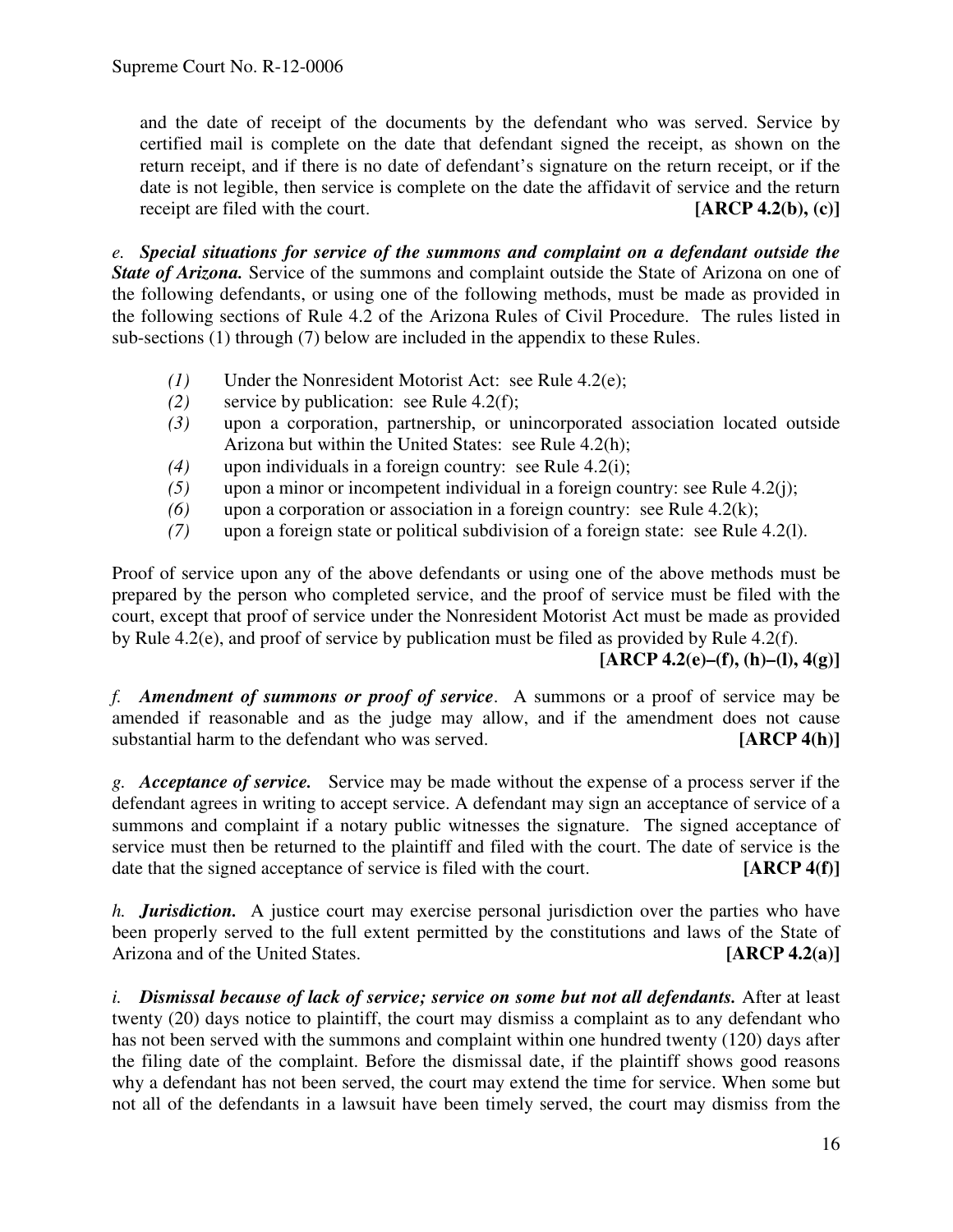and the date of receipt of the documents by the defendant who was served. Service by certified mail is complete on the date that defendant signed the receipt, as shown on the return receipt, and if there is no date of defendant's signature on the return receipt, or if the date is not legible, then service is complete on the date the affidavit of service and the return receipt are filed with the court. **[ARCP 4.2(b), (c)]**

*e.* ***Special situations for service of the summons and complaint on a defendant outside the State of Arizona.*** Service of the summons and complaint outside the State of Arizona on one of the following defendants, or using one of the following methods, must be made as provided in the following sections of Rule 4.2 of the Arizona Rules of Civil Procedure. The rules listed in sub-sections (1) through (7) below are included in the appendix to these Rules.

- *(1)* Under the Nonresident Motorist Act: see Rule 4.2(e);
- *(2)* service by publication: see Rule 4.2(f);
- *(3)* upon a corporation, partnership, or unincorporated association located outside Arizona but within the United States: see Rule 4.2(h);
- *(4)* upon individuals in a foreign country: see Rule 4.2(i);
- *(5)* upon a minor or incompetent individual in a foreign country: see Rule 4.2(j);
- *(6)* upon a corporation or association in a foreign country: see Rule 4.2(k);
- *(7)* upon a foreign state or political subdivision of a foreign state: see Rule 4.2(l).

Proof of service upon any of the above defendants or using one of the above methods must be prepared by the person who completed service, and the proof of service must be filed with the court, except that proof of service under the Nonresident Motorist Act must be made as provided by Rule 4.2(e), and proof of service by publication must be filed as provided by Rule 4.2(f).
**[ARCP 4.2(e)–(f), (h)–(l), 4(g)]**

*f.* ***Amendment of summons or proof of service***. A summons or a proof of service may be amended if reasonable and as the judge may allow, and if the amendment does not cause substantial harm to the defendant who was served. **[ARCP 4(h)]**

*g.* ***Acceptance of service.*** Service may be made without the expense of a process server if the defendant agrees in writing to accept service. A defendant may sign an acceptance of service of a summons and complaint if a notary public witnesses the signature. The signed acceptance of service must then be returned to the plaintiff and filed with the court. The date of service is the date that the signed acceptance of service is filed with the court. **[ARCP 4(f)]**

*h.* ***Jurisdiction.*** A justice court may exercise personal jurisdiction over the parties who have been properly served to the full extent permitted by the constitutions and laws of the State of Arizona and of the United States. **[ARCP 4.2(a)]**

*i.* ***Dismissal because of lack of service; service on some but not all defendants.*** After at least twenty (20) days notice to plaintiff, the court may dismiss a complaint as to any defendant who has not been served with the summons and complaint within one hundred twenty (120) days after the filing date of the complaint. Before the dismissal date, if the plaintiff shows good reasons why a defendant has not been served, the court may extend the time for service. When some but not all of the defendants in a lawsuit have been timely served, the court may dismiss from the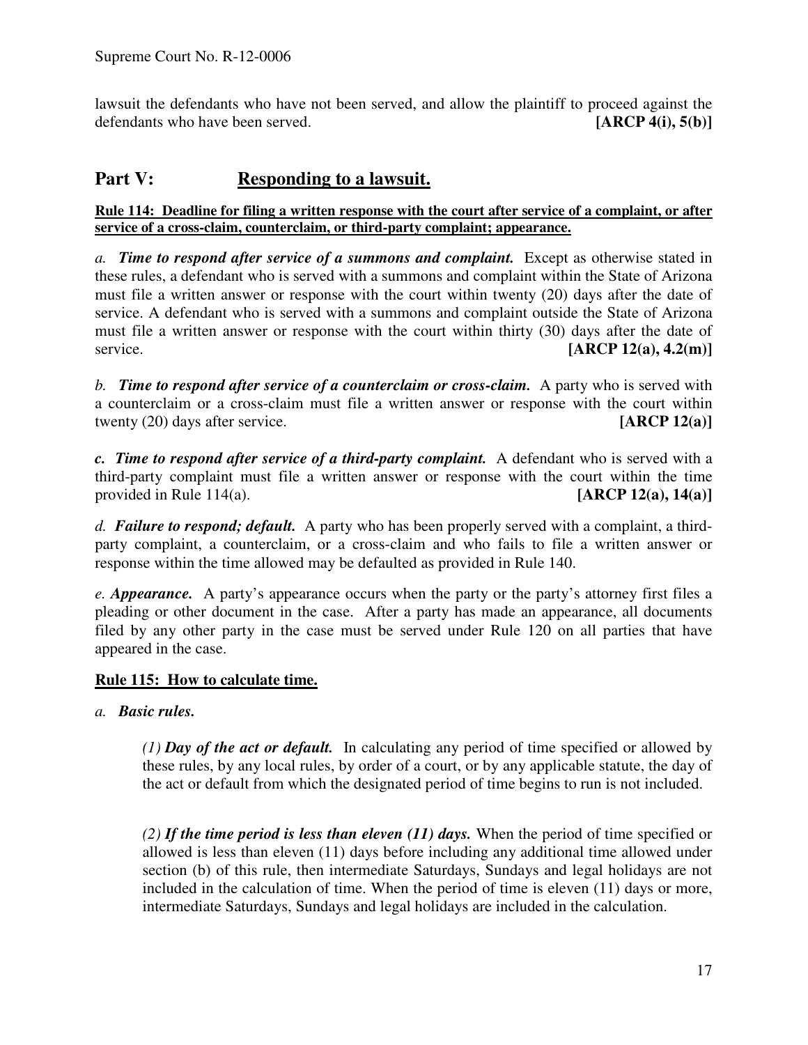lawsuit the defendants who have not been served, and allow the plaintiff to proceed against the defendants who have been served. **[ARCP 4(i), 5(b)]**

## Part V: Responding to a lawsuit.

**Rule 114: Deadline for filing a written response with the court after service of a complaint, or after service of a cross-claim, counterclaim, or third-party complaint; appearance.**

*a.* ***Time to respond after service of a summons and complaint.*** Except as otherwise stated in these rules, a defendant who is served with a summons and complaint within the State of Arizona must file a written answer or response with the court within twenty (20) days after the date of service. A defendant who is served with a summons and complaint outside the State of Arizona must file a written answer or response with the court within thirty (30) days after the date of service. **[ARCP 12(a), 4.2(m)]**

*b.* ***Time to respond after service of a counterclaim or cross-claim.*** A party who is served with a counterclaim or a cross-claim must file a written answer or response with the court within twenty (20) days after service. **[ARCP 12(a)]**

***c. Time to respond after service of a third-party complaint.*** A defendant who is served with a third-party complaint must file a written answer or response with the court within the time provided in Rule 114(a). **[ARCP 12(a), 14(a)]**

*d.* ***Failure to respond; default.*** A party who has been properly served with a complaint, a third-party complaint, a counterclaim, or a cross-claim and who fails to file a written answer or response within the time allowed may be defaulted as provided in Rule 140.

*e.* ***Appearance.*** A party's appearance occurs when the party or the party's attorney first files a pleading or other document in the case. After a party has made an appearance, all documents filed by any other party in the case must be served under Rule 120 on all parties that have appeared in the case.

**Rule 115: How to calculate time.**

*a.* ***Basic rules.***

*(1)* ***Day of the act or default.*** In calculating any period of time specified or allowed by these rules, by any local rules, by order of a court, or by any applicable statute, the day of the act or default from which the designated period of time begins to run is not included.

*(2)* ***If the time period is less than eleven (11) days.*** When the period of time specified or allowed is less than eleven (11) days before including any additional time allowed under section (b) of this rule, then intermediate Saturdays, Sundays and legal holidays are not included in the calculation of time. When the period of time is eleven (11) days or more, intermediate Saturdays, Sundays and legal holidays are included in the calculation.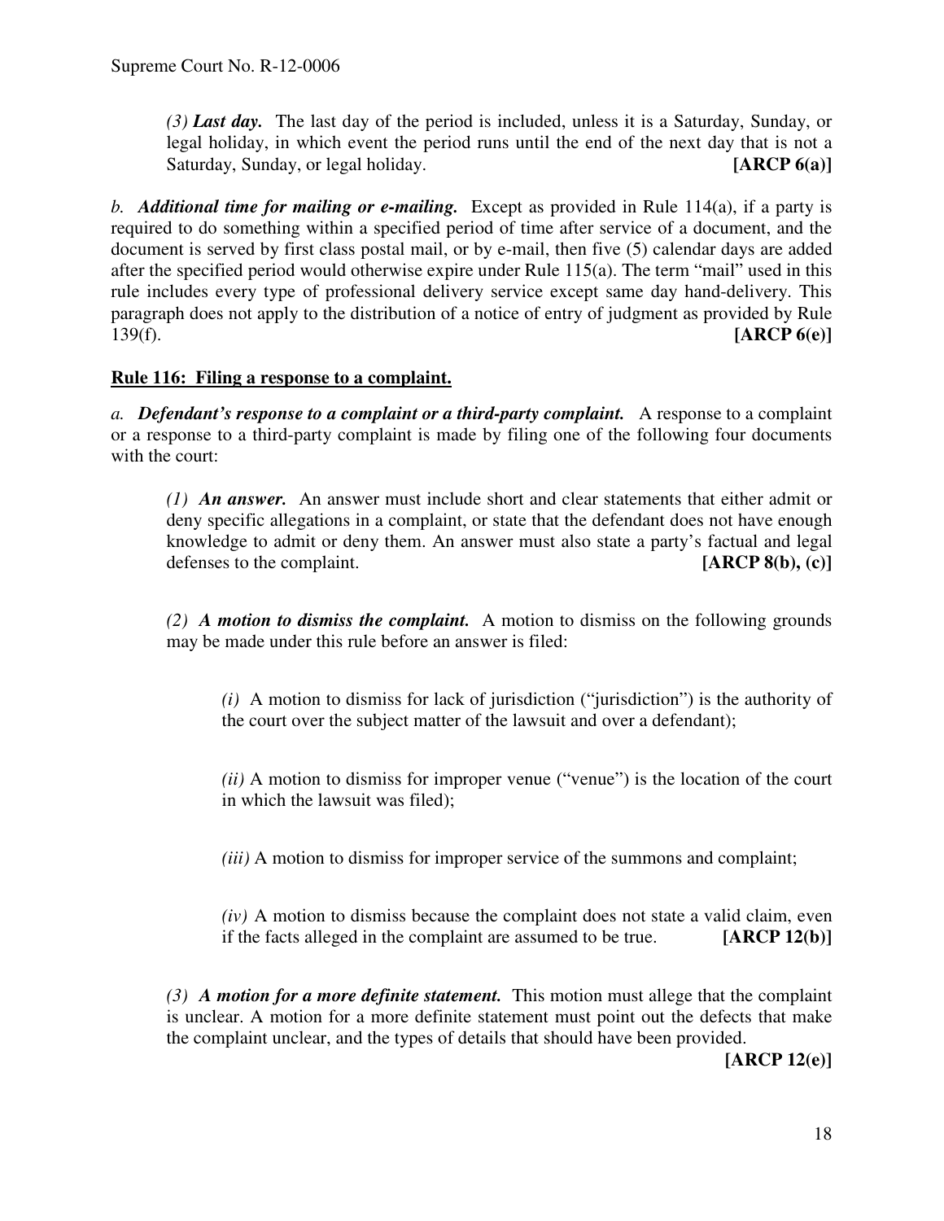*(3)* ***Last day.*** The last day of the period is included, unless it is a Saturday, Sunday, or legal holiday, in which event the period runs until the end of the next day that is not a Saturday, Sunday, or legal holiday. **[ARCP 6(a)]**

*b.* ***Additional time for mailing or e-mailing.*** Except as provided in Rule 114(a), if a party is required to do something within a specified period of time after service of a document, and the document is served by first class postal mail, or by e-mail, then five (5) calendar days are added after the specified period would otherwise expire under Rule 115(a). The term "mail" used in this rule includes every type of professional delivery service except same day hand-delivery. This paragraph does not apply to the distribution of a notice of entry of judgment as provided by Rule 139(f). **[ARCP 6(e)]**

## Rule 116: Filing a response to a complaint.

*a.* ***Defendant's response to a complaint or a third-party complaint.*** A response to a complaint or a response to a third-party complaint is made by filing one of the following four documents with the court:

*(1)* ***An answer.*** An answer must include short and clear statements that either admit or deny specific allegations in a complaint, or state that the defendant does not have enough knowledge to admit or deny them. An answer must also state a party's factual and legal defenses to the complaint. **[ARCP 8(b), (c)]**

*(2)* ***A motion to dismiss the complaint.*** A motion to dismiss on the following grounds may be made under this rule before an answer is filed:

*(i)* A motion to dismiss for lack of jurisdiction ("jurisdiction") is the authority of the court over the subject matter of the lawsuit and over a defendant);

*(ii)* A motion to dismiss for improper venue ("venue") is the location of the court in which the lawsuit was filed);

*(iii)* A motion to dismiss for improper service of the summons and complaint;

*(iv)* A motion to dismiss because the complaint does not state a valid claim, even if the facts alleged in the complaint are assumed to be true. **[ARCP 12(b)]**

*(3)* ***A motion for a more definite statement.*** This motion must allege that the complaint is unclear. A motion for a more definite statement must point out the defects that make the complaint unclear, and the types of details that should have been provided. **[ARCP 12(e)]**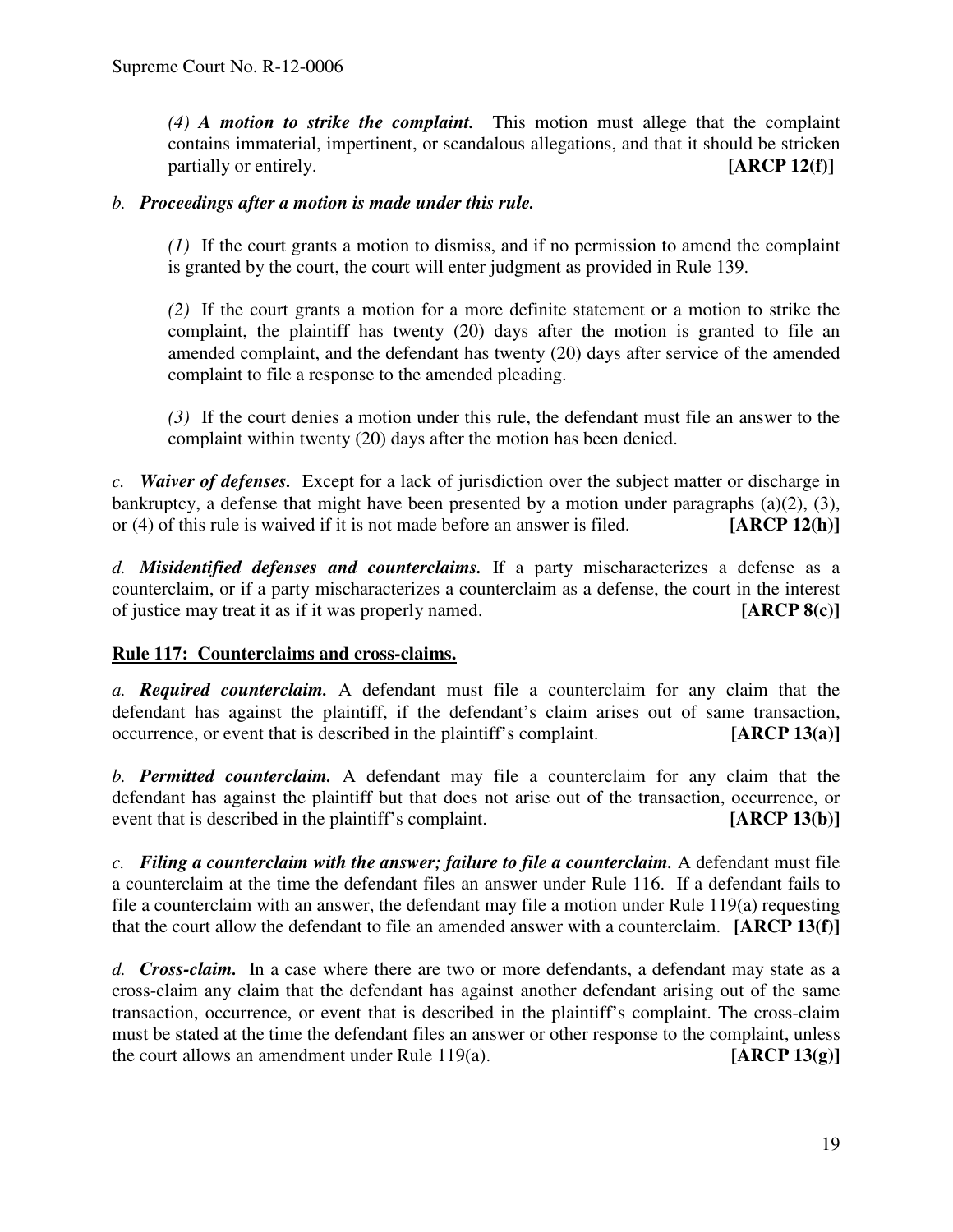*(4)* ***A motion to strike the complaint.*** This motion must allege that the complaint contains immaterial, impertinent, or scandalous allegations, and that it should be stricken partially or entirely. **[ARCP 12(f)]**

*b.* ***Proceedings after a motion is made under this rule.***

*(1)* If the court grants a motion to dismiss, and if no permission to amend the complaint is granted by the court, the court will enter judgment as provided in Rule 139.

*(2)* If the court grants a motion for a more definite statement or a motion to strike the complaint, the plaintiff has twenty (20) days after the motion is granted to file an amended complaint, and the defendant has twenty (20) days after service of the amended complaint to file a response to the amended pleading.

*(3)* If the court denies a motion under this rule, the defendant must file an answer to the complaint within twenty (20) days after the motion has been denied.

*c.* ***Waiver of defenses.*** Except for a lack of jurisdiction over the subject matter or discharge in bankruptcy, a defense that might have been presented by a motion under paragraphs (a)(2), (3), or (4) of this rule is waived if it is not made before an answer is filed. **[ARCP 12(h)]**

*d.* ***Misidentified defenses and counterclaims.*** If a party mischaracterizes a defense as a counterclaim, or if a party mischaracterizes a counterclaim as a defense, the court in the interest of justice may treat it as if it was properly named. **[ARCP 8(c)]**

## Rule 117: Counterclaims and cross-claims.

*a.* ***Required counterclaim.*** A defendant must file a counterclaim for any claim that the defendant has against the plaintiff, if the defendant's claim arises out of same transaction, occurrence, or event that is described in the plaintiff's complaint. **[ARCP 13(a)]**

*b.* ***Permitted counterclaim.*** A defendant may file a counterclaim for any claim that the defendant has against the plaintiff but that does not arise out of the transaction, occurrence, or event that is described in the plaintiff's complaint. **[ARCP 13(b)]**

*c.* ***Filing a counterclaim with the answer; failure to file a counterclaim.*** A defendant must file a counterclaim at the time the defendant files an answer under Rule 116. If a defendant fails to file a counterclaim with an answer, the defendant may file a motion under Rule 119(a) requesting that the court allow the defendant to file an amended answer with a counterclaim. **[ARCP 13(f)]**

*d.* ***Cross-claim.*** In a case where there are two or more defendants, a defendant may state as a cross-claim any claim that the defendant has against another defendant arising out of the same transaction, occurrence, or event that is described in the plaintiff's complaint. The cross-claim must be stated at the time the defendant files an answer or other response to the complaint, unless the court allows an amendment under Rule 119(a). **[ARCP 13(g)]**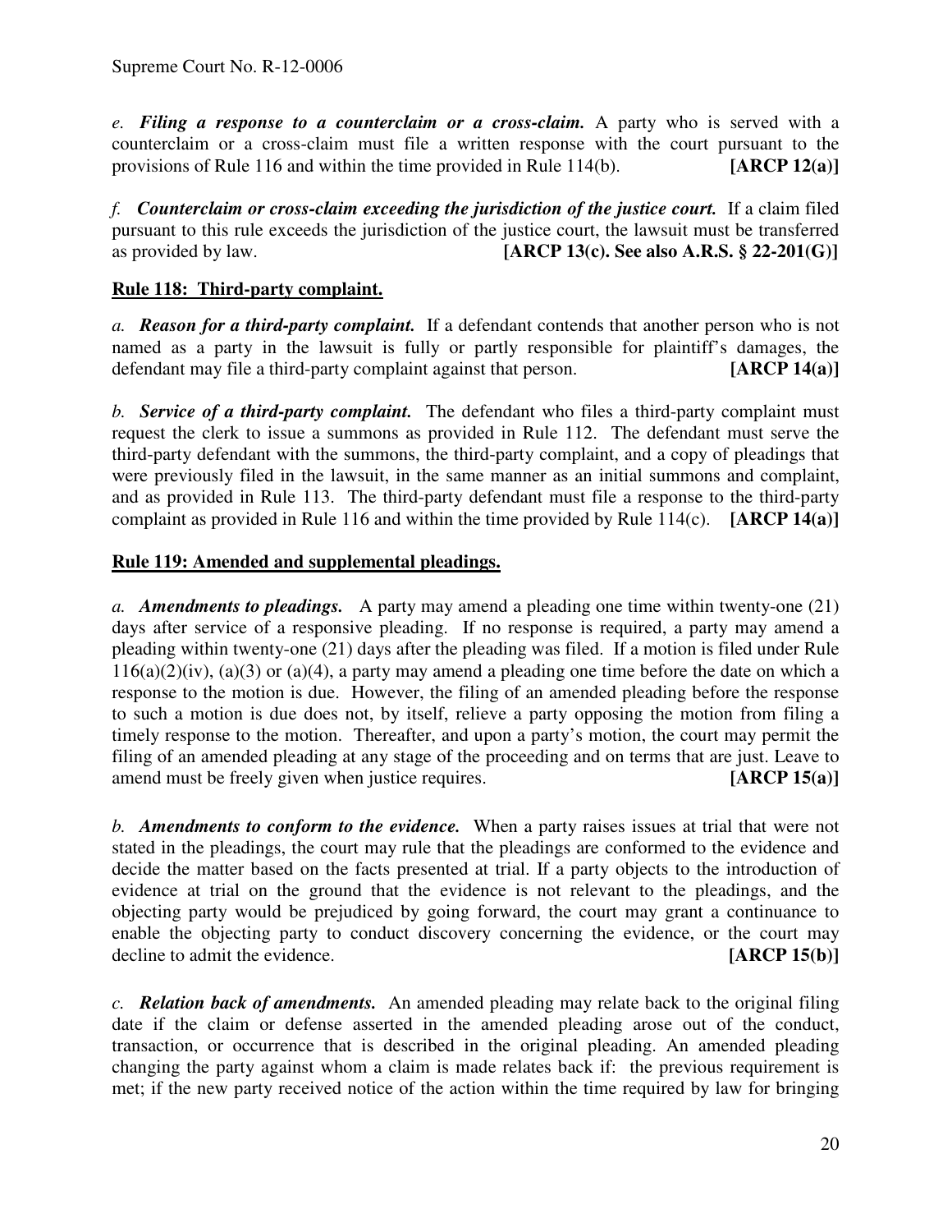*e.* ***Filing a response to a counterclaim or a cross-claim.*** A party who is served with a counterclaim or a cross-claim must file a written response with the court pursuant to the provisions of Rule 116 and within the time provided in Rule 114(b). **[ARCP 12(a)]**

*f.* ***Counterclaim or cross-claim exceeding the jurisdiction of the justice court.*** If a claim filed pursuant to this rule exceeds the jurisdiction of the justice court, the lawsuit must be transferred as provided by law. **[ARCP 13(c). See also A.R.S. § 22-201(G)]**

## Rule 118: Third-party complaint.

*a.* ***Reason for a third-party complaint.*** If a defendant contends that another person who is not named as a party in the lawsuit is fully or partly responsible for plaintiff's damages, the defendant may file a third-party complaint against that person. **[ARCP 14(a)]**

*b.* ***Service of a third-party complaint.*** The defendant who files a third-party complaint must request the clerk to issue a summons as provided in Rule 112. The defendant must serve the third-party defendant with the summons, the third-party complaint, and a copy of pleadings that were previously filed in the lawsuit, in the same manner as an initial summons and complaint, and as provided in Rule 113. The third-party defendant must file a response to the third-party complaint as provided in Rule 116 and within the time provided by Rule 114(c). **[ARCP 14(a)]**

## Rule 119: Amended and supplemental pleadings.

*a.* ***Amendments to pleadings.*** A party may amend a pleading one time within twenty-one (21) days after service of a responsive pleading. If no response is required, a party may amend a pleading within twenty-one (21) days after the pleading was filed. If a motion is filed under Rule 116(a)(2)(iv), (a)(3) or (a)(4), a party may amend a pleading one time before the date on which a response to the motion is due. However, the filing of an amended pleading before the response to such a motion is due does not, by itself, relieve a party opposing the motion from filing a timely response to the motion. Thereafter, and upon a party's motion, the court may permit the filing of an amended pleading at any stage of the proceeding and on terms that are just. Leave to amend must be freely given when justice requires. **[ARCP 15(a)]**

*b.* ***Amendments to conform to the evidence.*** When a party raises issues at trial that were not stated in the pleadings, the court may rule that the pleadings are conformed to the evidence and decide the matter based on the facts presented at trial. If a party objects to the introduction of evidence at trial on the ground that the evidence is not relevant to the pleadings, and the objecting party would be prejudiced by going forward, the court may grant a continuance to enable the objecting party to conduct discovery concerning the evidence, or the court may decline to admit the evidence. **[ARCP 15(b)]**

*c.* ***Relation back of amendments.*** An amended pleading may relate back to the original filing date if the claim or defense asserted in the amended pleading arose out of the conduct, transaction, or occurrence that is described in the original pleading. An amended pleading changing the party against whom a claim is made relates back if: the previous requirement is met; if the new party received notice of the action within the time required by law for bringing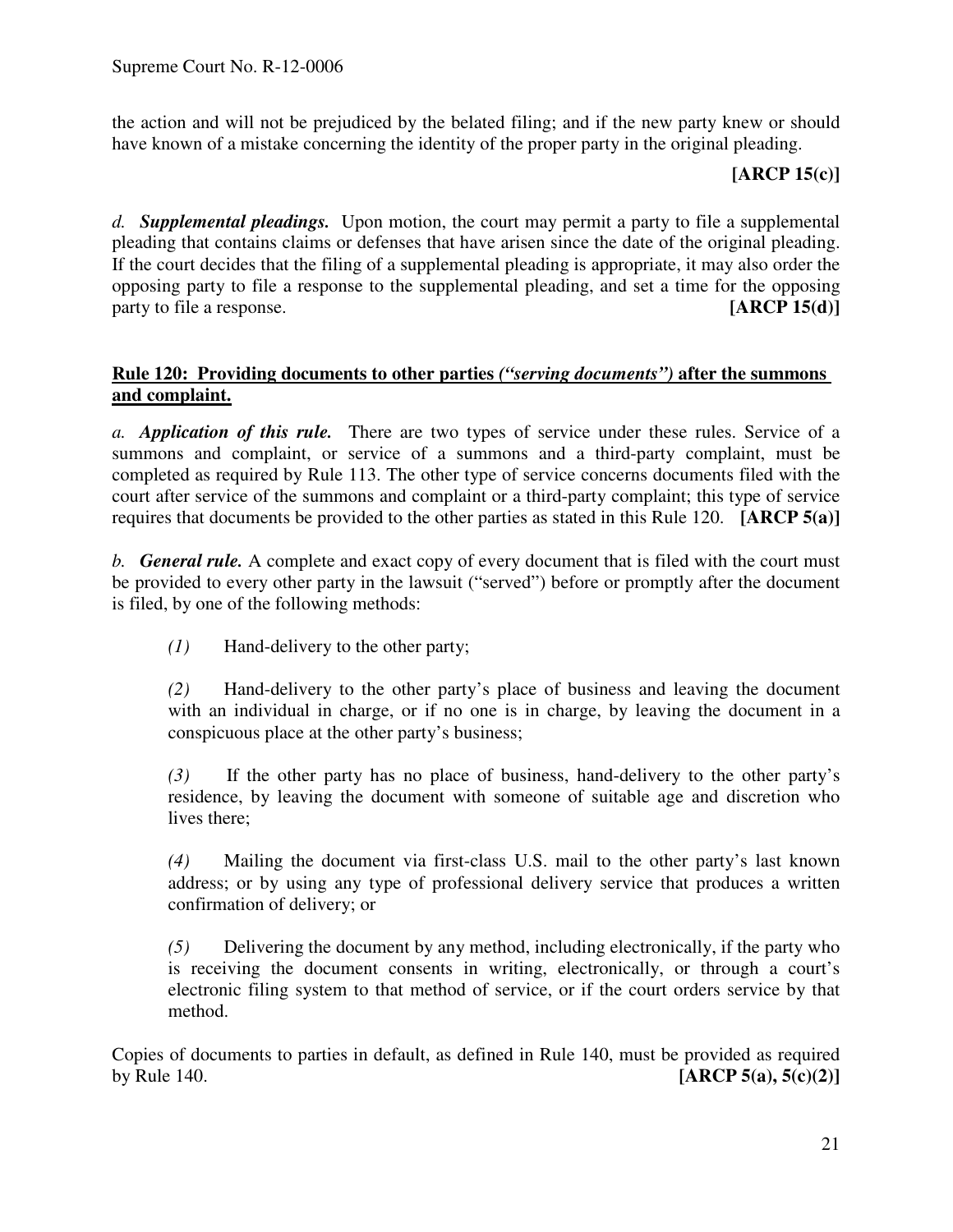the action and will not be prejudiced by the belated filing; and if the new party knew or should have known of a mistake concerning the identity of the proper party in the original pleading.

**[ARCP 15(c)]**

*d.* ***Supplemental pleadings.*** Upon motion, the court may permit a party to file a supplemental pleading that contains claims or defenses that have arisen since the date of the original pleading. If the court decides that the filing of a supplemental pleading is appropriate, it may also order the opposing party to file a response to the supplemental pleading, and set a time for the opposing party to file a response. **[ARCP 15(d)]**

**Rule 120: Providing documents to other parties *("serving documents")* after the summons and complaint.**

*a.* ***Application of this rule.*** There are two types of service under these rules. Service of a summons and complaint, or service of a summons and a third-party complaint, must be completed as required by Rule 113. The other type of service concerns documents filed with the court after service of the summons and complaint or a third-party complaint; this type of service requires that documents be provided to the other parties as stated in this Rule 120. **[ARCP 5(a)]**

*b.* ***General rule.*** A complete and exact copy of every document that is filed with the court must be provided to every other party in the lawsuit ("served") before or promptly after the document is filed, by one of the following methods:

*(1)* Hand-delivery to the other party;

*(2)* Hand-delivery to the other party's place of business and leaving the document with an individual in charge, or if no one is in charge, by leaving the document in a conspicuous place at the other party's business;

*(3)* If the other party has no place of business, hand-delivery to the other party's residence, by leaving the document with someone of suitable age and discretion who lives there;

*(4)* Mailing the document via first-class U.S. mail to the other party's last known address; or by using any type of professional delivery service that produces a written confirmation of delivery; or

*(5)* Delivering the document by any method, including electronically, if the party who is receiving the document consents in writing, electronically, or through a court's electronic filing system to that method of service, or if the court orders service by that method.

Copies of documents to parties in default, as defined in Rule 140, must be provided as required by Rule 140. **[ARCP 5(a), 5(c)(2)]**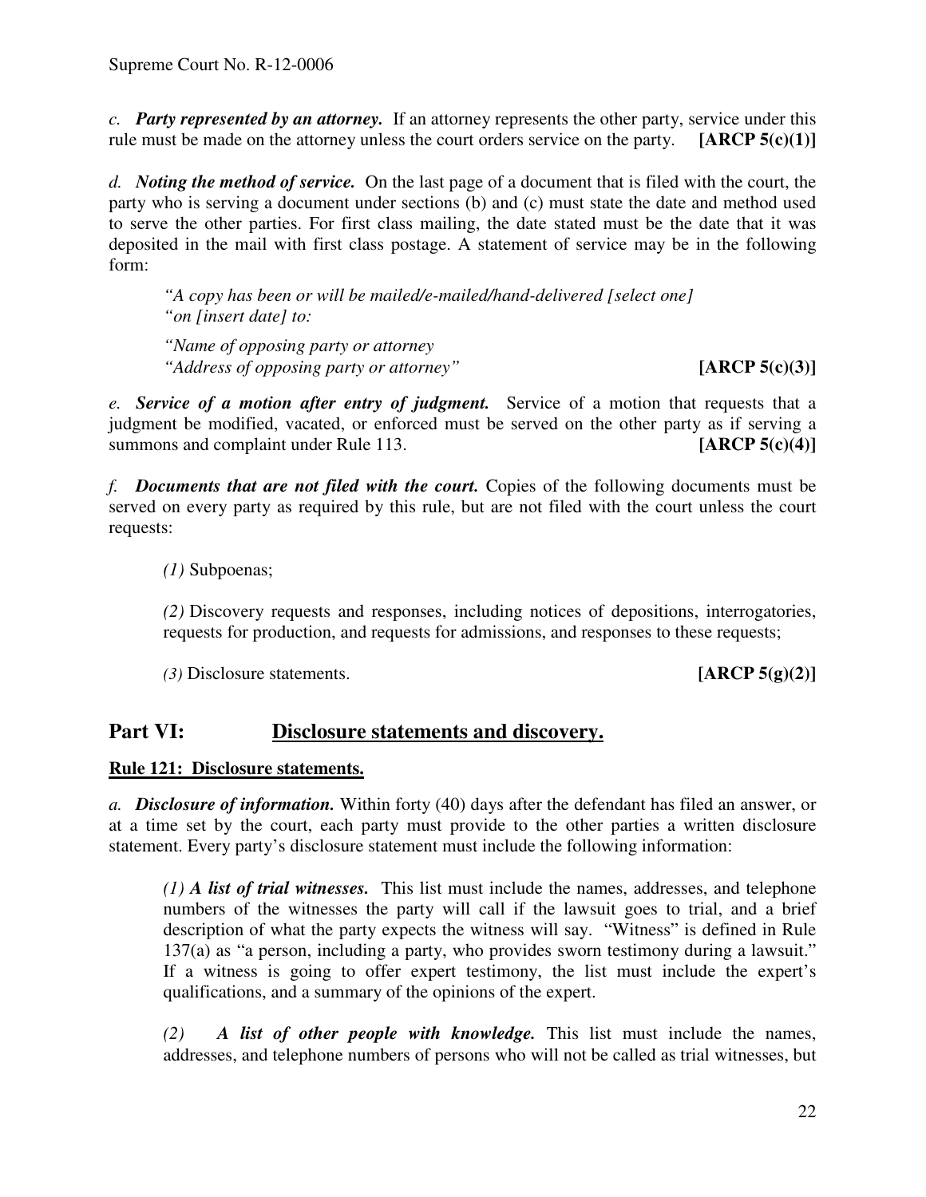*c.* ***Party represented by an attorney.*** If an attorney represents the other party, service under this rule must be made on the attorney unless the court orders service on the party. **[ARCP 5(c)(1)]**

*d.* ***Noting the method of service.*** On the last page of a document that is filed with the court, the party who is serving a document under sections (b) and (c) must state the date and method used to serve the other parties. For first class mailing, the date stated must be the date that it was deposited in the mail with first class postage. A statement of service may be in the following form:

> *"A copy has been or will be mailed/e-mailed/hand-delivered [select one]*
> *"on [insert date] to:*
>
> *"Name of opposing party or attorney*
> *"Address of opposing party or attorney"* **[ARCP 5(c)(3)]**

*e.* ***Service of a motion after entry of judgment.*** Service of a motion that requests that a judgment be modified, vacated, or enforced must be served on the other party as if serving a summons and complaint under Rule 113. **[ARCP 5(c)(4)]**

*f.* ***Documents that are not filed with the court.*** Copies of the following documents must be served on every party as required by this rule, but are not filed with the court unless the court requests:

> *(1)* Subpoenas;
>
> *(2)* Discovery requests and responses, including notices of depositions, interrogatories, requests for production, and requests for admissions, and responses to these requests;
>
> *(3)* Disclosure statements. **[ARCP 5(g)(2)]**

## Part VI: Disclosure statements and discovery.

### Rule 121: Disclosure statements.

*a.* ***Disclosure of information.*** Within forty (40) days after the defendant has filed an answer, or at a time set by the court, each party must provide to the other parties a written disclosure statement. Every party's disclosure statement must include the following information:

> *(1)* ***A list of trial witnesses.*** This list must include the names, addresses, and telephone numbers of the witnesses the party will call if the lawsuit goes to trial, and a brief description of what the party expects the witness will say. "Witness" is defined in Rule 137(a) as "a person, including a party, who provides sworn testimony during a lawsuit." If a witness is going to offer expert testimony, the list must include the expert's qualifications, and a summary of the opinions of the expert.
>
> *(2)* ***A list of other people with knowledge.*** This list must include the names, addresses, and telephone numbers of persons who will not be called as trial witnesses, but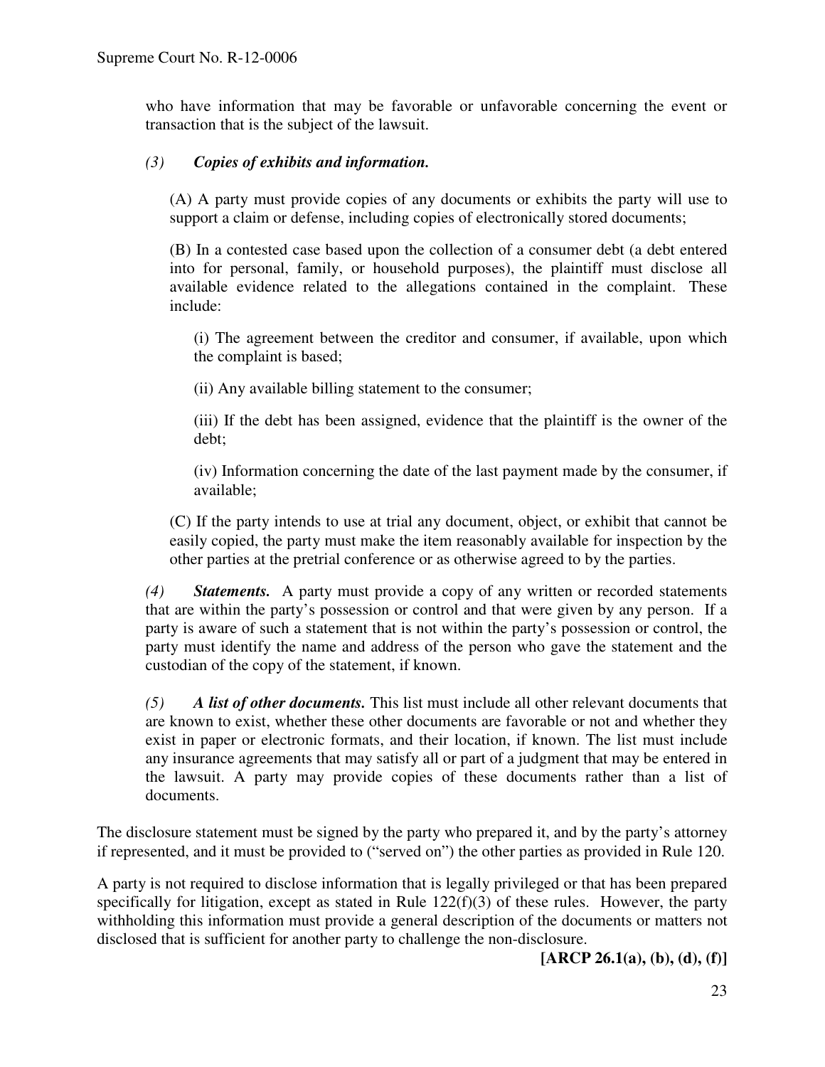who have information that may be favorable or unfavorable concerning the event or transaction that is the subject of the lawsuit.

*(3)* ***Copies of exhibits and information.***

(A) A party must provide copies of any documents or exhibits the party will use to support a claim or defense, including copies of electronically stored documents;

(B) In a contested case based upon the collection of a consumer debt (a debt entered into for personal, family, or household purposes), the plaintiff must disclose all available evidence related to the allegations contained in the complaint. These include:

(i) The agreement between the creditor and consumer, if available, upon which the complaint is based;

(ii) Any available billing statement to the consumer;

(iii) If the debt has been assigned, evidence that the plaintiff is the owner of the debt;

(iv) Information concerning the date of the last payment made by the consumer, if available;

(C) If the party intends to use at trial any document, object, or exhibit that cannot be easily copied, the party must make the item reasonably available for inspection by the other parties at the pretrial conference or as otherwise agreed to by the parties.

*(4)* ***Statements.*** A party must provide a copy of any written or recorded statements that are within the party's possession or control and that were given by any person. If a party is aware of such a statement that is not within the party's possession or control, the party must identify the name and address of the person who gave the statement and the custodian of the copy of the statement, if known.

*(5)* ***A list of other documents.*** This list must include all other relevant documents that are known to exist, whether these other documents are favorable or not and whether they exist in paper or electronic formats, and their location, if known. The list must include any insurance agreements that may satisfy all or part of a judgment that may be entered in the lawsuit. A party may provide copies of these documents rather than a list of documents.

The disclosure statement must be signed by the party who prepared it, and by the party's attorney if represented, and it must be provided to ("served on") the other parties as provided in Rule 120.

A party is not required to disclose information that is legally privileged or that has been prepared specifically for litigation, except as stated in Rule 122(f)(3) of these rules. However, the party withholding this information must provide a general description of the documents or matters not disclosed that is sufficient for another party to challenge the non-disclosure.

**[ARCP 26.1(a), (b), (d), (f)]**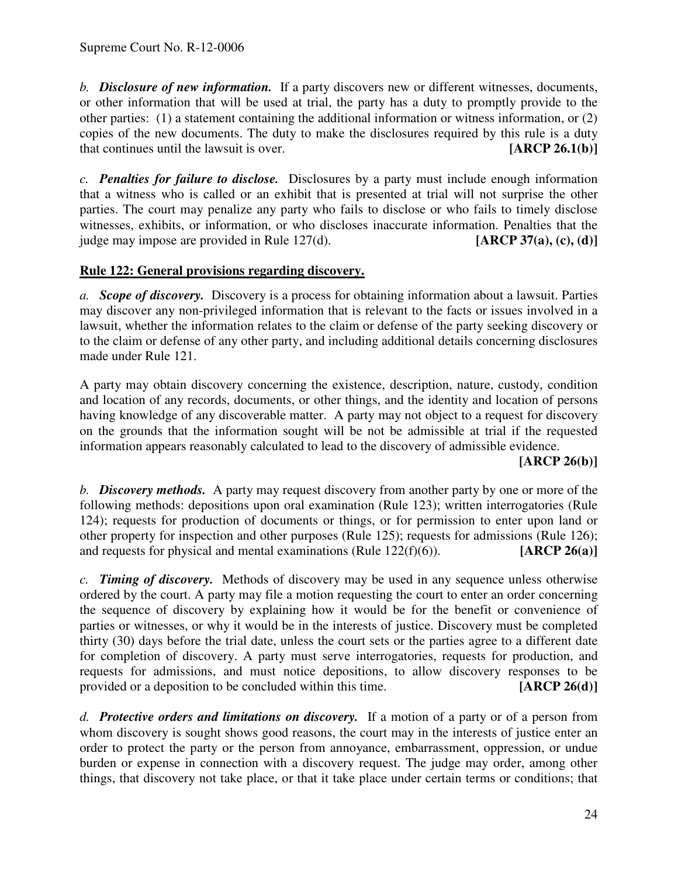*b.* ***Disclosure of new information.*** If a party discovers new or different witnesses, documents, or other information that will be used at trial, the party has a duty to promptly provide to the other parties: (1) a statement containing the additional information or witness information, or (2) copies of the new documents. The duty to make the disclosures required by this rule is a duty that continues until the lawsuit is over. **[ARCP 26.1(b)]**

*c.* ***Penalties for failure to disclose.*** Disclosures by a party must include enough information that a witness who is called or an exhibit that is presented at trial will not surprise the other parties. The court may penalize any party who fails to disclose or who fails to timely disclose witnesses, exhibits, or information, or who discloses inaccurate information. Penalties that the judge may impose are provided in Rule 127(d). **[ARCP 37(a), (c), (d)]**

## Rule 122: General provisions regarding discovery.

*a.* ***Scope of discovery.*** Discovery is a process for obtaining information about a lawsuit. Parties may discover any non-privileged information that is relevant to the facts or issues involved in a lawsuit, whether the information relates to the claim or defense of the party seeking discovery or to the claim or defense of any other party, and including additional details concerning disclosures made under Rule 121.

A party may obtain discovery concerning the existence, description, nature, custody, condition and location of any records, documents, or other things, and the identity and location of persons having knowledge of any discoverable matter. A party may not object to a request for discovery on the grounds that the information sought will be not be admissible at trial if the requested information appears reasonably calculated to lead to the discovery of admissible evidence. **[ARCP 26(b)]**

*b.* ***Discovery methods.*** A party may request discovery from another party by one or more of the following methods: depositions upon oral examination (Rule 123); written interrogatories (Rule 124); requests for production of documents or things, or for permission to enter upon land or other property for inspection and other purposes (Rule 125); requests for admissions (Rule 126); and requests for physical and mental examinations (Rule 122(f)(6)). **[ARCP 26(a)]**

*c.* ***Timing of discovery.*** Methods of discovery may be used in any sequence unless otherwise ordered by the court. A party may file a motion requesting the court to enter an order concerning the sequence of discovery by explaining how it would be for the benefit or convenience of parties or witnesses, or why it would be in the interests of justice. Discovery must be completed thirty (30) days before the trial date, unless the court sets or the parties agree to a different date for completion of discovery. A party must serve interrogatories, requests for production, and requests for admissions, and must notice depositions, to allow discovery responses to be provided or a deposition to be concluded within this time. **[ARCP 26(d)]**

*d.* ***Protective orders and limitations on discovery.*** If a motion of a party or of a person from whom discovery is sought shows good reasons, the court may in the interests of justice enter an order to protect the party or the person from annoyance, embarrassment, oppression, or undue burden or expense in connection with a discovery request. The judge may order, among other things, that discovery not take place, or that it take place under certain terms or conditions; that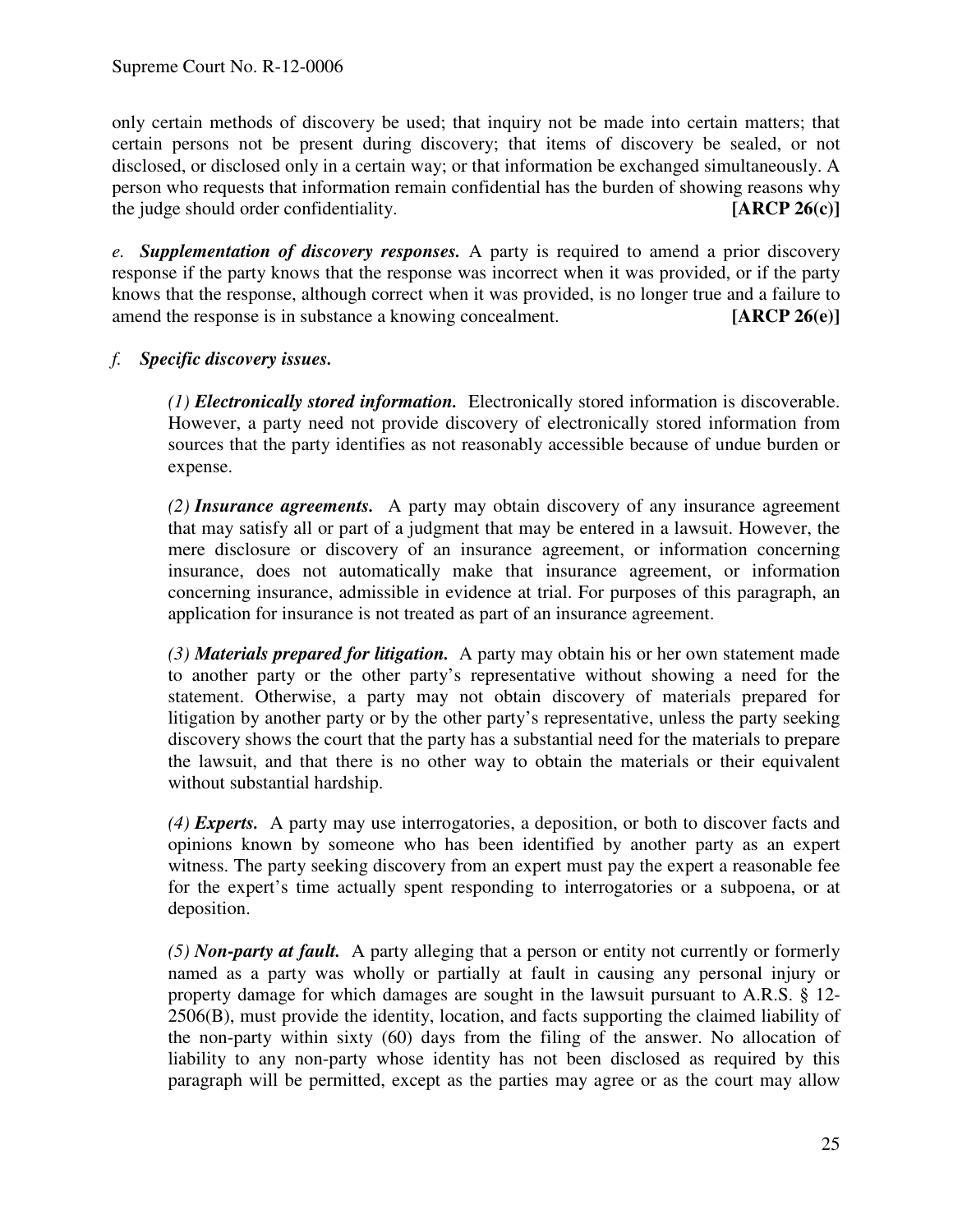only certain methods of discovery be used; that inquiry not be made into certain matters; that certain persons not be present during discovery; that items of discovery be sealed, or not disclosed, or disclosed only in a certain way; or that information be exchanged simultaneously. A person who requests that information remain confidential has the burden of showing reasons why the judge should order confidentiality. **[ARCP 26(c)]**

*e.* ***Supplementation of discovery responses.*** A party is required to amend a prior discovery response if the party knows that the response was incorrect when it was provided, or if the party knows that the response, although correct when it was provided, is no longer true and a failure to amend the response is in substance a knowing concealment. **[ARCP 26(e)]**

*f.* ***Specific discovery issues.***

> *(1)* ***Electronically stored information.*** Electronically stored information is discoverable. However, a party need not provide discovery of electronically stored information from sources that the party identifies as not reasonably accessible because of undue burden or expense.
>
> *(2)* ***Insurance agreements.*** A party may obtain discovery of any insurance agreement that may satisfy all or part of a judgment that may be entered in a lawsuit. However, the mere disclosure or discovery of an insurance agreement, or information concerning insurance, does not automatically make that insurance agreement, or information concerning insurance, admissible in evidence at trial. For purposes of this paragraph, an application for insurance is not treated as part of an insurance agreement.
>
> *(3)* ***Materials prepared for litigation.*** A party may obtain his or her own statement made to another party or the other party's representative without showing a need for the statement. Otherwise, a party may not obtain discovery of materials prepared for litigation by another party or by the other party's representative, unless the party seeking discovery shows the court that the party has a substantial need for the materials to prepare the lawsuit, and that there is no other way to obtain the materials or their equivalent without substantial hardship.
>
> *(4)* ***Experts.*** A party may use interrogatories, a deposition, or both to discover facts and opinions known by someone who has been identified by another party as an expert witness. The party seeking discovery from an expert must pay the expert a reasonable fee for the expert's time actually spent responding to interrogatories or a subpoena, or at deposition.
>
> *(5)* ***Non-party at fault.*** A party alleging that a person or entity not currently or formerly named as a party was wholly or partially at fault in causing any personal injury or property damage for which damages are sought in the lawsuit pursuant to A.R.S. § 12-2506(B), must provide the identity, location, and facts supporting the claimed liability of the non-party within sixty (60) days from the filing of the answer. No allocation of liability to any non-party whose identity has not been disclosed as required by this paragraph will be permitted, except as the parties may agree or as the court may allow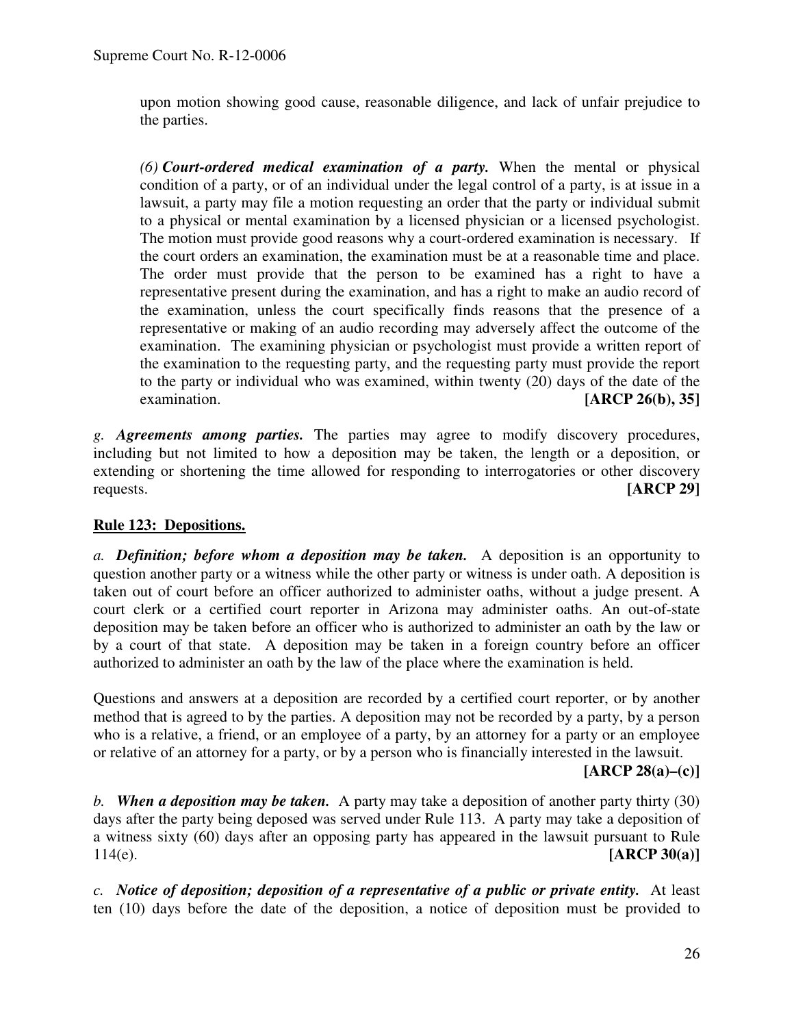upon motion showing good cause, reasonable diligence, and lack of unfair prejudice to the parties.

*(6)* ***Court-ordered medical examination of a party.*** When the mental or physical condition of a party, or of an individual under the legal control of a party, is at issue in a lawsuit, a party may file a motion requesting an order that the party or individual submit to a physical or mental examination by a licensed physician or a licensed psychologist. The motion must provide good reasons why a court-ordered examination is necessary. If the court orders an examination, the examination must be at a reasonable time and place. The order must provide that the person to be examined has a right to have a representative present during the examination, and has a right to make an audio record of the examination, unless the court specifically finds reasons that the presence of a representative or making of an audio recording may adversely affect the outcome of the examination. The examining physician or psychologist must provide a written report of the examination to the requesting party, and the requesting party must provide the report to the party or individual who was examined, within twenty (20) days of the date of the examination. **[ARCP 26(b), 35]**

*g.* ***Agreements among parties.*** The parties may agree to modify discovery procedures, including but not limited to how a deposition may be taken, the length or a deposition, or extending or shortening the time allowed for responding to interrogatories or other discovery requests. **[ARCP 29]**

## Rule 123: Depositions.

*a.* ***Definition; before whom a deposition may be taken.*** A deposition is an opportunity to question another party or a witness while the other party or witness is under oath. A deposition is taken out of court before an officer authorized to administer oaths, without a judge present. A court clerk or a certified court reporter in Arizona may administer oaths. An out-of-state deposition may be taken before an officer who is authorized to administer an oath by the law or by a court of that state. A deposition may be taken in a foreign country before an officer authorized to administer an oath by the law of the place where the examination is held.

Questions and answers at a deposition are recorded by a certified court reporter, or by another method that is agreed to by the parties. A deposition may not be recorded by a party, by a person who is a relative, a friend, or an employee of a party, by an attorney for a party or an employee or relative of an attorney for a party, or by a person who is financially interested in the lawsuit. **[ARCP 28(a)–(c)]**

*b.* ***When a deposition may be taken.*** A party may take a deposition of another party thirty (30) days after the party being deposed was served under Rule 113. A party may take a deposition of a witness sixty (60) days after an opposing party has appeared in the lawsuit pursuant to Rule 114(e). **[ARCP 30(a)]**

*c.* ***Notice of deposition; deposition of a representative of a public or private entity.*** At least ten (10) days before the date of the deposition, a notice of deposition must be provided to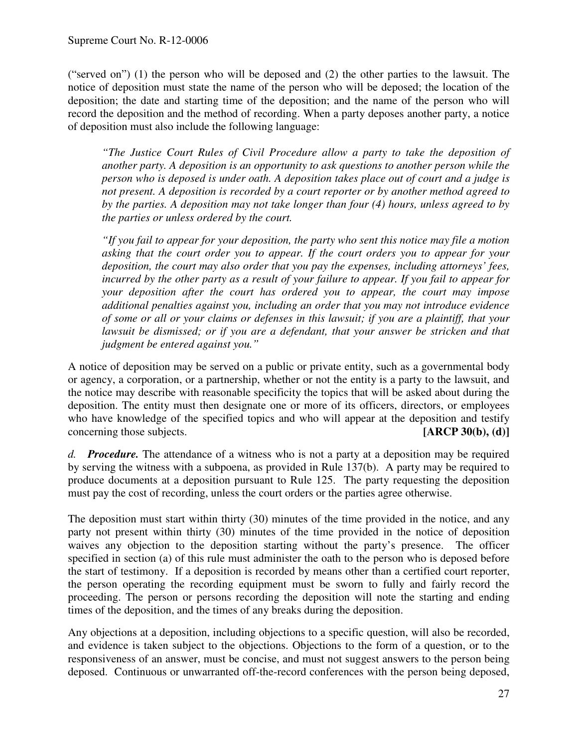("served on") (1) the person who will be deposed and (2) the other parties to the lawsuit. The notice of deposition must state the name of the person who will be deposed; the location of the deposition; the date and starting time of the deposition; and the name of the person who will record the deposition and the method of recording. When a party deposes another party, a notice of deposition must also include the following language:

> *"The Justice Court Rules of Civil Procedure allow a party to take the deposition of another party. A deposition is an opportunity to ask questions to another person while the person who is deposed is under oath. A deposition takes place out of court and a judge is not present. A deposition is recorded by a court reporter or by another method agreed to by the parties. A deposition may not take longer than four (4) hours, unless agreed to by the parties or unless ordered by the court.*
>
> *"If you fail to appear for your deposition, the party who sent this notice may file a motion asking that the court order you to appear. If the court orders you to appear for your deposition, the court may also order that you pay the expenses, including attorneys' fees, incurred by the other party as a result of your failure to appear. If you fail to appear for your deposition after the court has ordered you to appear, the court may impose additional penalties against you, including an order that you may not introduce evidence of some or all or your claims or defenses in this lawsuit; if you are a plaintiff, that your lawsuit be dismissed; or if you are a defendant, that your answer be stricken and that judgment be entered against you."*

A notice of deposition may be served on a public or private entity, such as a governmental body or agency, a corporation, or a partnership, whether or not the entity is a party to the lawsuit, and the notice may describe with reasonable specificity the topics that will be asked about during the deposition. The entity must then designate one or more of its officers, directors, or employees who have knowledge of the specified topics and who will appear at the deposition and testify concerning those subjects. **[ARCP 30(b), (d)]**

*d.* ***Procedure.*** The attendance of a witness who is not a party at a deposition may be required by serving the witness with a subpoena, as provided in Rule 137(b). A party may be required to produce documents at a deposition pursuant to Rule 125. The party requesting the deposition must pay the cost of recording, unless the court orders or the parties agree otherwise.

The deposition must start within thirty (30) minutes of the time provided in the notice, and any party not present within thirty (30) minutes of the time provided in the notice of deposition waives any objection to the deposition starting without the party's presence. The officer specified in section (a) of this rule must administer the oath to the person who is deposed before the start of testimony. If a deposition is recorded by means other than a certified court reporter, the person operating the recording equipment must be sworn to fully and fairly record the proceeding. The person or persons recording the deposition will note the starting and ending times of the deposition, and the times of any breaks during the deposition.

Any objections at a deposition, including objections to a specific question, will also be recorded, and evidence is taken subject to the objections. Objections to the form of a question, or to the responsiveness of an answer, must be concise, and must not suggest answers to the person being deposed. Continuous or unwarranted off-the-record conferences with the person being deposed,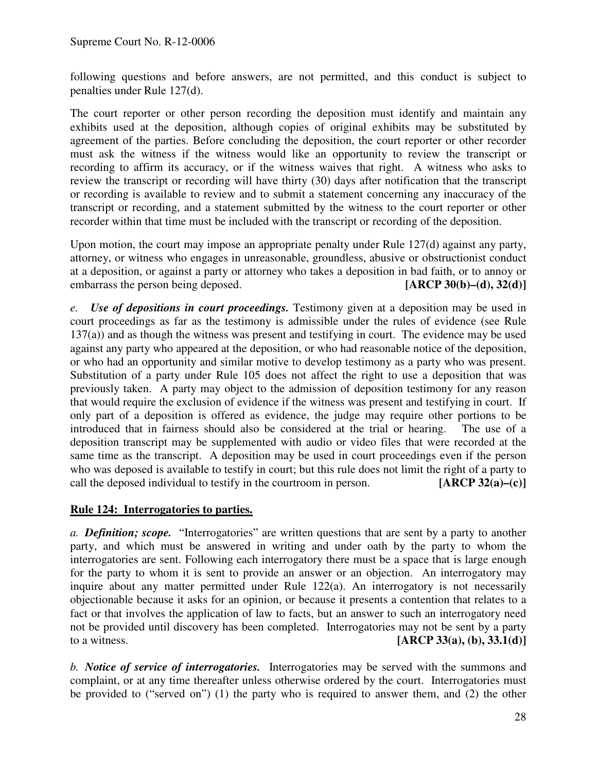following questions and before answers, are not permitted, and this conduct is subject to penalties under Rule 127(d).

The court reporter or other person recording the deposition must identify and maintain any exhibits used at the deposition, although copies of original exhibits may be substituted by agreement of the parties. Before concluding the deposition, the court reporter or other recorder must ask the witness if the witness would like an opportunity to review the transcript or recording to affirm its accuracy, or if the witness waives that right. A witness who asks to review the transcript or recording will have thirty (30) days after notification that the transcript or recording is available to review and to submit a statement concerning any inaccuracy of the transcript or recording, and a statement submitted by the witness to the court reporter or other recorder within that time must be included with the transcript or recording of the deposition.

Upon motion, the court may impose an appropriate penalty under Rule 127(d) against any party, attorney, or witness who engages in unreasonable, groundless, abusive or obstructionist conduct at a deposition, or against a party or attorney who takes a deposition in bad faith, or to annoy or embarrass the person being deposed. **[ARCP 30(b)–(d), 32(d)]**

*e.* ***Use of depositions in court proceedings.*** Testimony given at a deposition may be used in court proceedings as far as the testimony is admissible under the rules of evidence (see Rule 137(a)) and as though the witness was present and testifying in court. The evidence may be used against any party who appeared at the deposition, or who had reasonable notice of the deposition, or who had an opportunity and similar motive to develop testimony as a party who was present. Substitution of a party under Rule 105 does not affect the right to use a deposition that was previously taken. A party may object to the admission of deposition testimony for any reason that would require the exclusion of evidence if the witness was present and testifying in court. If only part of a deposition is offered as evidence, the judge may require other portions to be introduced that in fairness should also be considered at the trial or hearing. The use of a deposition transcript may be supplemented with audio or video files that were recorded at the same time as the transcript. A deposition may be used in court proceedings even if the person who was deposed is available to testify in court; but this rule does not limit the right of a party to call the deposed individual to testify in the courtroom in person. **[ARCP 32(a)–(c)]**

## Rule 124: Interrogatories to parties.

*a.* ***Definition; scope.*** "Interrogatories" are written questions that are sent by a party to another party, and which must be answered in writing and under oath by the party to whom the interrogatories are sent. Following each interrogatory there must be a space that is large enough for the party to whom it is sent to provide an answer or an objection. An interrogatory may inquire about any matter permitted under Rule 122(a). An interrogatory is not necessarily objectionable because it asks for an opinion, or because it presents a contention that relates to a fact or that involves the application of law to facts, but an answer to such an interrogatory need not be provided until discovery has been completed. Interrogatories may not be sent by a party to a witness. **[ARCP 33(a), (b), 33.1(d)]**

*b.* ***Notice of service of interrogatories.*** Interrogatories may be served with the summons and complaint, or at any time thereafter unless otherwise ordered by the court. Interrogatories must be provided to ("served on") (1) the party who is required to answer them, and (2) the other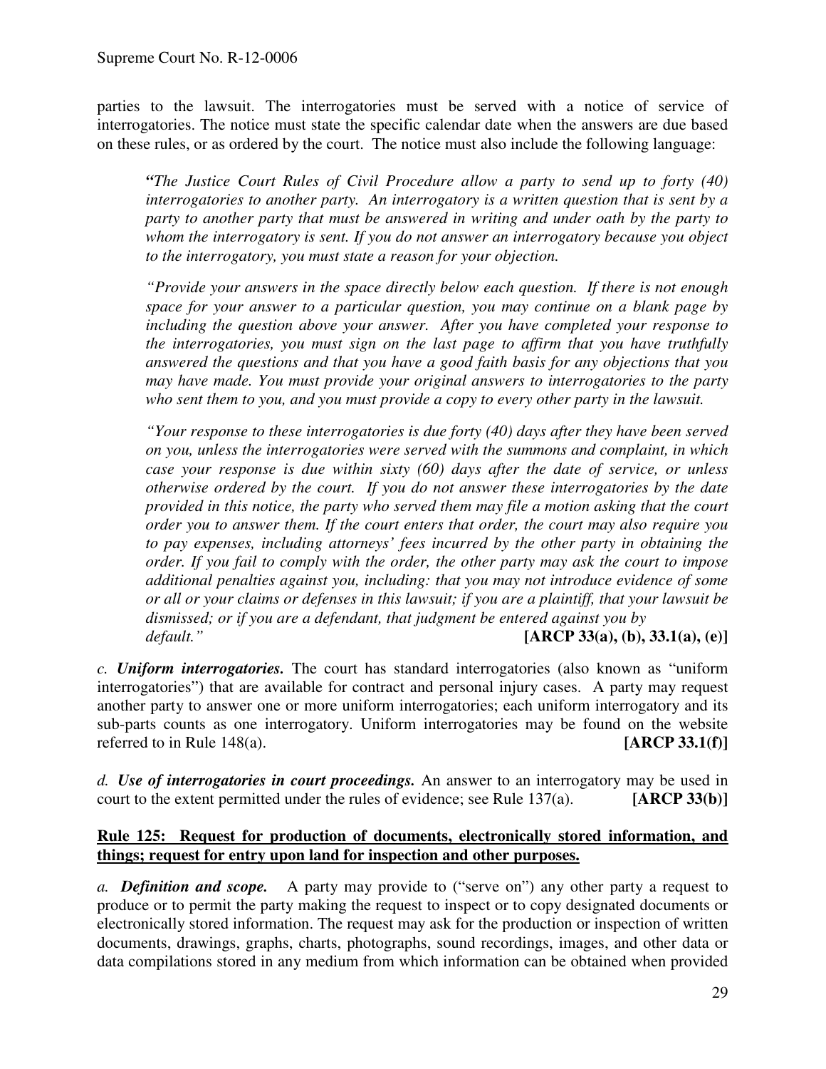parties to the lawsuit. The interrogatories must be served with a notice of service of interrogatories. The notice must state the specific calendar date when the answers are due based on these rules, or as ordered by the court. The notice must also include the following language:

> *"The Justice Court Rules of Civil Procedure allow a party to send up to forty (40) interrogatories to another party. An interrogatory is a written question that is sent by a party to another party that must be answered in writing and under oath by the party to whom the interrogatory is sent. If you do not answer an interrogatory because you object to the interrogatory, you must state a reason for your objection.*
>
> *"Provide your answers in the space directly below each question. If there is not enough space for your answer to a particular question, you may continue on a blank page by including the question above your answer. After you have completed your response to the interrogatories, you must sign on the last page to affirm that you have truthfully answered the questions and that you have a good faith basis for any objections that you may have made. You must provide your original answers to interrogatories to the party who sent them to you, and you must provide a copy to every other party in the lawsuit.*
>
> *"Your response to these interrogatories is due forty (40) days after they have been served on you, unless the interrogatories were served with the summons and complaint, in which case your response is due within sixty (60) days after the date of service, or unless otherwise ordered by the court. If you do not answer these interrogatories by the date provided in this notice, the party who served them may file a motion asking that the court order you to answer them. If the court enters that order, the court may also require you to pay expenses, including attorneys' fees incurred by the other party in obtaining the order. If you fail to comply with the order, the other party may ask the court to impose additional penalties against you, including: that you may not introduce evidence of some or all or your claims or defenses in this lawsuit; if you are a plaintiff, that your lawsuit be dismissed; or if you are a defendant, that judgment be entered against you by default."* **[ARCP 33(a), (b), 33.1(a), (e)]**

*c.* ***Uniform interrogatories.*** The court has standard interrogatories (also known as "uniform interrogatories") that are available for contract and personal injury cases. A party may request another party to answer one or more uniform interrogatories; each uniform interrogatory and its sub-parts counts as one interrogatory. Uniform interrogatories may be found on the website referred to in Rule 148(a). **[ARCP 33.1(f)]**

*d.* ***Use of interrogatories in court proceedings.*** An answer to an interrogatory may be used in court to the extent permitted under the rules of evidence; see Rule 137(a). **[ARCP 33(b)]**

**<u>Rule 125: Request for production of documents, electronically stored information, and things; request for entry upon land for inspection and other purposes.</u>**

*a.* ***Definition and scope.*** A party may provide to ("serve on") any other party a request to produce or to permit the party making the request to inspect or to copy designated documents or electronically stored information. The request may ask for the production or inspection of written documents, drawings, graphs, charts, photographs, sound recordings, images, and other data or data compilations stored in any medium from which information can be obtained when provided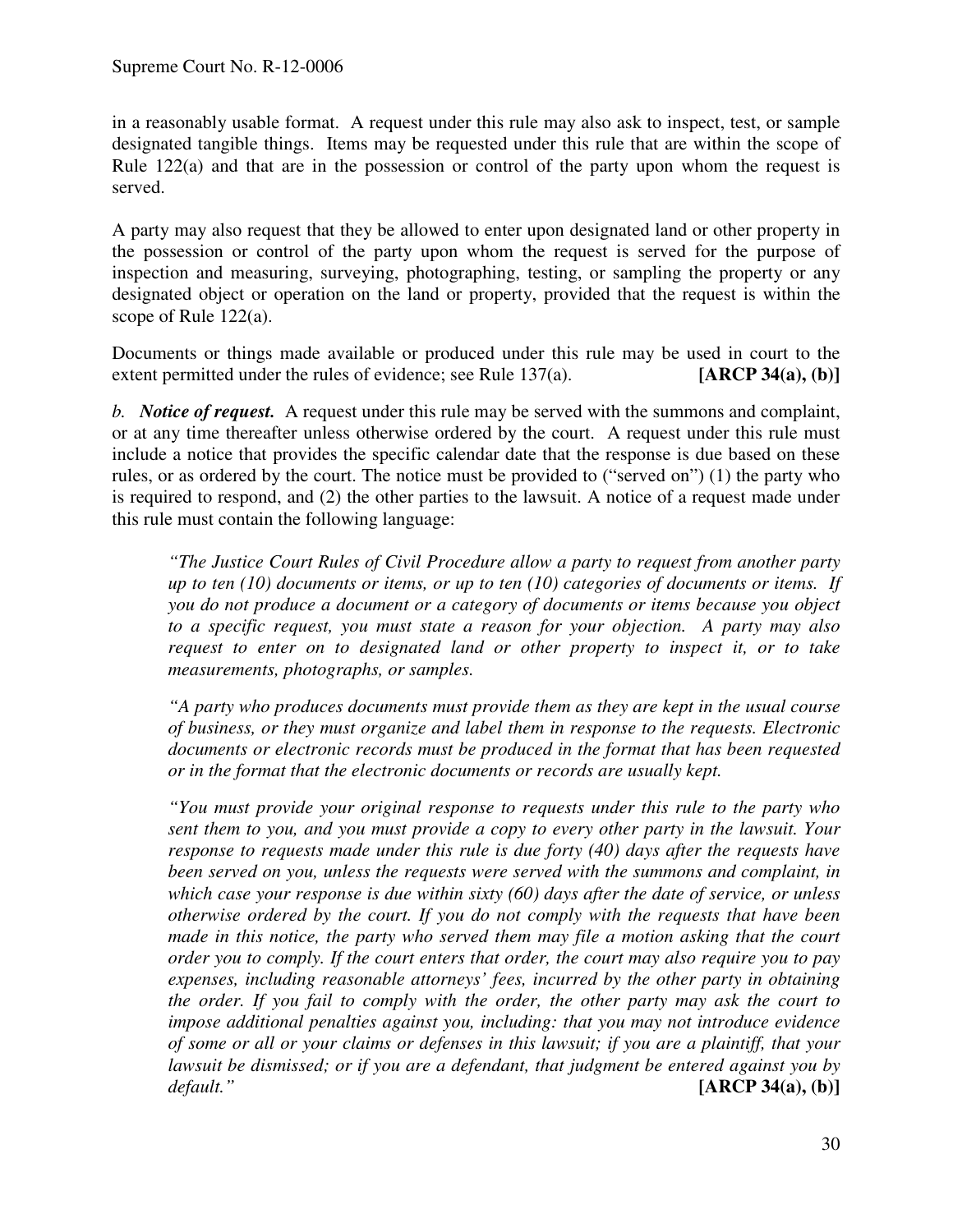in a reasonably usable format. A request under this rule may also ask to inspect, test, or sample designated tangible things. Items may be requested under this rule that are within the scope of Rule 122(a) and that are in the possession or control of the party upon whom the request is served.

A party may also request that they be allowed to enter upon designated land or other property in the possession or control of the party upon whom the request is served for the purpose of inspection and measuring, surveying, photographing, testing, or sampling the property or any designated object or operation on the land or property, provided that the request is within the scope of Rule 122(a).

Documents or things made available or produced under this rule may be used in court to the extent permitted under the rules of evidence; see Rule 137(a). **[ARCP 34(a), (b)]**

*b.* ***Notice of request.*** A request under this rule may be served with the summons and complaint, or at any time thereafter unless otherwise ordered by the court. A request under this rule must include a notice that provides the specific calendar date that the response is due based on these rules, or as ordered by the court. The notice must be provided to ("served on") (1) the party who is required to respond, and (2) the other parties to the lawsuit. A notice of a request made under this rule must contain the following language:

> *"The Justice Court Rules of Civil Procedure allow a party to request from another party up to ten (10) documents or items, or up to ten (10) categories of documents or items. If you do not produce a document or a category of documents or items because you object to a specific request, you must state a reason for your objection. A party may also request to enter on to designated land or other property to inspect it, or to take measurements, photographs, or samples.*
>
> *"A party who produces documents must provide them as they are kept in the usual course of business, or they must organize and label them in response to the requests. Electronic documents or electronic records must be produced in the format that has been requested or in the format that the electronic documents or records are usually kept.*
>
> *"You must provide your original response to requests under this rule to the party who sent them to you, and you must provide a copy to every other party in the lawsuit. Your response to requests made under this rule is due forty (40) days after the requests have been served on you, unless the requests were served with the summons and complaint, in which case your response is due within sixty (60) days after the date of service, or unless otherwise ordered by the court. If you do not comply with the requests that have been made in this notice, the party who served them may file a motion asking that the court order you to comply. If the court enters that order, the court may also require you to pay expenses, including reasonable attorneys' fees, incurred by the other party in obtaining the order. If you fail to comply with the order, the other party may ask the court to impose additional penalties against you, including: that you may not introduce evidence of some or all or your claims or defenses in this lawsuit; if you are a plaintiff, that your lawsuit be dismissed; or if you are a defendant, that judgment be entered against you by default."* **[ARCP 34(a), (b)]**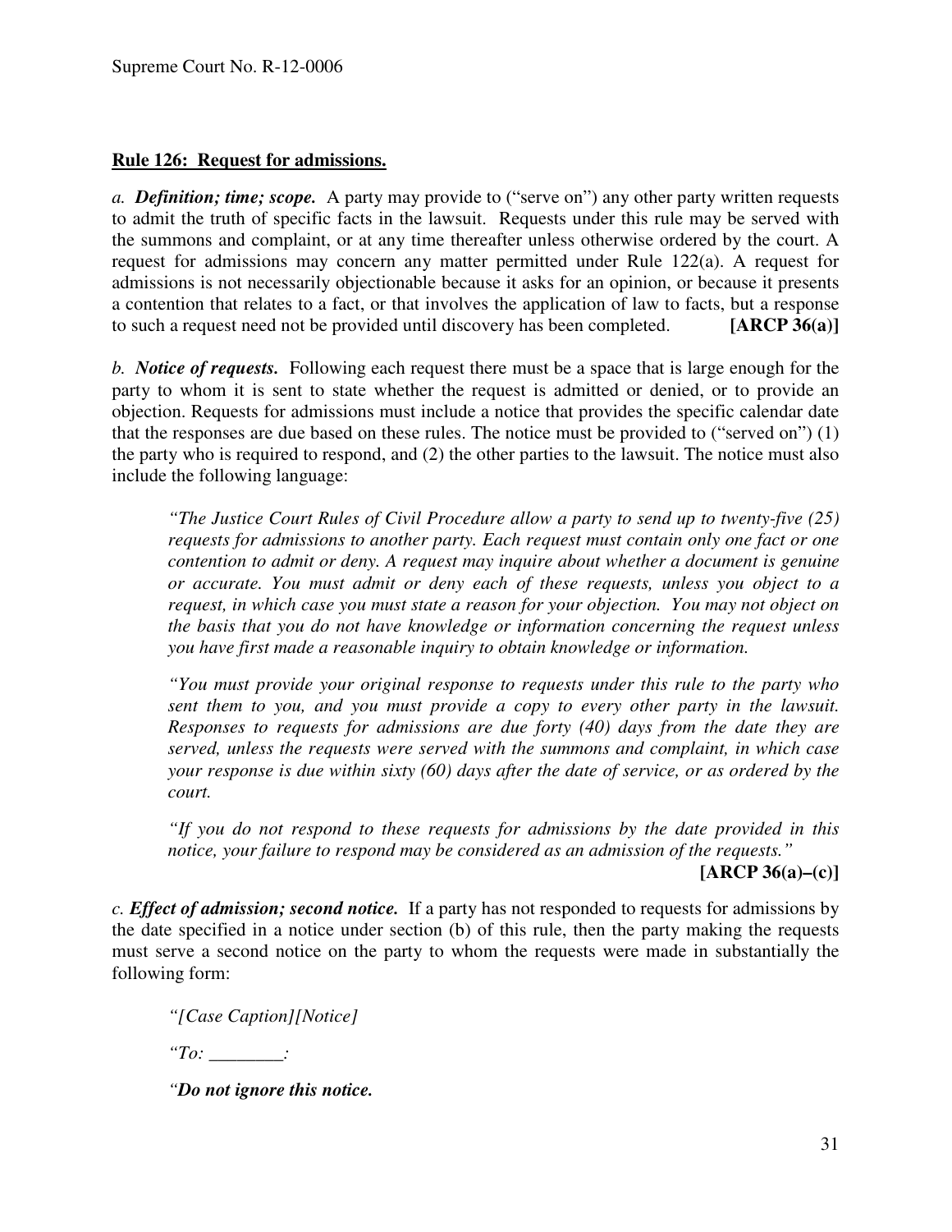**Rule 126: Request for admissions.**

*a.* ***Definition; time; scope.*** A party may provide to ("serve on") any other party written requests to admit the truth of specific facts in the lawsuit. Requests under this rule may be served with the summons and complaint, or at any time thereafter unless otherwise ordered by the court. A request for admissions may concern any matter permitted under Rule 122(a). A request for admissions is not necessarily objectionable because it asks for an opinion, or because it presents a contention that relates to a fact, or that involves the application of law to facts, but a response to such a request need not be provided until discovery has been completed. **[ARCP 36(a)]**

*b.* ***Notice of requests.*** Following each request there must be a space that is large enough for the party to whom it is sent to state whether the request is admitted or denied, or to provide an objection. Requests for admissions must include a notice that provides the specific calendar date that the responses are due based on these rules. The notice must be provided to ("served on") (1) the party who is required to respond, and (2) the other parties to the lawsuit. The notice must also include the following language:

> *"The Justice Court Rules of Civil Procedure allow a party to send up to twenty-five (25) requests for admissions to another party. Each request must contain only one fact or one contention to admit or deny. A request may inquire about whether a document is genuine or accurate. You must admit or deny each of these requests, unless you object to a request, in which case you must state a reason for your objection. You may not object on the basis that you do not have knowledge or information concerning the request unless you have first made a reasonable inquiry to obtain knowledge or information.*
>
> *"You must provide your original response to requests under this rule to the party who sent them to you, and you must provide a copy to every other party in the lawsuit. Responses to requests for admissions are due forty (40) days from the date they are served, unless the requests were served with the summons and complaint, in which case your response is due within sixty (60) days after the date of service, or as ordered by the court.*
>
> *"If you do not respond to these requests for admissions by the date provided in this notice, your failure to respond may be considered as an admission of the requests."*
>
> **[ARCP 36(a)–(c)]**

*c.* ***Effect of admission; second notice.*** If a party has not responded to requests for admissions by the date specified in a notice under section (b) of this rule, then the party making the requests must serve a second notice on the party to whom the requests were made in substantially the following form:

> *"[Case Caption][Notice]*
>
> *"To: ________:*
>
> *"**Do not ignore this notice.***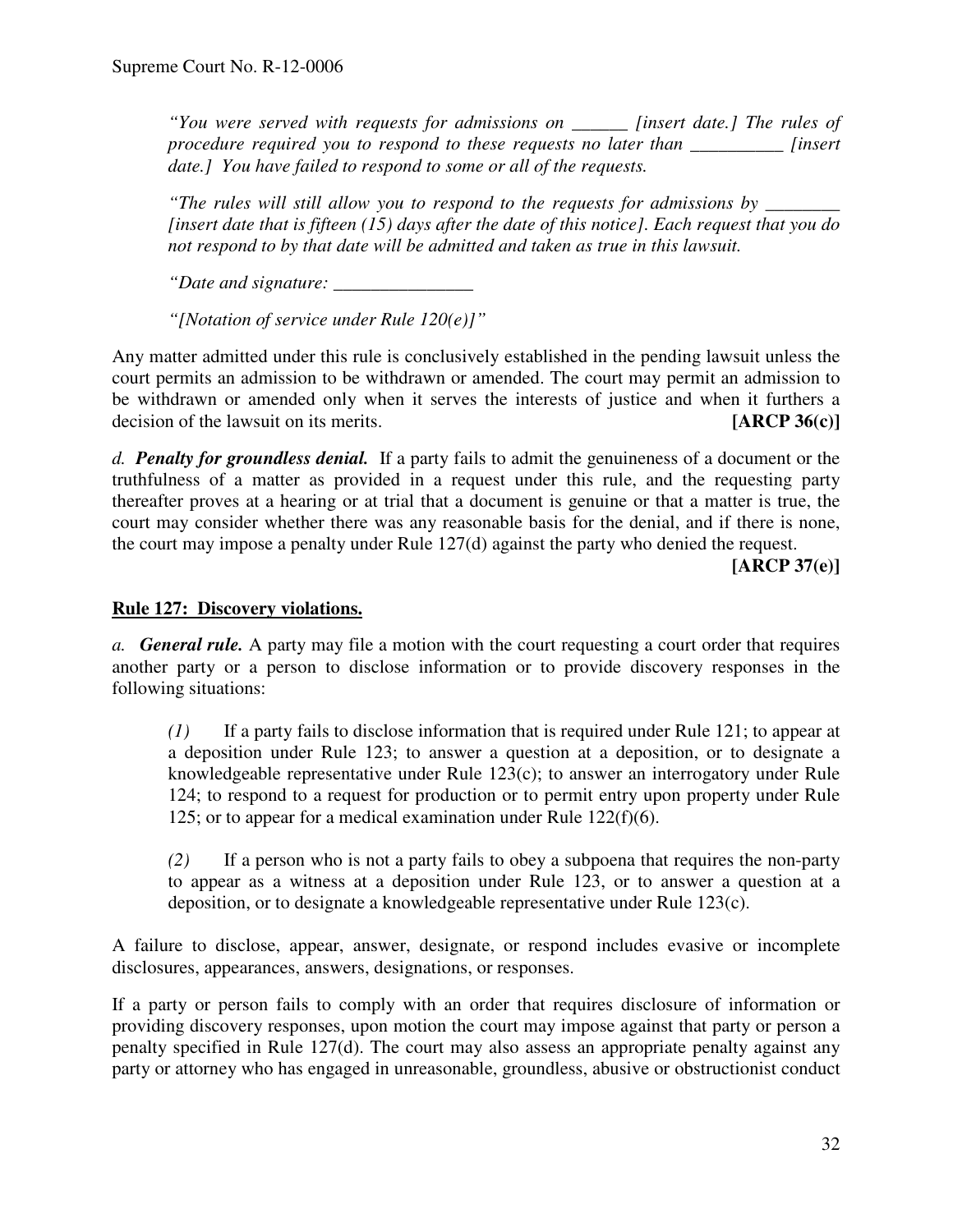*"You were served with requests for admissions on ______ [insert date.] The rules of procedure required you to respond to these requests no later than __________ [insert date.] You have failed to respond to some or all of the requests.*

*"The rules will still allow you to respond to the requests for admissions by ________ [insert date that is fifteen (15) days after the date of this notice]. Each request that you do not respond to by that date will be admitted and taken as true in this lawsuit.*

*"Date and signature: _______________*

*"[Notation of service under Rule 120(e)]"*

Any matter admitted under this rule is conclusively established in the pending lawsuit unless the court permits an admission to be withdrawn or amended. The court may permit an admission to be withdrawn or amended only when it serves the interests of justice and when it furthers a decision of the lawsuit on its merits. **[ARCP 36(c)]**

*d.* ***Penalty for groundless denial.*** If a party fails to admit the genuineness of a document or the truthfulness of a matter as provided in a request under this rule, and the requesting party thereafter proves at a hearing or at trial that a document is genuine or that a matter is true, the court may consider whether there was any reasonable basis for the denial, and if there is none, the court may impose a penalty under Rule 127(d) against the party who denied the request. **[ARCP 37(e)]**

**Rule 127: Discovery violations.**

*a.* ***General rule.*** A party may file a motion with the court requesting a court order that requires another party or a person to disclose information or to provide discovery responses in the following situations:

> *(1)* If a party fails to disclose information that is required under Rule 121; to appear at a deposition under Rule 123; to answer a question at a deposition, or to designate a knowledgeable representative under Rule 123(c); to answer an interrogatory under Rule 124; to respond to a request for production or to permit entry upon property under Rule 125; or to appear for a medical examination under Rule 122(f)(6).
>
> *(2)* If a person who is not a party fails to obey a subpoena that requires the non-party to appear as a witness at a deposition under Rule 123, or to answer a question at a deposition, or to designate a knowledgeable representative under Rule 123(c).

A failure to disclose, appear, answer, designate, or respond includes evasive or incomplete disclosures, appearances, answers, designations, or responses.

If a party or person fails to comply with an order that requires disclosure of information or providing discovery responses, upon motion the court may impose against that party or person a penalty specified in Rule 127(d). The court may also assess an appropriate penalty against any party or attorney who has engaged in unreasonable, groundless, abusive or obstructionist conduct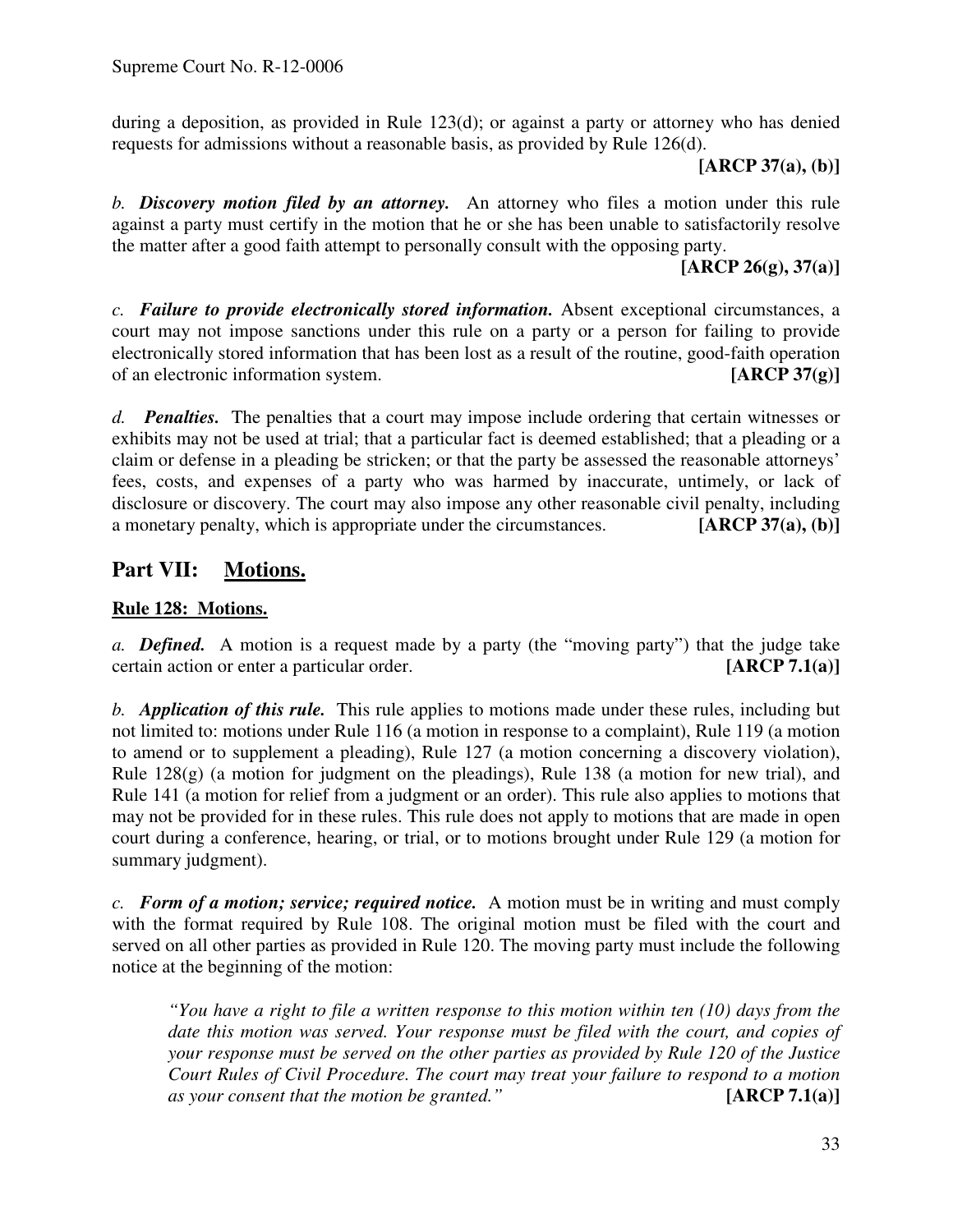during a deposition, as provided in Rule 123(d); or against a party or attorney who has denied requests for admissions without a reasonable basis, as provided by Rule 126(d).

**[ARCP 37(a), (b)]**

*b.* ***Discovery motion filed by an attorney.*** An attorney who files a motion under this rule against a party must certify in the motion that he or she has been unable to satisfactorily resolve the matter after a good faith attempt to personally consult with the opposing party.

**[ARCP 26(g), 37(a)]**

*c.* ***Failure to provide electronically stored information.*** Absent exceptional circumstances, a court may not impose sanctions under this rule on a party or a person for failing to provide electronically stored information that has been lost as a result of the routine, good-faith operation of an electronic information system. **[ARCP 37(g)]**

*d.* ***Penalties.*** The penalties that a court may impose include ordering that certain witnesses or exhibits may not be used at trial; that a particular fact is deemed established; that a pleading or a claim or defense in a pleading be stricken; or that the party be assessed the reasonable attorneys' fees, costs, and expenses of a party who was harmed by inaccurate, untimely, or lack of disclosure or discovery. The court may also impose any other reasonable civil penalty, including a monetary penalty, which is appropriate under the circumstances. **[ARCP 37(a), (b)]**

## Part VII: Motions.

### Rule 128: Motions.

*a.* ***Defined.*** A motion is a request made by a party (the "moving party") that the judge take certain action or enter a particular order. **[ARCP 7.1(a)]**

*b.* ***Application of this rule.*** This rule applies to motions made under these rules, including but not limited to: motions under Rule 116 (a motion in response to a complaint), Rule 119 (a motion to amend or to supplement a pleading), Rule 127 (a motion concerning a discovery violation), Rule 128(g) (a motion for judgment on the pleadings), Rule 138 (a motion for new trial), and Rule 141 (a motion for relief from a judgment or an order). This rule also applies to motions that may not be provided for in these rules. This rule does not apply to motions that are made in open court during a conference, hearing, or trial, or to motions brought under Rule 129 (a motion for summary judgment).

*c.* ***Form of a motion; service; required notice.*** A motion must be in writing and must comply with the format required by Rule 108. The original motion must be filed with the court and served on all other parties as provided in Rule 120. The moving party must include the following notice at the beginning of the motion:

> *"You have a right to file a written response to this motion within ten (10) days from the date this motion was served. Your response must be filed with the court, and copies of your response must be served on the other parties as provided by Rule 120 of the Justice Court Rules of Civil Procedure. The court may treat your failure to respond to a motion as your consent that the motion be granted."* **[ARCP 7.1(a)]**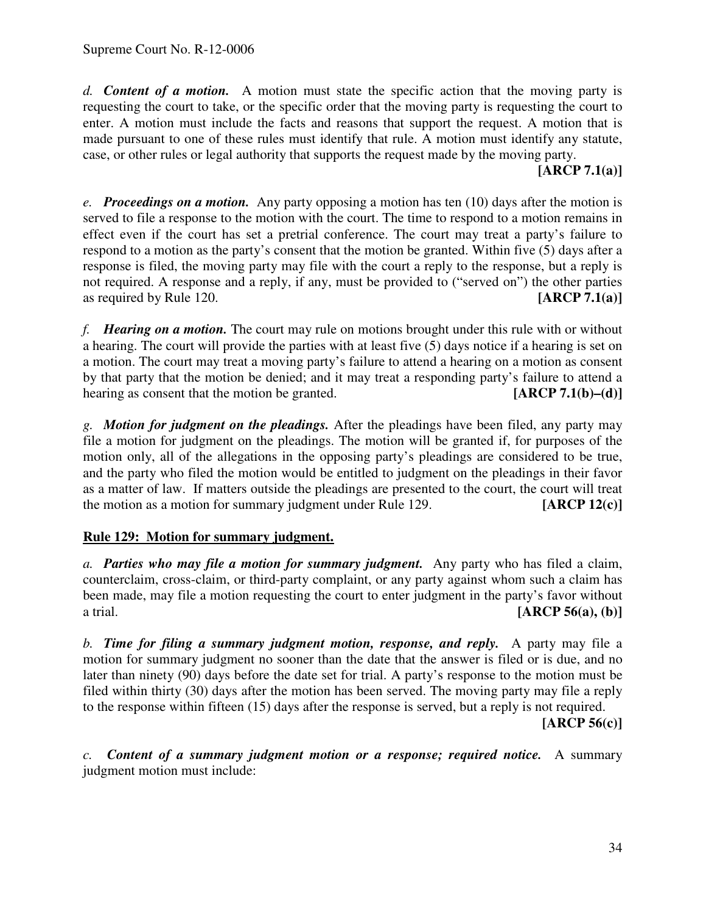*d.* ***Content of a motion.*** A motion must state the specific action that the moving party is requesting the court to take, or the specific order that the moving party is requesting the court to enter. A motion must include the facts and reasons that support the request. A motion that is made pursuant to one of these rules must identify that rule. A motion must identify any statute, case, or other rules or legal authority that supports the request made by the moving party. **[ARCP 7.1(a)]**

*e.* ***Proceedings on a motion.*** Any party opposing a motion has ten (10) days after the motion is served to file a response to the motion with the court. The time to respond to a motion remains in effect even if the court has set a pretrial conference. The court may treat a party's failure to respond to a motion as the party's consent that the motion be granted. Within five (5) days after a response is filed, the moving party may file with the court a reply to the response, but a reply is not required. A response and a reply, if any, must be provided to ("served on") the other parties as required by Rule 120. **[ARCP 7.1(a)]**

*f.* ***Hearing on a motion.*** The court may rule on motions brought under this rule with or without a hearing. The court will provide the parties with at least five (5) days notice if a hearing is set on a motion. The court may treat a moving party's failure to attend a hearing on a motion as consent by that party that the motion be denied; and it may treat a responding party's failure to attend a hearing as consent that the motion be granted. **[ARCP 7.1(b)–(d)]**

*g.* ***Motion for judgment on the pleadings.*** After the pleadings have been filed, any party may file a motion for judgment on the pleadings. The motion will be granted if, for purposes of the motion only, all of the allegations in the opposing party's pleadings are considered to be true, and the party who filed the motion would be entitled to judgment on the pleadings in their favor as a matter of law. If matters outside the pleadings are presented to the court, the court will treat the motion as a motion for summary judgment under Rule 129. **[ARCP 12(c)]**

## Rule 129: Motion for summary judgment.

*a.* ***Parties who may file a motion for summary judgment.*** Any party who has filed a claim, counterclaim, cross-claim, or third-party complaint, or any party against whom such a claim has been made, may file a motion requesting the court to enter judgment in the party's favor without a trial. **[ARCP 56(a), (b)]**

*b.* ***Time for filing a summary judgment motion, response, and reply.*** A party may file a motion for summary judgment no sooner than the date that the answer is filed or is due, and no later than ninety (90) days before the date set for trial. A party's response to the motion must be filed within thirty (30) days after the motion has been served. The moving party may file a reply to the response within fifteen (15) days after the response is served, but a reply is not required. **[ARCP 56(c)]**

*c.* ***Content of a summary judgment motion or a response; required notice.*** A summary judgment motion must include: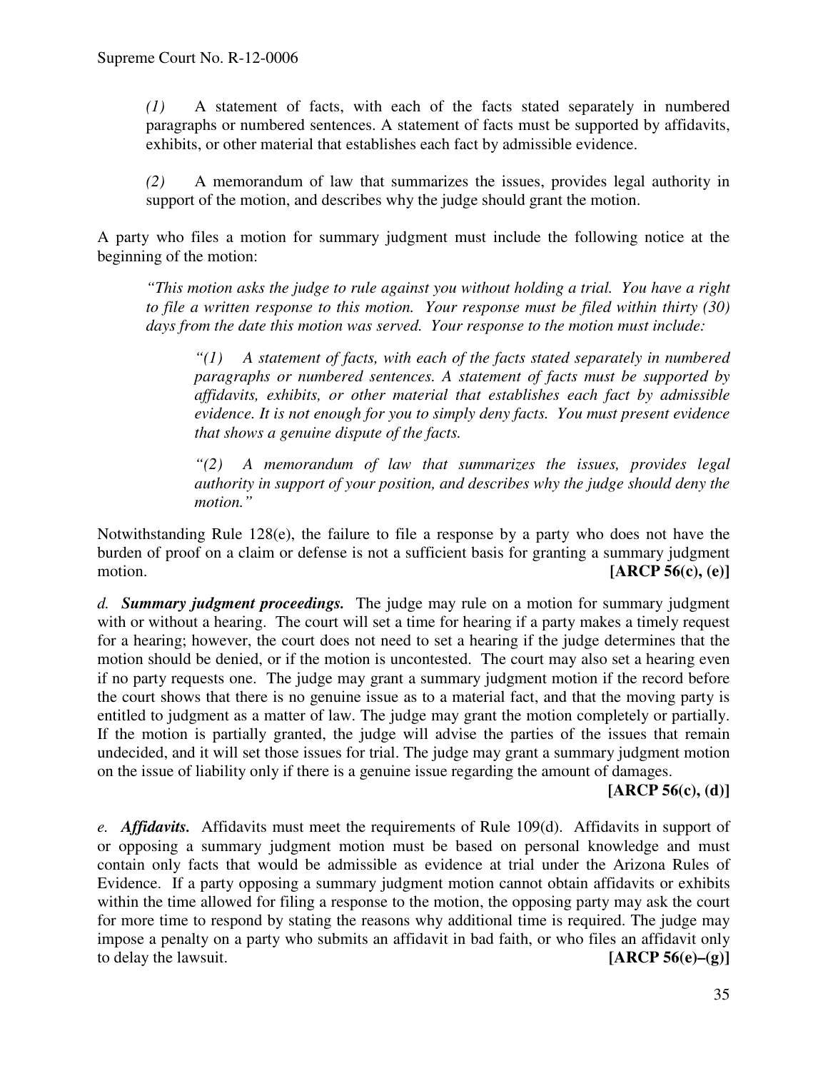*(1)* A statement of facts, with each of the facts stated separately in numbered paragraphs or numbered sentences. A statement of facts must be supported by affidavits, exhibits, or other material that establishes each fact by admissible evidence.

*(2)* A memorandum of law that summarizes the issues, provides legal authority in support of the motion, and describes why the judge should grant the motion.

A party who files a motion for summary judgment must include the following notice at the beginning of the motion:

*"This motion asks the judge to rule against you without holding a trial. You have a right to file a written response to this motion. Your response must be filed within thirty (30) days from the date this motion was served. Your response to the motion must include:*

> *"(1) A statement of facts, with each of the facts stated separately in numbered paragraphs or numbered sentences. A statement of facts must be supported by affidavits, exhibits, or other material that establishes each fact by admissible evidence. It is not enough for you to simply deny facts. You must present evidence that shows a genuine dispute of the facts.*
>
> *"(2) A memorandum of law that summarizes the issues, provides legal authority in support of your position, and describes why the judge should deny the motion."*

Notwithstanding Rule 128(e), the failure to file a response by a party who does not have the burden of proof on a claim or defense is not a sufficient basis for granting a summary judgment motion. **[ARCP 56(c), (e)]**

*d.* ***Summary judgment proceedings.*** The judge may rule on a motion for summary judgment with or without a hearing. The court will set a time for hearing if a party makes a timely request for a hearing; however, the court does not need to set a hearing if the judge determines that the motion should be denied, or if the motion is uncontested. The court may also set a hearing even if no party requests one. The judge may grant a summary judgment motion if the record before the court shows that there is no genuine issue as to a material fact, and that the moving party is entitled to judgment as a matter of law. The judge may grant the motion completely or partially. If the motion is partially granted, the judge will advise the parties of the issues that remain undecided, and it will set those issues for trial. The judge may grant a summary judgment motion on the issue of liability only if there is a genuine issue regarding the amount of damages. **[ARCP 56(c), (d)]**

*e.* ***Affidavits.*** Affidavits must meet the requirements of Rule 109(d). Affidavits in support of or opposing a summary judgment motion must be based on personal knowledge and must contain only facts that would be admissible as evidence at trial under the Arizona Rules of Evidence. If a party opposing a summary judgment motion cannot obtain affidavits or exhibits within the time allowed for filing a response to the motion, the opposing party may ask the court for more time to respond by stating the reasons why additional time is required. The judge may impose a penalty on a party who submits an affidavit in bad faith, or who files an affidavit only to delay the lawsuit. **[ARCP 56(e)–(g)]**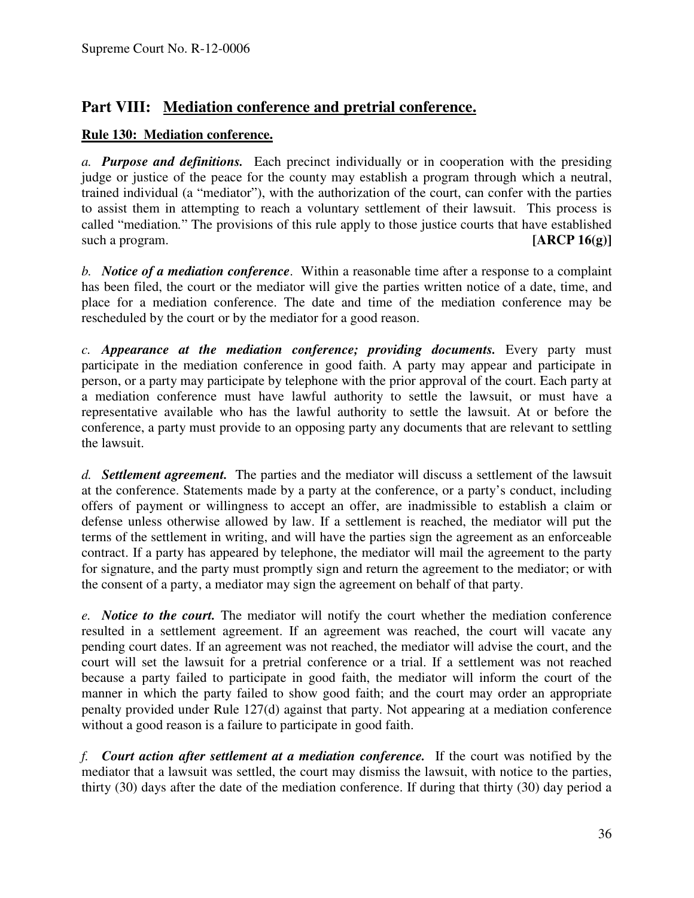## Part VIII: Mediation conference and pretrial conference.

### Rule 130: Mediation conference.

*a.* ***Purpose and definitions.*** Each precinct individually or in cooperation with the presiding judge or justice of the peace for the county may establish a program through which a neutral, trained individual (a "mediator"), with the authorization of the court, can confer with the parties to assist them in attempting to reach a voluntary settlement of their lawsuit. This process is called "mediation." The provisions of this rule apply to those justice courts that have established such a program. **[ARCP 16(g)]**

*b.* ***Notice of a mediation conference***. Within a reasonable time after a response to a complaint has been filed, the court or the mediator will give the parties written notice of a date, time, and place for a mediation conference. The date and time of the mediation conference may be rescheduled by the court or by the mediator for a good reason.

*c.* ***Appearance at the mediation conference; providing documents.*** Every party must participate in the mediation conference in good faith. A party may appear and participate in person, or a party may participate by telephone with the prior approval of the court. Each party at a mediation conference must have lawful authority to settle the lawsuit, or must have a representative available who has the lawful authority to settle the lawsuit. At or before the conference, a party must provide to an opposing party any documents that are relevant to settling the lawsuit.

*d.* ***Settlement agreement.*** The parties and the mediator will discuss a settlement of the lawsuit at the conference. Statements made by a party at the conference, or a party's conduct, including offers of payment or willingness to accept an offer, are inadmissible to establish a claim or defense unless otherwise allowed by law. If a settlement is reached, the mediator will put the terms of the settlement in writing, and will have the parties sign the agreement as an enforceable contract. If a party has appeared by telephone, the mediator will mail the agreement to the party for signature, and the party must promptly sign and return the agreement to the mediator; or with the consent of a party, a mediator may sign the agreement on behalf of that party.

*e.* ***Notice to the court.*** The mediator will notify the court whether the mediation conference resulted in a settlement agreement. If an agreement was reached, the court will vacate any pending court dates. If an agreement was not reached, the mediator will advise the court, and the court will set the lawsuit for a pretrial conference or a trial. If a settlement was not reached because a party failed to participate in good faith, the mediator will inform the court of the manner in which the party failed to show good faith; and the court may order an appropriate penalty provided under Rule 127(d) against that party. Not appearing at a mediation conference without a good reason is a failure to participate in good faith.

*f.* ***Court action after settlement at a mediation conference.*** If the court was notified by the mediator that a lawsuit was settled, the court may dismiss the lawsuit, with notice to the parties, thirty (30) days after the date of the mediation conference. If during that thirty (30) day period a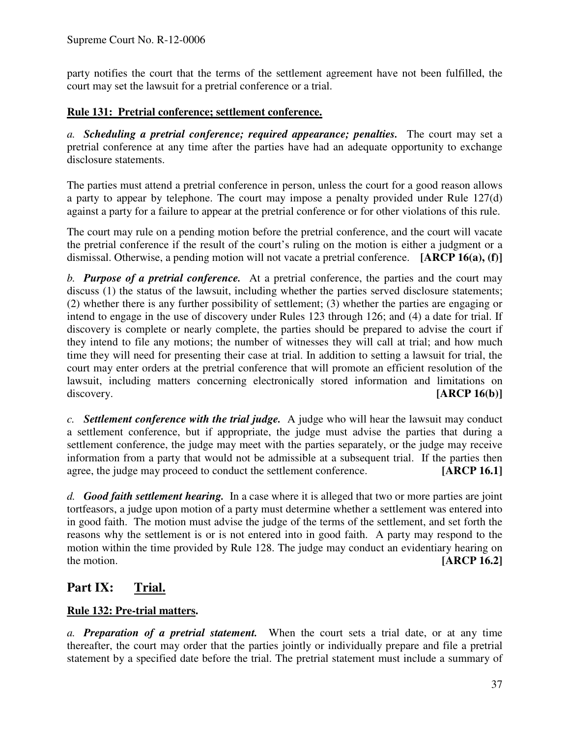party notifies the court that the terms of the settlement agreement have not been fulfilled, the court may set the lawsuit for a pretrial conference or a trial.

**Rule 131: Pretrial conference; settlement conference.**

*a.* ***Scheduling a pretrial conference; required appearance; penalties.*** The court may set a pretrial conference at any time after the parties have had an adequate opportunity to exchange disclosure statements.

The parties must attend a pretrial conference in person, unless the court for a good reason allows a party to appear by telephone. The court may impose a penalty provided under Rule 127(d) against a party for a failure to appear at the pretrial conference or for other violations of this rule.

The court may rule on a pending motion before the pretrial conference, and the court will vacate the pretrial conference if the result of the court's ruling on the motion is either a judgment or a dismissal. Otherwise, a pending motion will not vacate a pretrial conference. **[ARCP 16(a), (f)]**

*b.* ***Purpose of a pretrial conference.*** At a pretrial conference, the parties and the court may discuss (1) the status of the lawsuit, including whether the parties served disclosure statements; (2) whether there is any further possibility of settlement; (3) whether the parties are engaging or intend to engage in the use of discovery under Rules 123 through 126; and (4) a date for trial. If discovery is complete or nearly complete, the parties should be prepared to advise the court if they intend to file any motions; the number of witnesses they will call at trial; and how much time they will need for presenting their case at trial. In addition to setting a lawsuit for trial, the court may enter orders at the pretrial conference that will promote an efficient resolution of the lawsuit, including matters concerning electronically stored information and limitations on discovery. **[ARCP 16(b)]**

*c.* ***Settlement conference with the trial judge.*** A judge who will hear the lawsuit may conduct a settlement conference, but if appropriate, the judge must advise the parties that during a settlement conference, the judge may meet with the parties separately, or the judge may receive information from a party that would not be admissible at a subsequent trial. If the parties then agree, the judge may proceed to conduct the settlement conference. **[ARCP 16.1]**

*d.* ***Good faith settlement hearing.*** In a case where it is alleged that two or more parties are joint tortfeasors, a judge upon motion of a party must determine whether a settlement was entered into in good faith. The motion must advise the judge of the terms of the settlement, and set forth the reasons why the settlement is or is not entered into in good faith. A party may respond to the motion within the time provided by Rule 128. The judge may conduct an evidentiary hearing on the motion. **[ARCP 16.2]**

## Part IX: Trial.

**Rule 132: Pre-trial matters.**

*a.* ***Preparation of a pretrial statement.*** When the court sets a trial date, or at any time thereafter, the court may order that the parties jointly or individually prepare and file a pretrial statement by a specified date before the trial. The pretrial statement must include a summary of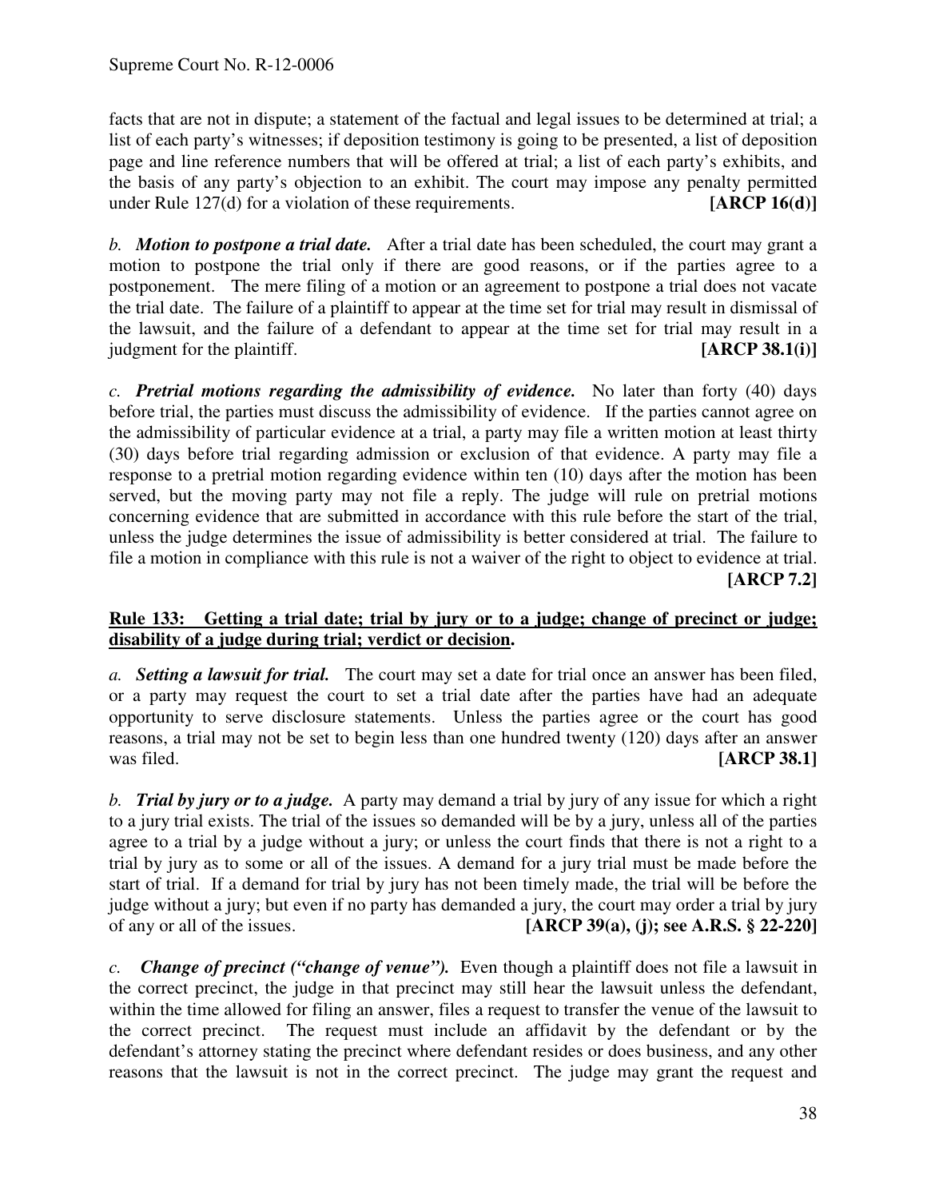facts that are not in dispute; a statement of the factual and legal issues to be determined at trial; a list of each party's witnesses; if deposition testimony is going to be presented, a list of deposition page and line reference numbers that will be offered at trial; a list of each party's exhibits, and the basis of any party's objection to an exhibit. The court may impose any penalty permitted under Rule 127(d) for a violation of these requirements. **[ARCP 16(d)]**

*b.* ***Motion to postpone a trial date.*** After a trial date has been scheduled, the court may grant a motion to postpone the trial only if there are good reasons, or if the parties agree to a postponement. The mere filing of a motion or an agreement to postpone a trial does not vacate the trial date. The failure of a plaintiff to appear at the time set for trial may result in dismissal of the lawsuit, and the failure of a defendant to appear at the time set for trial may result in a judgment for the plaintiff. **[ARCP 38.1(i)]**

*c.* ***Pretrial motions regarding the admissibility of evidence.*** No later than forty (40) days before trial, the parties must discuss the admissibility of evidence. If the parties cannot agree on the admissibility of particular evidence at a trial, a party may file a written motion at least thirty (30) days before trial regarding admission or exclusion of that evidence. A party may file a response to a pretrial motion regarding evidence within ten (10) days after the motion has been served, but the moving party may not file a reply. The judge will rule on pretrial motions concerning evidence that are submitted in accordance with this rule before the start of the trial, unless the judge determines the issue of admissibility is better considered at trial. The failure to file a motion in compliance with this rule is not a waiver of the right to object to evidence at trial. **[ARCP 7.2]**

**Rule 133: Getting a trial date; trial by jury or to a judge; change of precinct or judge; disability of a judge during trial; verdict or decision.**

*a.* ***Setting a lawsuit for trial.*** The court may set a date for trial once an answer has been filed, or a party may request the court to set a trial date after the parties have had an adequate opportunity to serve disclosure statements. Unless the parties agree or the court has good reasons, a trial may not be set to begin less than one hundred twenty (120) days after an answer was filed. **[ARCP 38.1]**

*b.* ***Trial by jury or to a judge.*** A party may demand a trial by jury of any issue for which a right to a jury trial exists. The trial of the issues so demanded will be by a jury, unless all of the parties agree to a trial by a judge without a jury; or unless the court finds that there is not a right to a trial by jury as to some or all of the issues. A demand for a jury trial must be made before the start of trial. If a demand for trial by jury has not been timely made, the trial will be before the judge without a jury; but even if no party has demanded a jury, the court may order a trial by jury of any or all of the issues. **[ARCP 39(a), (j); see A.R.S. § 22-220]**

*c.* ***Change of precinct ("change of venue").*** Even though a plaintiff does not file a lawsuit in the correct precinct, the judge in that precinct may still hear the lawsuit unless the defendant, within the time allowed for filing an answer, files a request to transfer the venue of the lawsuit to the correct precinct. The request must include an affidavit by the defendant or by the defendant's attorney stating the precinct where defendant resides or does business, and any other reasons that the lawsuit is not in the correct precinct. The judge may grant the request and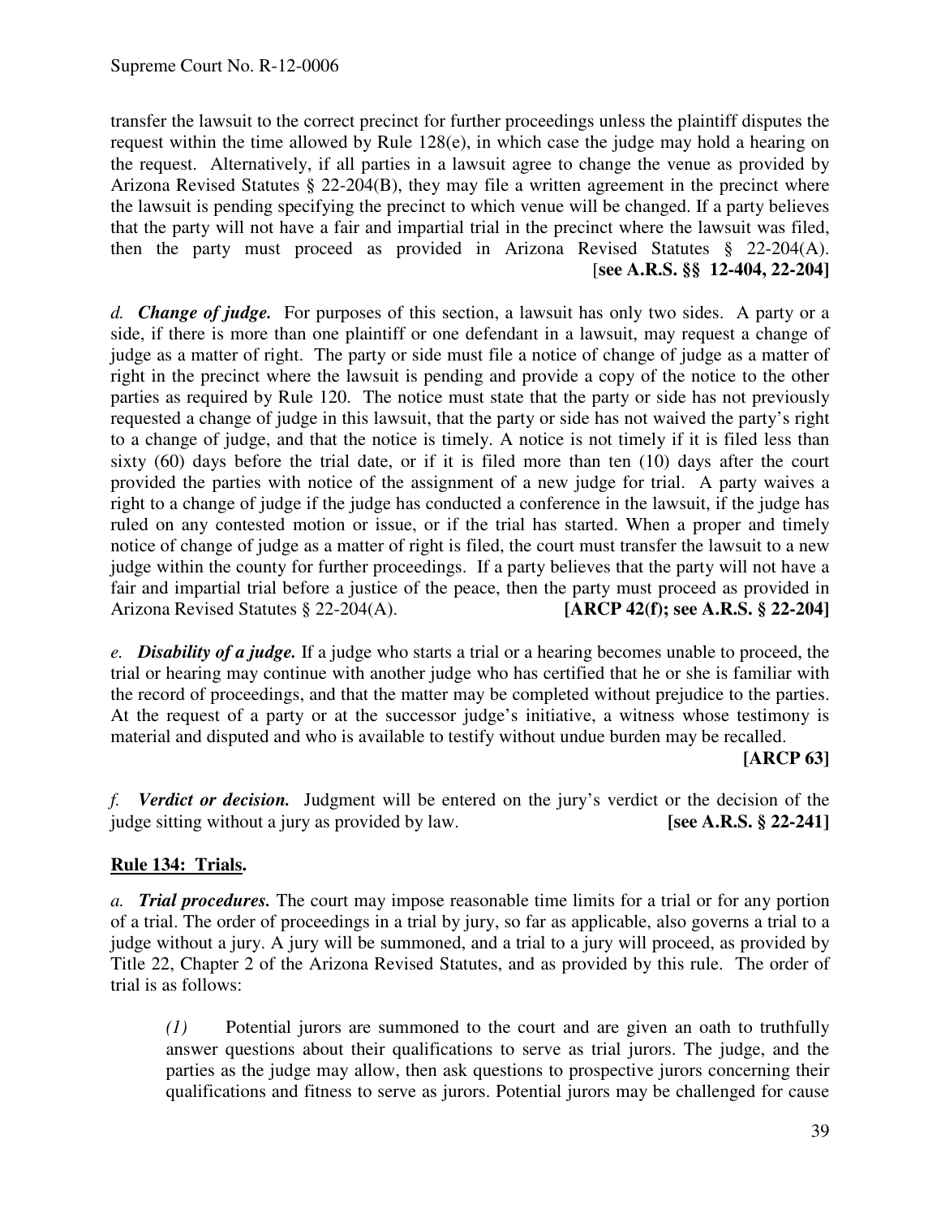transfer the lawsuit to the correct precinct for further proceedings unless the plaintiff disputes the request within the time allowed by Rule 128(e), in which case the judge may hold a hearing on the request. Alternatively, if all parties in a lawsuit agree to change the venue as provided by Arizona Revised Statutes § 22-204(B), they may file a written agreement in the precinct where the lawsuit is pending specifying the precinct to which venue will be changed. If a party believes that the party will not have a fair and impartial trial in the precinct where the lawsuit was filed, then the party must proceed as provided in Arizona Revised Statutes § 22-204(A). **[see A.R.S. §§ 12-404, 22-204]**

*d.* ***Change of judge.*** For purposes of this section, a lawsuit has only two sides. A party or a side, if there is more than one plaintiff or one defendant in a lawsuit, may request a change of judge as a matter of right. The party or side must file a notice of change of judge as a matter of right in the precinct where the lawsuit is pending and provide a copy of the notice to the other parties as required by Rule 120. The notice must state that the party or side has not previously requested a change of judge in this lawsuit, that the party or side has not waived the party's right to a change of judge, and that the notice is timely. A notice is not timely if it is filed less than sixty (60) days before the trial date, or if it is filed more than ten (10) days after the court provided the parties with notice of the assignment of a new judge for trial. A party waives a right to a change of judge if the judge has conducted a conference in the lawsuit, if the judge has ruled on any contested motion or issue, or if the trial has started. When a proper and timely notice of change of judge as a matter of right is filed, the court must transfer the lawsuit to a new judge within the county for further proceedings. If a party believes that the party will not have a fair and impartial trial before a justice of the peace, then the party must proceed as provided in Arizona Revised Statutes § 22-204(A). **[ARCP 42(f); see A.R.S. § 22-204]**

*e.* ***Disability of a judge.*** If a judge who starts a trial or a hearing becomes unable to proceed, the trial or hearing may continue with another judge who has certified that he or she is familiar with the record of proceedings, and that the matter may be completed without prejudice to the parties. At the request of a party or at the successor judge's initiative, a witness whose testimony is material and disputed and who is available to testify without undue burden may be recalled. **[ARCP 63]**

*f.* ***Verdict or decision.*** Judgment will be entered on the jury's verdict or the decision of the judge sitting without a jury as provided by law. **[see A.R.S. § 22-241]**

## Rule 134: Trials.

*a.* ***Trial procedures.*** The court may impose reasonable time limits for a trial or for any portion of a trial. The order of proceedings in a trial by jury, so far as applicable, also governs a trial to a judge without a jury. A jury will be summoned, and a trial to a jury will proceed, as provided by Title 22, Chapter 2 of the Arizona Revised Statutes, and as provided by this rule. The order of trial is as follows:

> *(1)* Potential jurors are summoned to the court and are given an oath to truthfully answer questions about their qualifications to serve as trial jurors. The judge, and the parties as the judge may allow, then ask questions to prospective jurors concerning their qualifications and fitness to serve as jurors. Potential jurors may be challenged for cause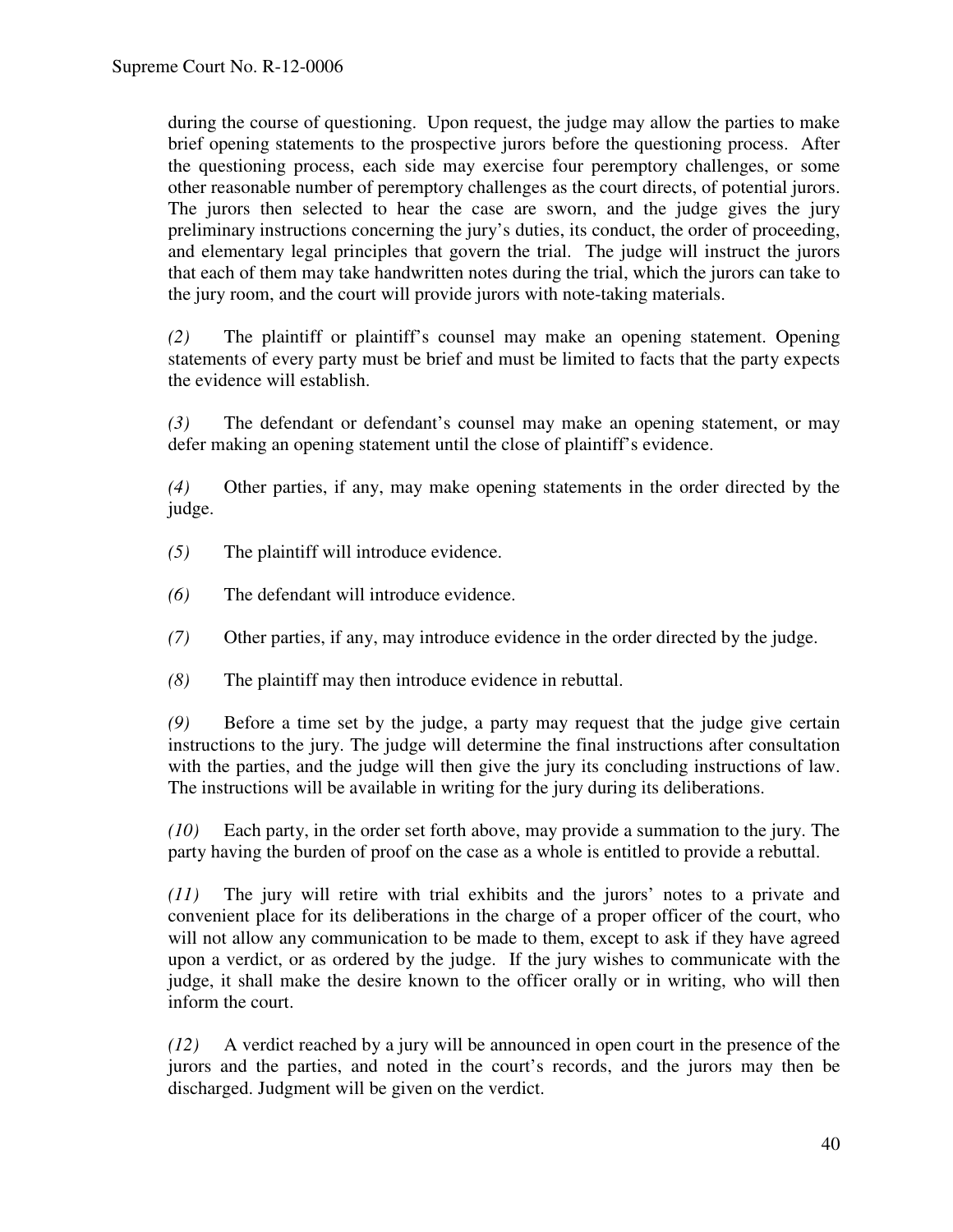during the course of questioning. Upon request, the judge may allow the parties to make brief opening statements to the prospective jurors before the questioning process. After the questioning process, each side may exercise four peremptory challenges, or some other reasonable number of peremptory challenges as the court directs, of potential jurors. The jurors then selected to hear the case are sworn, and the judge gives the jury preliminary instructions concerning the jury's duties, its conduct, the order of proceeding, and elementary legal principles that govern the trial. The judge will instruct the jurors that each of them may take handwritten notes during the trial, which the jurors can take to the jury room, and the court will provide jurors with note-taking materials.

*(2)* The plaintiff or plaintiff's counsel may make an opening statement. Opening statements of every party must be brief and must be limited to facts that the party expects the evidence will establish.

*(3)* The defendant or defendant's counsel may make an opening statement, or may defer making an opening statement until the close of plaintiff's evidence.

*(4)* Other parties, if any, may make opening statements in the order directed by the judge.

*(5)* The plaintiff will introduce evidence.

*(6)* The defendant will introduce evidence.

*(7)* Other parties, if any, may introduce evidence in the order directed by the judge.

*(8)* The plaintiff may then introduce evidence in rebuttal.

*(9)* Before a time set by the judge, a party may request that the judge give certain instructions to the jury. The judge will determine the final instructions after consultation with the parties, and the judge will then give the jury its concluding instructions of law. The instructions will be available in writing for the jury during its deliberations.

*(10)* Each party, in the order set forth above, may provide a summation to the jury. The party having the burden of proof on the case as a whole is entitled to provide a rebuttal.

*(11)* The jury will retire with trial exhibits and the jurors' notes to a private and convenient place for its deliberations in the charge of a proper officer of the court, who will not allow any communication to be made to them, except to ask if they have agreed upon a verdict, or as ordered by the judge. If the jury wishes to communicate with the judge, it shall make the desire known to the officer orally or in writing, who will then inform the court.

*(12)* A verdict reached by a jury will be announced in open court in the presence of the jurors and the parties, and noted in the court's records, and the jurors may then be discharged. Judgment will be given on the verdict.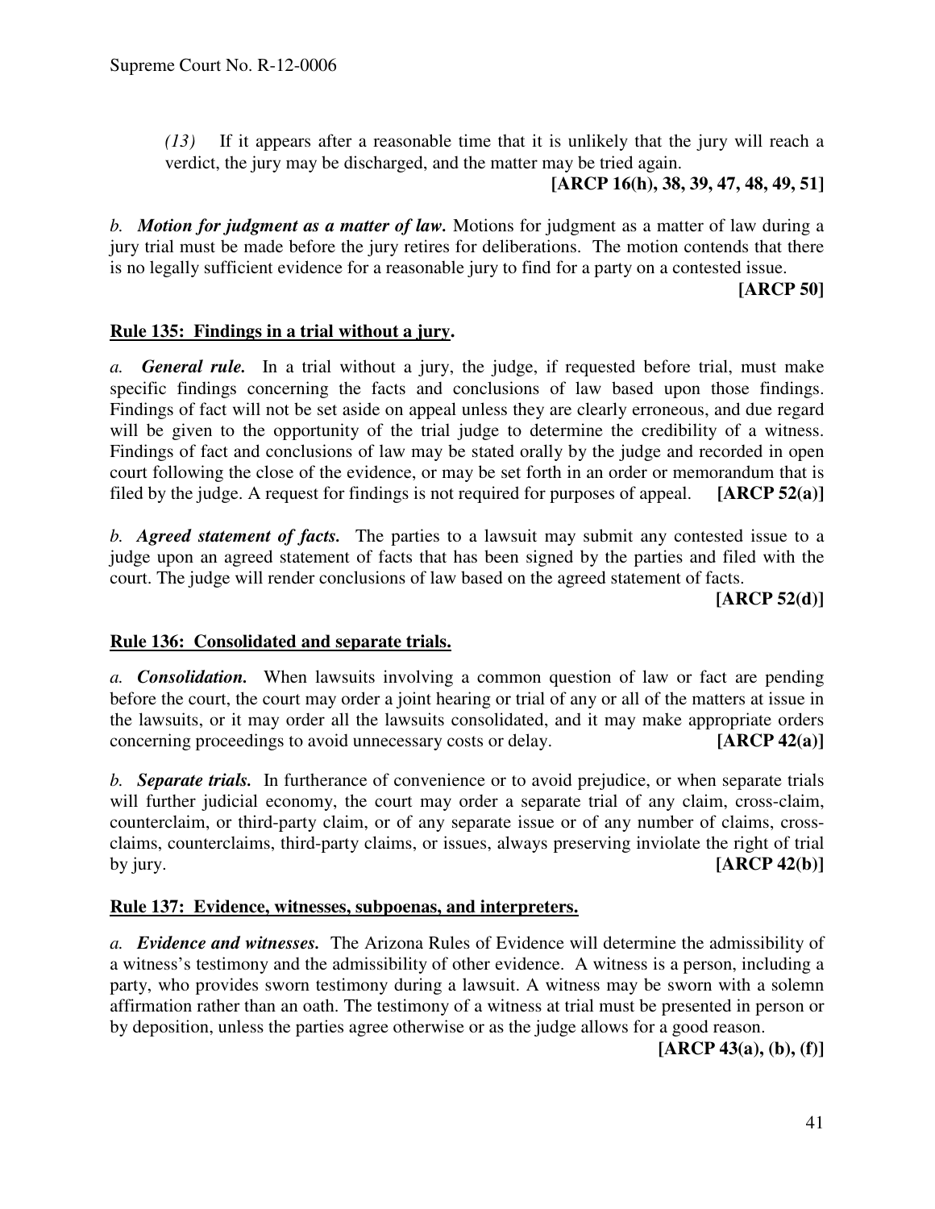*(13)* If it appears after a reasonable time that it is unlikely that the jury will reach a verdict, the jury may be discharged, and the matter may be tried again.

**[ARCP 16(h), 38, 39, 47, 48, 49, 51]**

*b.* ***Motion for judgment as a matter of law.*** Motions for judgment as a matter of law during a jury trial must be made before the jury retires for deliberations. The motion contends that there is no legally sufficient evidence for a reasonable jury to find for a party on a contested issue.

**[ARCP 50]**

## Rule 135: Findings in a trial without a jury.

*a.* ***General rule.*** In a trial without a jury, the judge, if requested before trial, must make specific findings concerning the facts and conclusions of law based upon those findings. Findings of fact will not be set aside on appeal unless they are clearly erroneous, and due regard will be given to the opportunity of the trial judge to determine the credibility of a witness. Findings of fact and conclusions of law may be stated orally by the judge and recorded in open court following the close of the evidence, or may be set forth in an order or memorandum that is filed by the judge. A request for findings is not required for purposes of appeal. **[ARCP 52(a)]**

*b.* ***Agreed statement of facts.*** The parties to a lawsuit may submit any contested issue to a judge upon an agreed statement of facts that has been signed by the parties and filed with the court. The judge will render conclusions of law based on the agreed statement of facts.

**[ARCP 52(d)]**

## Rule 136: Consolidated and separate trials.

*a.* ***Consolidation.*** When lawsuits involving a common question of law or fact are pending before the court, the court may order a joint hearing or trial of any or all of the matters at issue in the lawsuits, or it may order all the lawsuits consolidated, and it may make appropriate orders concerning proceedings to avoid unnecessary costs or delay. **[ARCP 42(a)]**

*b.* ***Separate trials.*** In furtherance of convenience or to avoid prejudice, or when separate trials will further judicial economy, the court may order a separate trial of any claim, cross-claim, counterclaim, or third-party claim, or of any separate issue or of any number of claims, cross-claims, counterclaims, third-party claims, or issues, always preserving inviolate the right of trial by jury. **[ARCP 42(b)]**

## Rule 137: Evidence, witnesses, subpoenas, and interpreters.

*a.* ***Evidence and witnesses.*** The Arizona Rules of Evidence will determine the admissibility of a witness's testimony and the admissibility of other evidence. A witness is a person, including a party, who provides sworn testimony during a lawsuit. A witness may be sworn with a solemn affirmation rather than an oath. The testimony of a witness at trial must be presented in person or by deposition, unless the parties agree otherwise or as the judge allows for a good reason.

**[ARCP 43(a), (b), (f)]**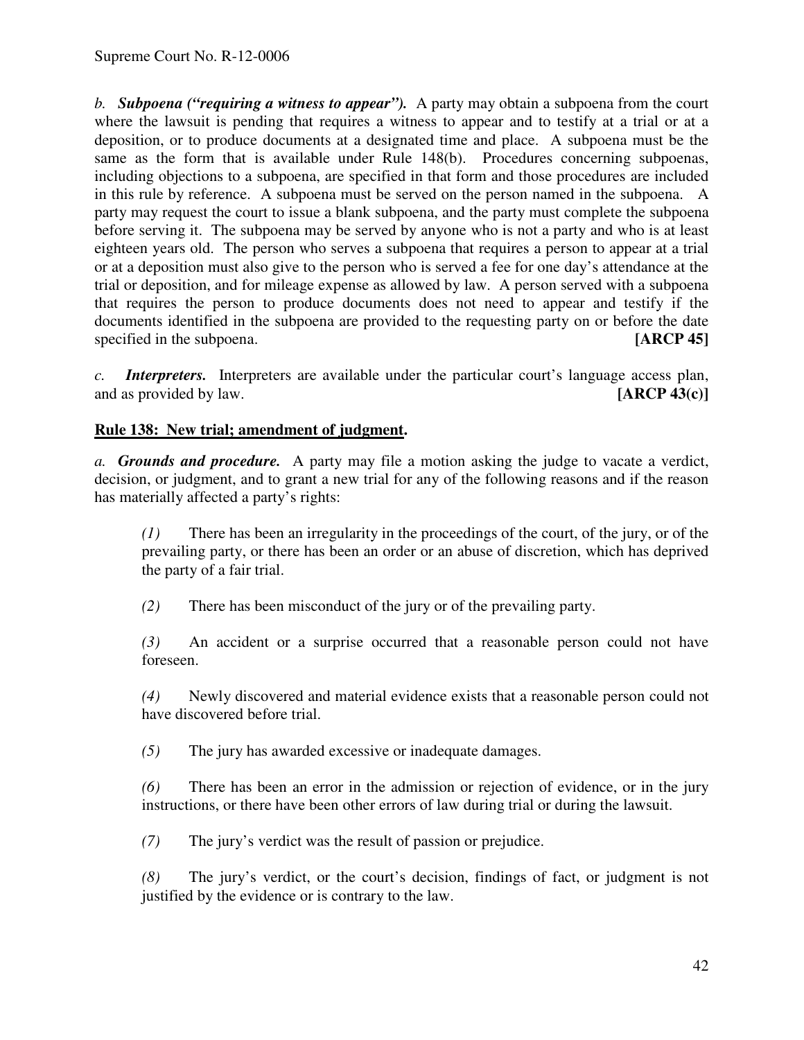*b.* ***Subpoena ("requiring a witness to appear").*** A party may obtain a subpoena from the court where the lawsuit is pending that requires a witness to appear and to testify at a trial or at a deposition, or to produce documents at a designated time and place. A subpoena must be the same as the form that is available under Rule 148(b). Procedures concerning subpoenas, including objections to a subpoena, are specified in that form and those procedures are included in this rule by reference. A subpoena must be served on the person named in the subpoena. A party may request the court to issue a blank subpoena, and the party must complete the subpoena before serving it. The subpoena may be served by anyone who is not a party and who is at least eighteen years old. The person who serves a subpoena that requires a person to appear at a trial or at a deposition must also give to the person who is served a fee for one day's attendance at the trial or deposition, and for mileage expense as allowed by law. A person served with a subpoena that requires the person to produce documents does not need to appear and testify if the documents identified in the subpoena are provided to the requesting party on or before the date specified in the subpoena. **[ARCP 45]**

*c.* ***Interpreters.*** Interpreters are available under the particular court's language access plan, and as provided by law. **[ARCP 43(c)]**

## **Rule 138: New trial; amendment of judgment.**

*a.* ***Grounds and procedure.*** A party may file a motion asking the judge to vacate a verdict, decision, or judgment, and to grant a new trial for any of the following reasons and if the reason has materially affected a party's rights:

*(1)* There has been an irregularity in the proceedings of the court, of the jury, or of the prevailing party, or there has been an order or an abuse of discretion, which has deprived the party of a fair trial.

*(2)* There has been misconduct of the jury or of the prevailing party.

*(3)* An accident or a surprise occurred that a reasonable person could not have foreseen.

*(4)* Newly discovered and material evidence exists that a reasonable person could not have discovered before trial.

*(5)* The jury has awarded excessive or inadequate damages.

*(6)* There has been an error in the admission or rejection of evidence, or in the jury instructions, or there have been other errors of law during trial or during the lawsuit.

*(7)* The jury's verdict was the result of passion or prejudice.

*(8)* The jury's verdict, or the court's decision, findings of fact, or judgment is not justified by the evidence or is contrary to the law.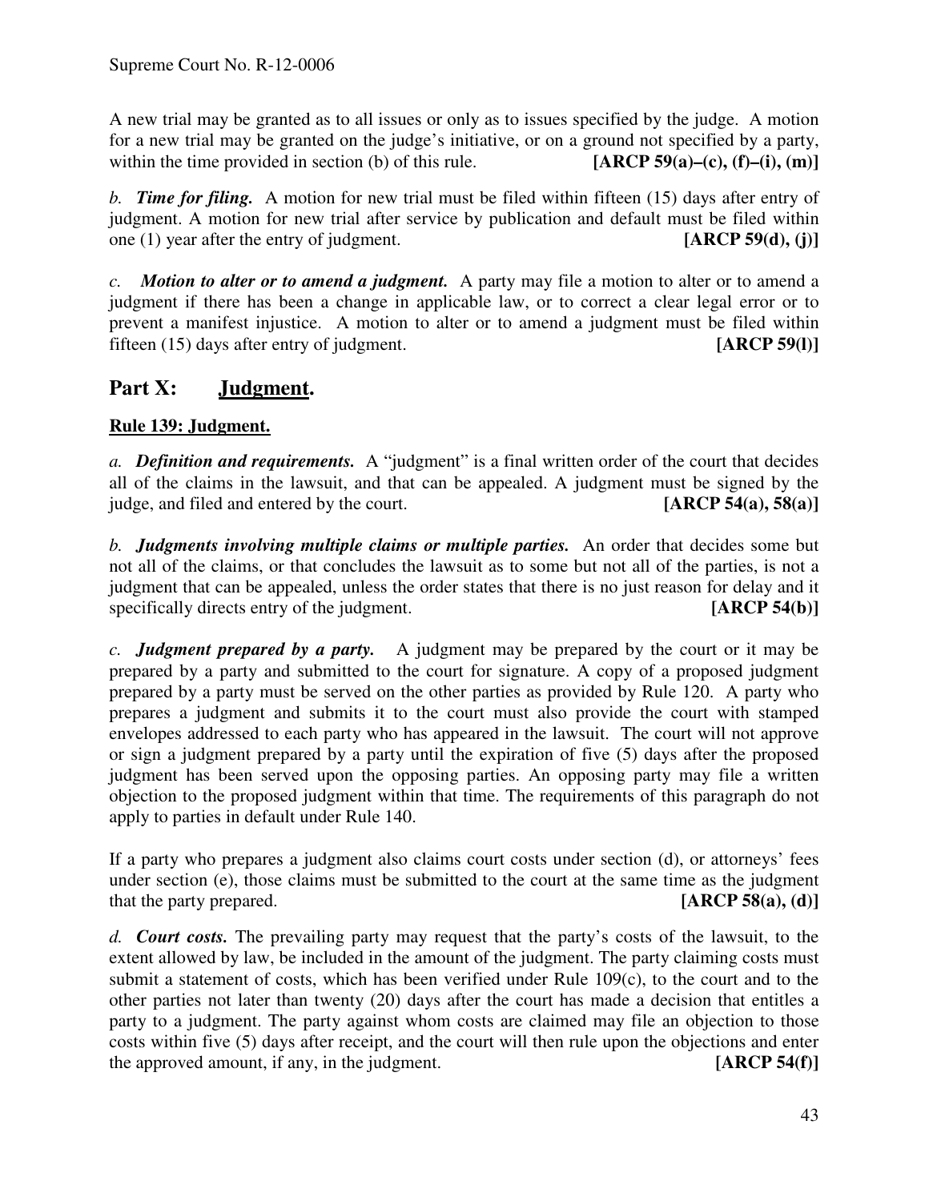A new trial may be granted as to all issues or only as to issues specified by the judge. A motion for a new trial may be granted on the judge's initiative, or on a ground not specified by a party, within the time provided in section (b) of this rule. **[ARCP 59(a)–(c), (f)–(i), (m)]**

*b.* ***Time for filing.*** A motion for new trial must be filed within fifteen (15) days after entry of judgment. A motion for new trial after service by publication and default must be filed within one (1) year after the entry of judgment. **[ARCP 59(d), (j)]**

*c.* ***Motion to alter or to amend a judgment.*** A party may file a motion to alter or to amend a judgment if there has been a change in applicable law, or to correct a clear legal error or to prevent a manifest injustice. A motion to alter or to amend a judgment must be filed within fifteen (15) days after entry of judgment. **[ARCP 59(l)]**

## Part X: Judgment.

### Rule 139: Judgment.

*a.* ***Definition and requirements.*** A "judgment" is a final written order of the court that decides all of the claims in the lawsuit, and that can be appealed. A judgment must be signed by the judge, and filed and entered by the court. **[ARCP 54(a), 58(a)]**

*b.* ***Judgments involving multiple claims or multiple parties.*** An order that decides some but not all of the claims, or that concludes the lawsuit as to some but not just all of the parties, is not a judgment that can be appealed, unless the order states that there is no just reason for delay and it specifically directs entry of the judgment. **[ARCP 54(b)]**

*c.* ***Judgment prepared by a party.*** A judgment may be prepared by the court or it may be prepared by a party and submitted to the court for signature. A copy of a proposed judgment prepared by a party must be served on the other parties as provided by Rule 120. A party who prepares a judgment and submits it to the court must also provide the court with stamped envelopes addressed to each party who has appeared in the lawsuit. The court will not approve or sign a judgment prepared by a party until the expiration of five (5) days after the proposed judgment has been served upon the opposing parties. An opposing party may file a written objection to the proposed judgment within that time. The requirements of this paragraph do not apply to parties in default under Rule 140.

If a party who prepares a judgment also claims court costs under section (d), or attorneys' fees under section (e), those claims must be submitted to the court at the same time as the judgment that the party prepared. **[ARCP 58(a), (d)]**

*d.* ***Court costs.*** The prevailing party may request that the party's costs of the lawsuit, to the extent allowed by law, be included in the amount of the judgment. The party claiming costs must submit a statement of costs, which has been verified under Rule 109(c), to the court and to the other parties not later than twenty (20) days after the court has made a decision that entitles a party to a judgment. The party against whom costs are claimed may file an objection to those costs within five (5) days after receipt, and the court will then rule upon the objections and enter the approved amount, if any, in the judgment. **[ARCP 54(f)]**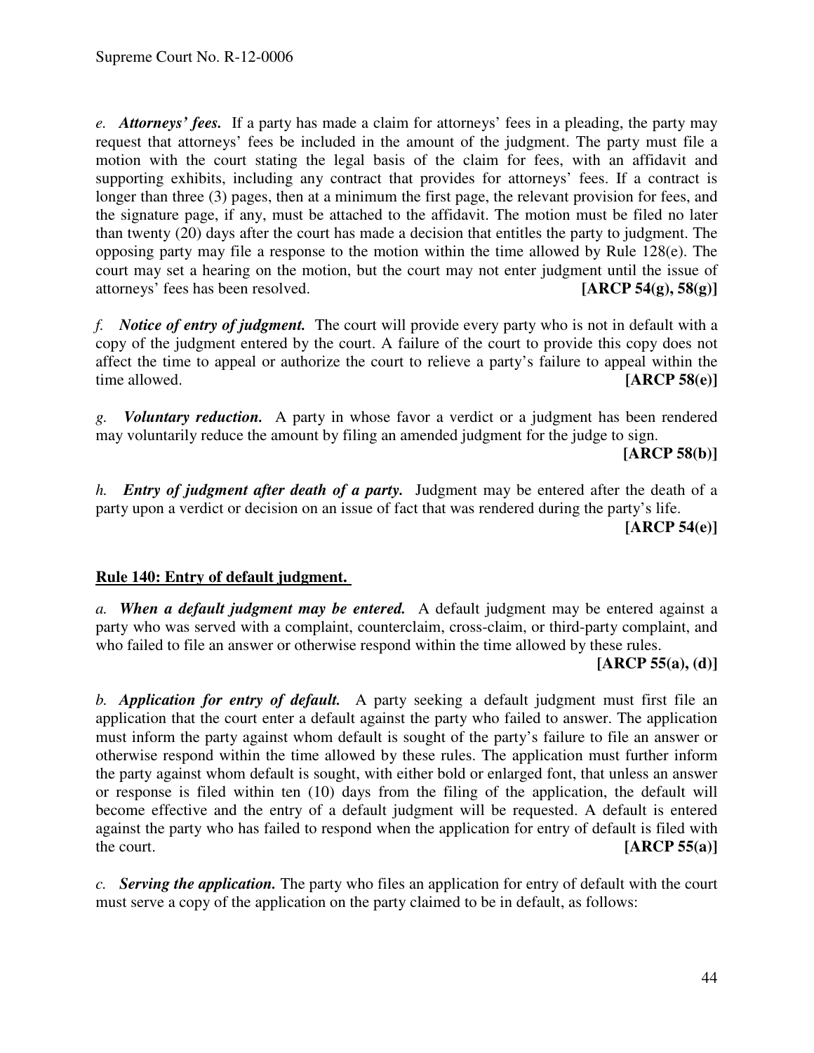*e.* ***Attorneys' fees.*** If a party has made a claim for attorneys' fees in a pleading, the party may request that attorneys' fees be included in the amount of the judgment. The party must file a motion with the court stating the legal basis of the claim for fees, with an affidavit and supporting exhibits, including any contract that provides for attorneys' fees. If a contract is longer than three (3) pages, then at a minimum the first page, the relevant provision for fees, and the signature page, if any, must be attached to the affidavit. The motion must be filed no later than twenty (20) days after the court has made a decision that entitles the party to judgment. The opposing party may file a response to the motion within the time allowed by Rule 128(e). The court may set a hearing on the motion, but the court may not enter judgment until the issue of attorneys' fees has been resolved. **[ARCP 54(g), 58(g)]**

*f.* ***Notice of entry of judgment.*** The court will provide every party who is not in default with a copy of the judgment entered by the court. A failure of the court to provide this copy does not affect the time to appeal or authorize the court to relieve a party's failure to appeal within the time allowed. **[ARCP 58(e)]**

*g.* ***Voluntary reduction.*** A party in whose favor a verdict or a judgment has been rendered may voluntarily reduce the amount by filing an amended judgment for the judge to sign. **[ARCP 58(b)]**

*h.* ***Entry of judgment after death of a party.*** Judgment may be entered after the death of a party upon a verdict or decision on an issue of fact that was rendered during the party's life. **[ARCP 54(e)]**

## Rule 140: Entry of default judgment.

*a.* ***When a default judgment may be entered.*** A default judgment may be entered against a party who was served with a complaint, counterclaim, cross-claim, or third-party complaint, and who failed to file an answer or otherwise respond within the time allowed by these rules. **[ARCP 55(a), (d)]**

*b.* ***Application for entry of default.*** A party seeking a default judgment must first file an application that the court enter a default against the party who failed to answer. The application must inform the party against whom default is sought of the party's failure to file an answer or otherwise respond within the time allowed by these rules. The application must further inform the party against whom default is sought, with either bold or enlarged font, that unless an answer or response is filed within ten (10) days from the filing of the application, the default will become effective and the entry of a default judgment will be requested. A default is entered against the party who has failed to respond when the application for entry of default is filed with the court. **[ARCP 55(a)]**

*c.* ***Serving the application.*** The party who files an application for entry of default with the court must serve a copy of the application on the party claimed to be in default, as follows: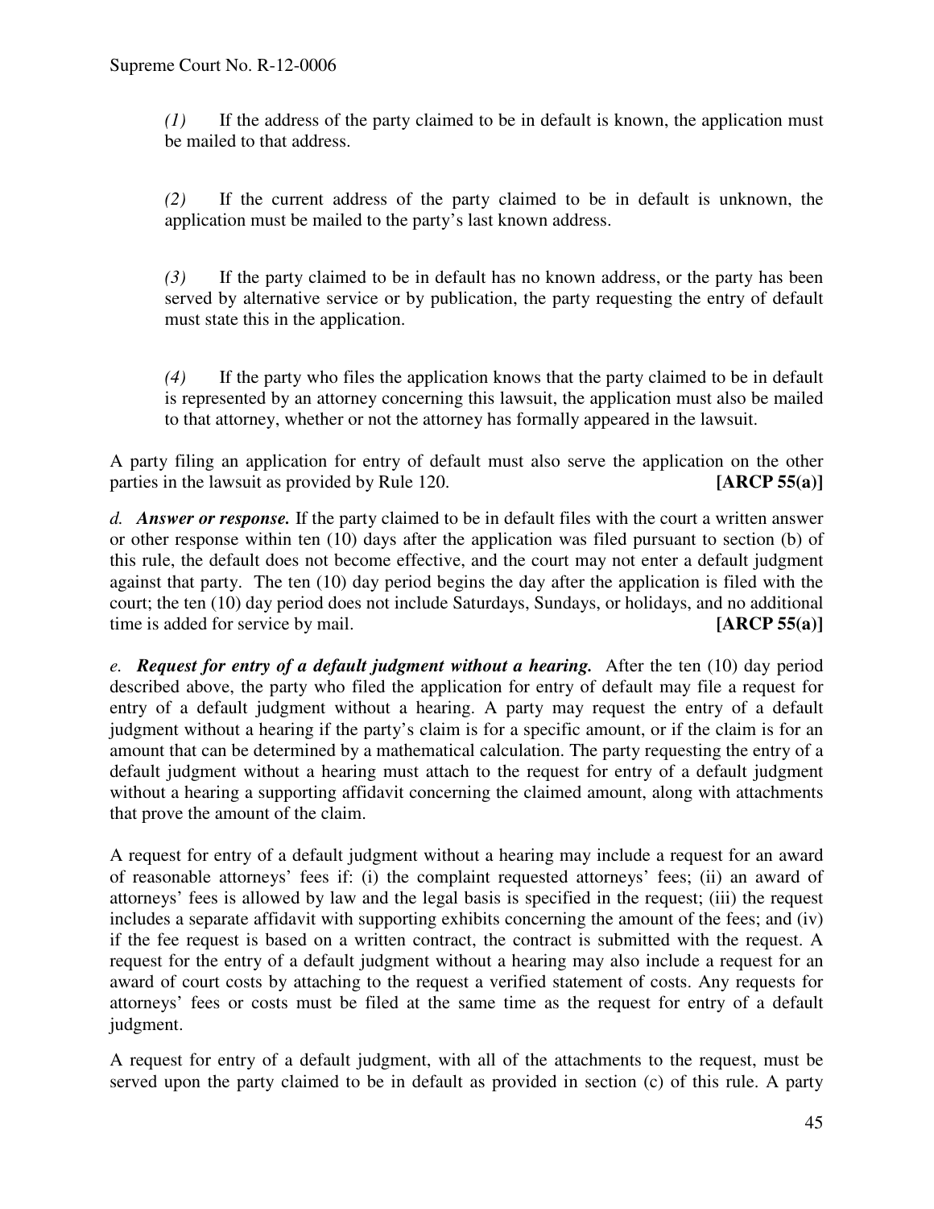*(1)* If the address of the party claimed to be in default is known, the application must be mailed to that address.

*(2)* If the current address of the party claimed to be in default is unknown, the application must be mailed to the party's last known address.

*(3)* If the party claimed to be in default has no known address, or the party has been served by alternative service or by publication, the party requesting the entry of default must state this in the application.

*(4)* If the party who files the application knows that the party claimed to be in default is represented by an attorney concerning this lawsuit, the application must also be mailed to that attorney, whether or not the attorney has formally appeared in the lawsuit.

A party filing an application for entry of default must also serve the application on the other parties in the lawsuit as provided by Rule 120. **[ARCP 55(a)]**

*d.* ***Answer or response.*** If the party claimed to be in default files with the court a written answer or other response within ten (10) days after the application was filed pursuant to section (b) of this rule, the default does not become effective, and the court may not enter a default judgment against that party. The ten (10) day period begins the day after the application is filed with the court; the ten (10) day period does not include Saturdays, Sundays, or holidays, and no additional time is added for service by mail. **[ARCP 55(a)]**

*e.* ***Request for entry of a default judgment without a hearing.*** After the ten (10) day period described above, the party who filed the application for entry of default may file a request for entry of a default judgment without a hearing. A party may request the entry of a default judgment without a hearing if the party's claim is for a specific amount, or if the claim is for an amount that can be determined by a mathematical calculation. The party requesting the entry of a default judgment without a hearing must attach to the request for entry of a default judgment without a hearing a supporting affidavit concerning the claimed amount, along with attachments that prove the amount of the claim.

A request for entry of a default judgment without a hearing may include a request for an award of reasonable attorneys' fees if: (i) the complaint requested attorneys' fees; (ii) an award of attorneys' fees is allowed by law and the legal basis is specified in the request; (iii) the request includes a separate affidavit with supporting exhibits concerning the amount of the fees; and (iv) if the fee request is based on a written contract, the contract is submitted with the request. A request for the entry of a default judgment without a hearing may also include a request for an award of court costs by attaching to the request a verified statement of costs. Any requests for attorneys' fees or costs must be filed at the same time as the request for entry of a default judgment.

A request for entry of a default judgment, with all of the attachments to the request, must be served upon the party claimed to be in default as provided in section (c) of this rule. A party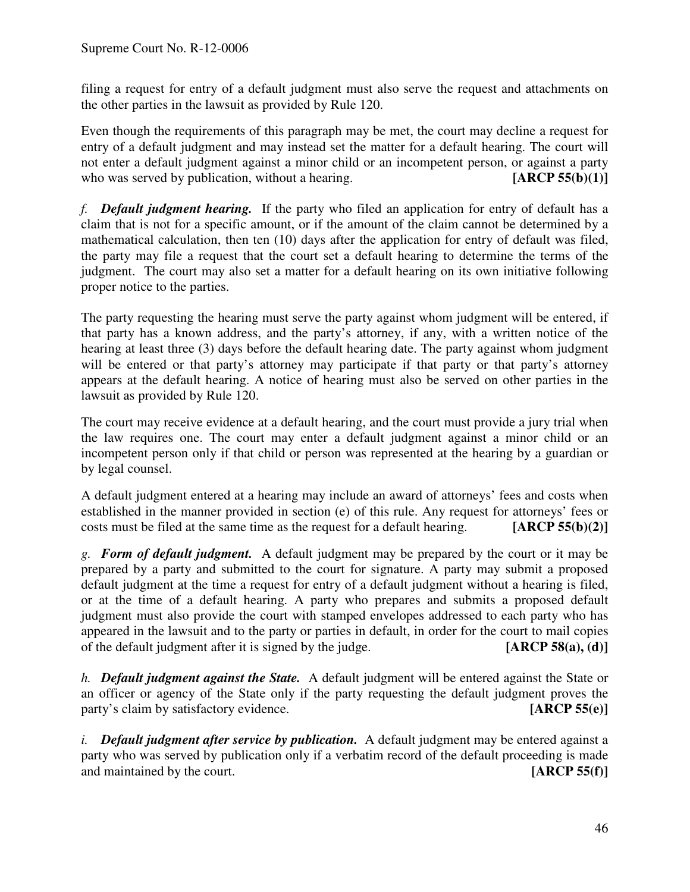filing a request for entry of a default judgment must also serve the request and attachments on the other parties in the lawsuit as provided by Rule 120.

Even though the requirements of this paragraph may be met, the court may decline a request for entry of a default judgment and may instead set the matter for a default hearing. The court will not enter a default judgment against a minor child or an incompetent person, or against a party who was served by publication, without a hearing. **[ARCP 55(b)(1)]**

*f.* ***Default judgment hearing.*** If the party who filed an application for entry of default has a claim that is not for a specific amount, or if the amount of the claim cannot be determined by a mathematical calculation, then ten (10) days after the application for entry of default was filed, the party may file a request that the court set a default hearing to determine the terms of the judgment. The court may also set a matter for a default hearing on its own initiative following proper notice to the parties.

The party requesting the hearing must serve the party against whom judgment will be entered, if that party has a known address, and the party's attorney, if any, with a written notice of the hearing at least three (3) days before the default hearing date. The party against whom judgment will be entered or that party's attorney may participate if that party or that party's attorney appears at the default hearing. A notice of hearing must also be served on other parties in the lawsuit as provided by Rule 120.

The court may receive evidence at a default hearing, and the court must provide a jury trial when the law requires one. The court may enter a default judgment against a minor child or an incompetent person only if that child or person was represented at the hearing by a guardian or by legal counsel.

A default judgment entered at a hearing may include an award of attorneys' fees and costs when established in the manner provided in section (e) of this rule. Any request for attorneys' fees or costs must be filed at the same time as the request for a default hearing. **[ARCP 55(b)(2)]**

*g.* ***Form of default judgment.*** A default judgment may be prepared by the court or it may be prepared by a party and submitted to the court for signature. A party may submit a proposed default judgment at the time a request for entry of a default judgment without a hearing is filed, or at the time of a default hearing. A party who prepares and submits a proposed default judgment must also provide the court with stamped envelopes addressed to each party who has appeared in the lawsuit and to the party or parties in default, in order for the court to mail copies of the default judgment after it is signed by the judge. **[ARCP 58(a), (d)]**

*h.* ***Default judgment against the State.*** A default judgment will be entered against the State or an officer or agency of the State only if the party requesting the default judgment proves the party's claim by satisfactory evidence. **[ARCP 55(e)]**

*i.* ***Default judgment after service by publication.*** A default judgment may be entered against a party who was served by publication only if a verbatim record of the default proceeding is made and maintained by the court. **[ARCP 55(f)]**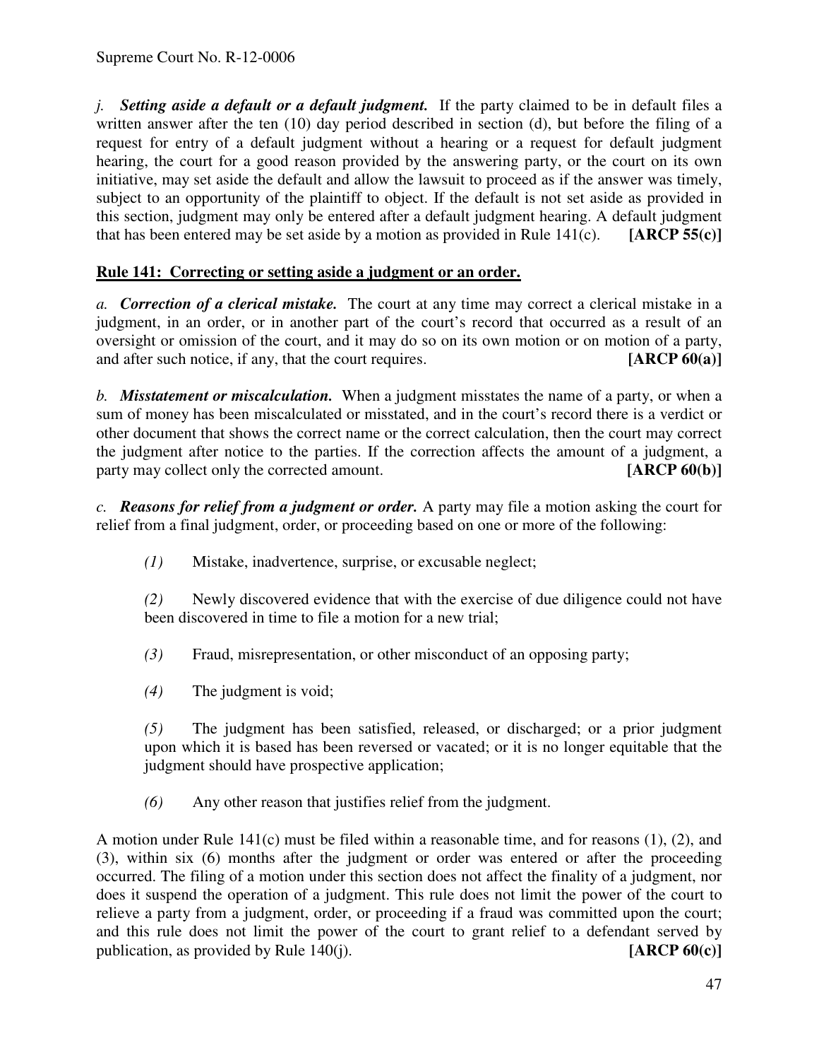*j.* ***Setting aside a default or a default judgment.*** If the party claimed to be in default files a written answer after the ten (10) day period described in section (d), but before the filing of a request for entry of a default judgment without a hearing or a request for default judgment hearing, the court for a good reason provided by the answering party, or the court on its own initiative, may set aside the default and allow the lawsuit to proceed as if the answer was timely, subject to an opportunity of the plaintiff to object. If the default is not set aside as provided in this section, judgment may only be entered after a default judgment hearing. A default judgment that has been entered may be set aside by a motion as provided in Rule 141(c). **[ARCP 55(c)]**

## Rule 141: Correcting or setting aside a judgment or an order.

*a.* ***Correction of a clerical mistake.*** The court at any time may correct a clerical mistake in a judgment, in an order, or in another part of the court's record that occurred as a result of an oversight or omission of the court, and it may do so on its own motion or on motion of a party, and after such notice, if any, that the court requires. **[ARCP 60(a)]**

*b.* ***Misstatement or miscalculation.*** When a judgment misstates the name of a party, or when a sum of money has been miscalculated or misstated, and in the court's record there is a verdict or other document that shows the correct name or the correct calculation, then the court may correct the judgment after notice to the parties. If the correction affects the amount of a judgment, a party may collect only the corrected amount. **[ARCP 60(b)]**

*c.* ***Reasons for relief from a judgment or order.*** A party may file a motion asking the court for relief from a final judgment, order, or proceeding based on one or more of the following:

*(1)* Mistake, inadvertence, surprise, or excusable neglect;

*(2)* Newly discovered evidence that with the exercise of due diligence could not have been discovered in time to file a motion for a new trial;

*(3)* Fraud, misrepresentation, or other misconduct of an opposing party;

*(4)* The judgment is void;

*(5)* The judgment has been satisfied, released, or discharged; or a prior judgment upon which it is based has been reversed or vacated; or it is no longer equitable that the judgment should have prospective application;

*(6)* Any other reason that justifies relief from the judgment.

A motion under Rule 141(c) must be filed within a reasonable time, and for reasons (1), (2), and (3), within six (6) months after the judgment or order was entered or after the proceeding occurred. The filing of a motion under this section does not affect the finality of a judgment, nor does it suspend the operation of a judgment. This rule does not limit the power of the court to relieve a party from a judgment, order, or proceeding if a fraud was committed upon the court; and this rule does not limit the power of the court to grant relief to a defendant served by publication, as provided by Rule 140(j). **[ARCP 60(c)]**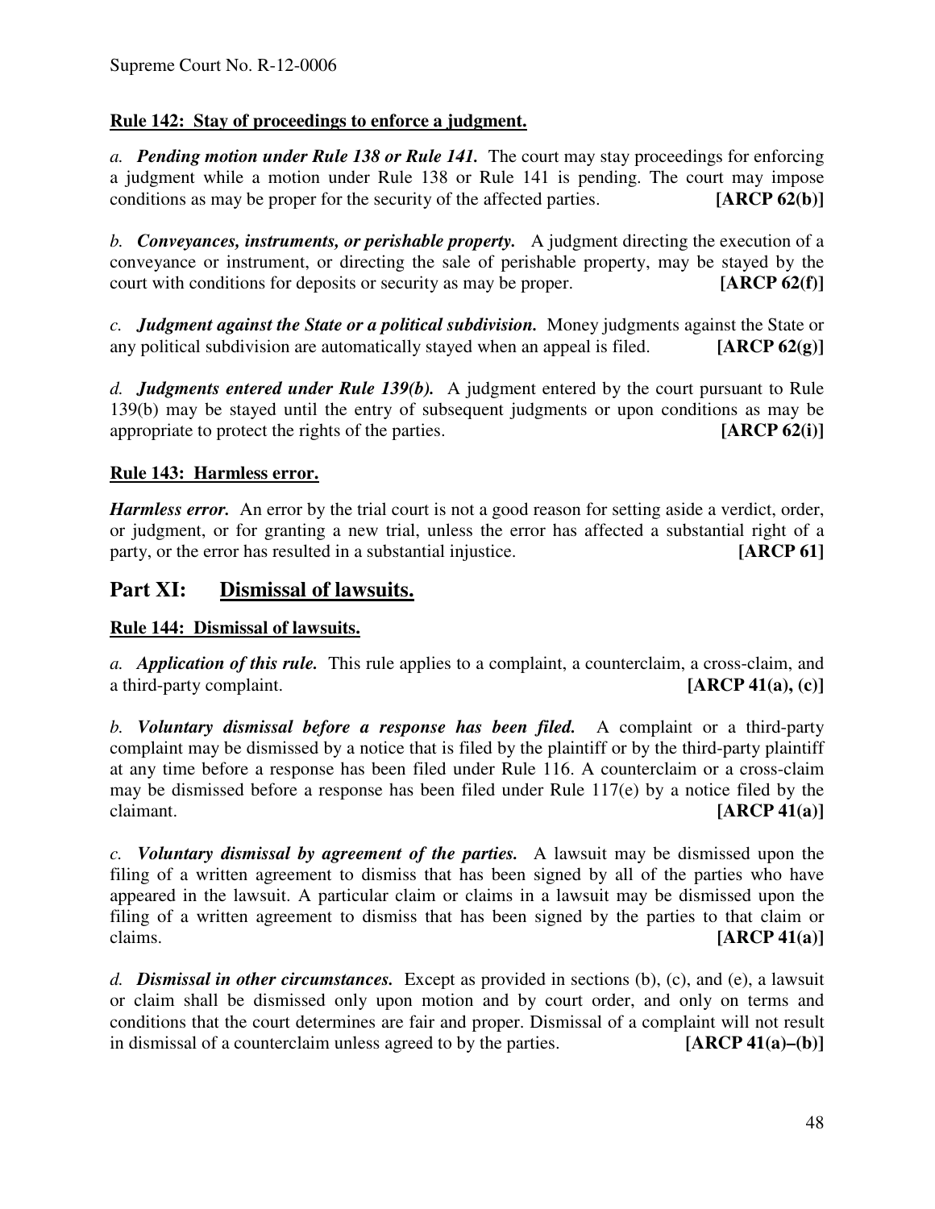**Rule 142: Stay of proceedings to enforce a judgment.**

*a.* ***Pending motion under Rule 138 or Rule 141.*** The court may stay proceedings for enforcing a judgment while a motion under Rule 138 or Rule 141 is pending. The court may impose conditions as may be proper for the security of the affected parties. **[ARCP 62(b)]**

*b.* ***Conveyances, instruments, or perishable property.*** A judgment directing the execution of a conveyance or instrument, or directing the sale of perishable property, may be stayed by the court with conditions for deposits or security as may be proper. **[ARCP 62(f)]**

*c.* ***Judgment against the State or a political subdivision.*** Money judgments against the State or any political subdivision are automatically stayed when an appeal is filed. **[ARCP 62(g)]**

*d.* ***Judgments entered under Rule 139(b).*** A judgment entered by the court pursuant to Rule 139(b) may be stayed until the entry of subsequent judgments or upon conditions as may be appropriate to protect the rights of the parties. **[ARCP 62(i)]**

**Rule 143: Harmless error.**

***Harmless error.*** An error by the trial court is not a good reason for setting aside a verdict, order, or judgment, or for granting a new trial, unless the error has affected a substantial right of a party, or the error has resulted in a substantial injustice. **[ARCP 61]**

## Part XI: Dismissal of lawsuits.

**Rule 144: Dismissal of lawsuits.**

*a.* ***Application of this rule.*** This rule applies to a complaint, a counterclaim, a cross-claim, and a third-party complaint. **[ARCP 41(a), (c)]**

*b.* ***Voluntary dismissal before a response has been filed.*** A complaint or a third-party complaint may be dismissed by a notice that is filed by the plaintiff or by the third-party plaintiff at any time before a response has been filed under Rule 116. A counterclaim or a cross-claim may be dismissed before a response has been filed under Rule 117(e) by a notice filed by the claimant. **[ARCP 41(a)]**

*c.* ***Voluntary dismissal by agreement of the parties.*** A lawsuit may be dismissed upon the filing of a written agreement to dismiss that has been signed by all of the parties who have appeared in the lawsuit. A particular claim or claims in a lawsuit may be dismissed upon the filing of a written agreement to dismiss that has been signed by the parties to that claim or claims. **[ARCP 41(a)]**

*d.* ***Dismissal in other circumstances.*** Except as provided in sections (b), (c), and (e), a lawsuit or claim shall be dismissed only upon motion and by court order, and only on terms and conditions that the court determines are fair and proper. Dismissal of a complaint will not result in dismissal of a counterclaim unless agreed to by the parties. **[ARCP 41(a)–(b)]**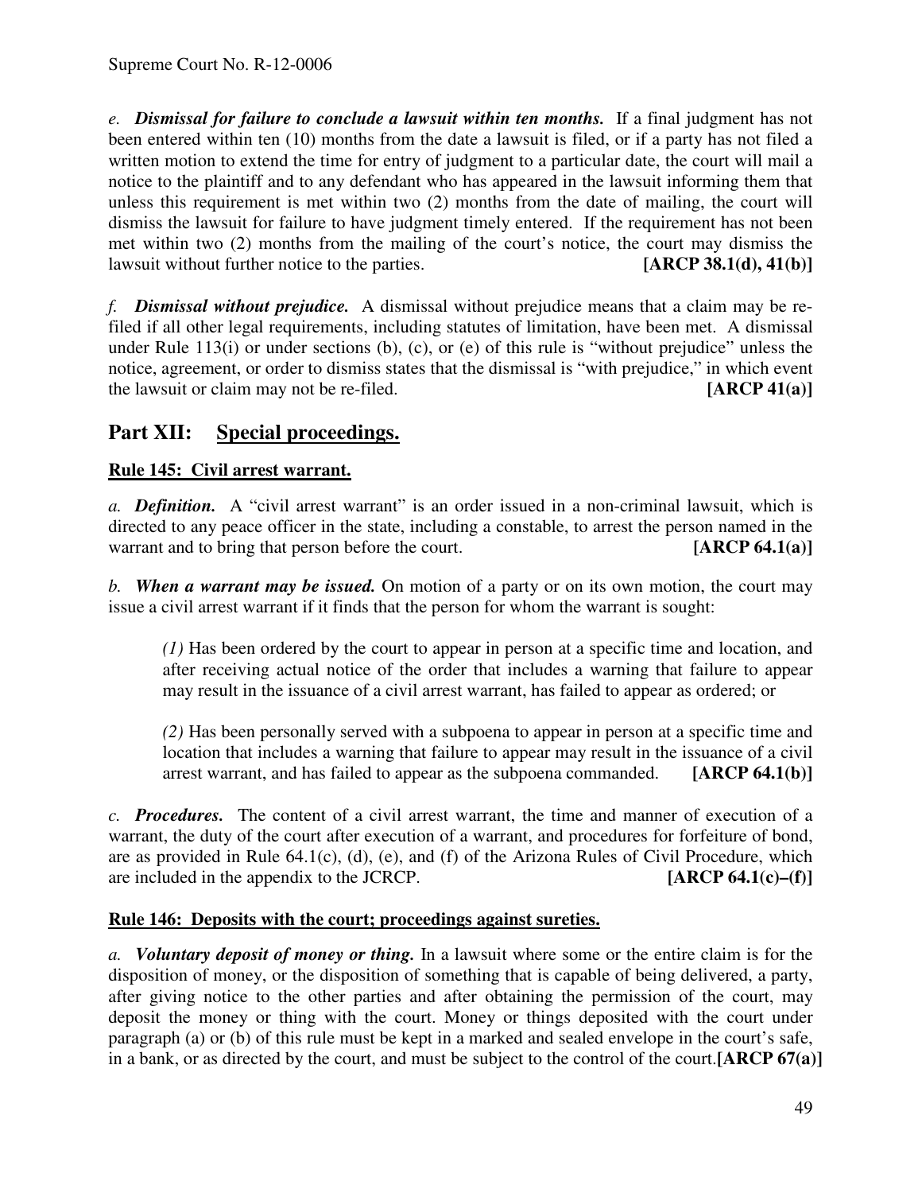*e.* ***Dismissal for failure to conclude a lawsuit within ten months.*** If a final judgment has not been entered within ten (10) months from the date a lawsuit is filed, or if a party has not filed a written motion to extend the time for entry of judgment to a particular date, the court will mail a notice to the plaintiff and to any defendant who has appeared in the lawsuit informing them that unless this requirement is met within two (2) months from the date of mailing, the court will dismiss the lawsuit for failure to have judgment timely entered. If the requirement has not been met within two (2) months from the mailing of the court's notice, the court may dismiss the lawsuit without further notice to the parties. **[ARCP 38.1(d), 41(b)]**

*f.* ***Dismissal without prejudice.*** A dismissal without prejudice means that a claim may be re-filed if all other legal requirements, including statutes of limitation, have been met. A dismissal under Rule 113(i) or under sections (b), (c), or (e) of this rule is "without prejudice" unless the notice, agreement, or order to dismiss states that the dismissal is "with prejudice," in which event the lawsuit or claim may not be re-filed. **[ARCP 41(a)]**

## Part XII: Special proceedings.

### Rule 145: Civil arrest warrant.

*a.* ***Definition.*** A "civil arrest warrant" is an order issued in a non-criminal lawsuit, which is directed to any peace officer in the state, including a constable, to arrest the person named in the warrant and to bring that person before the court. **[ARCP 64.1(a)]**

*b.* ***When a warrant may be issued.*** On motion of a party or on its own motion, the court may issue a civil arrest warrant if it finds that the person for whom the warrant is sought:

> *(1)* Has been ordered by the court to appear in person at a specific time and location, and after receiving actual notice of the order that includes a warning that failure to appear may result in the issuance of a civil arrest warrant, has failed to appear as ordered; or
>
> *(2)* Has been personally served with a subpoena to appear in person at a specific time and location that includes a warning that failure to appear may result in the issuance of a civil arrest warrant, and has failed to appear as the subpoena commanded. **[ARCP 64.1(b)]**

*c.* ***Procedures.*** The content of a civil arrest warrant, the time and manner of execution of a warrant, the duty of the court after execution of a warrant, and procedures for forfeiture of bond, are as provided in Rule 64.1(c), (d), (e), and (f) of the Arizona Rules of Civil Procedure, which are included in the appendix to the JCRCP. **[ARCP 64.1(c)–(f)]**

### Rule 146: Deposits with the court; proceedings against sureties.

*a.* ***Voluntary deposit of money or thing.*** In a lawsuit where some or the entire claim is for the disposition of money, or the disposition of something that is capable of being delivered, a party, after giving notice to the other parties and after obtaining the permission of the court, may deposit the money or thing with the court. Money or things deposited with the court under paragraph (a) or (b) of this rule must be kept in a marked and sealed envelope in the court's safe, in a bank, or as directed by the court, and must be subject to the control of the court. **[ARCP 67(a)]**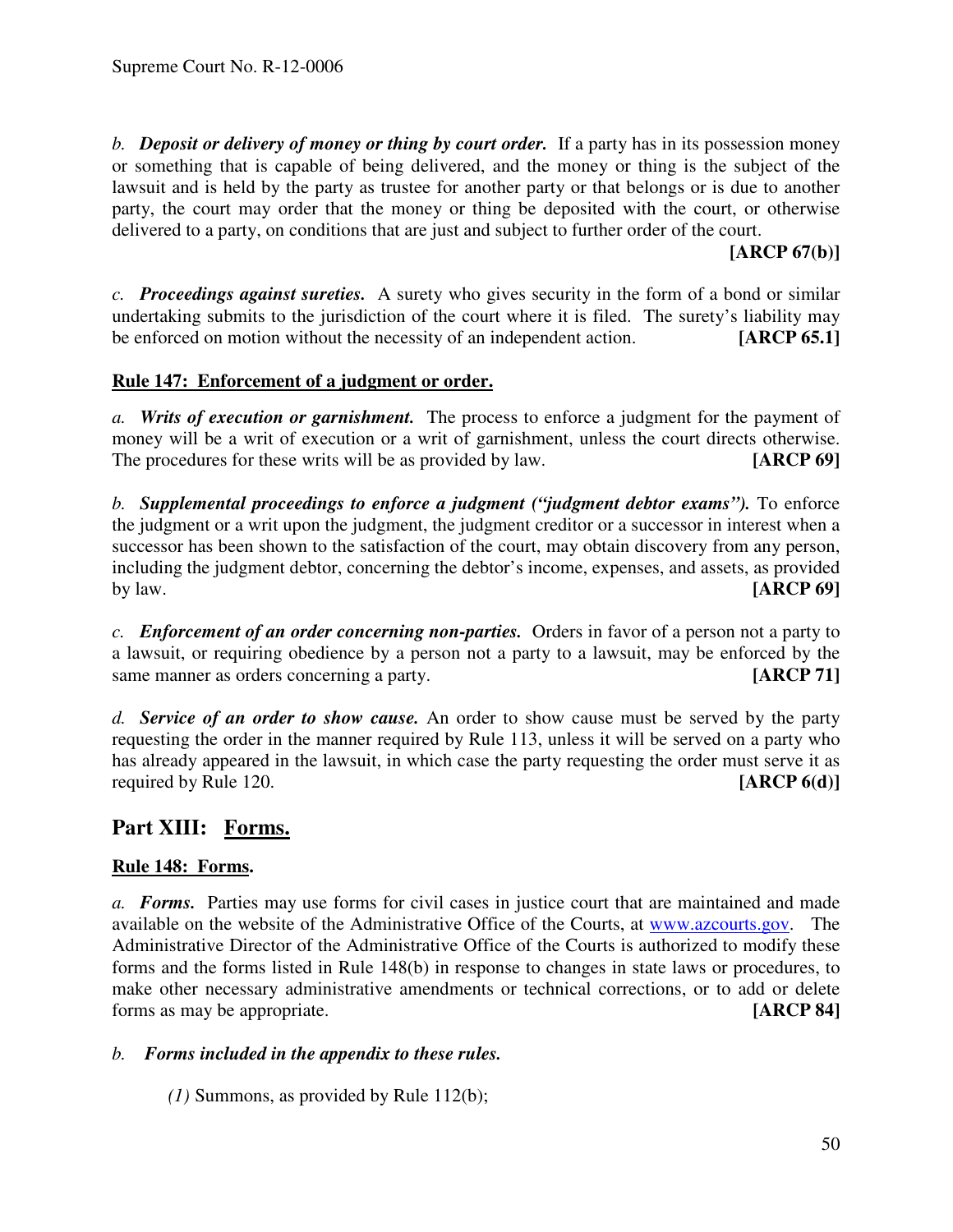*b.* ***Deposit or delivery of money or thing by court order.*** If a party has in its possession money or something that is capable of being delivered, and the money or thing is the subject of the lawsuit and is held by the party as trustee for another party or that belongs or is due to another party, the court may order that the money or thing be deposited with the court, or otherwise delivered to a party, on conditions that are just and subject to further order of the court. **[ARCP 67(b)]**

*c.* ***Proceedings against sureties.*** A surety who gives security in the form of a bond or similar undertaking submits to the jurisdiction of the court where it is filed. The surety's liability may be enforced on motion without the necessity of an independent action. **[ARCP 65.1]**

**Rule 147: Enforcement of a judgment or order.**

*a.* ***Writs of execution or garnishment.*** The process to enforce a judgment for the payment of money will be a writ of execution or a writ of garnishment, unless the court directs otherwise. The procedures for these writs will be as provided by law. **[ARCP 69]**

*b.* ***Supplemental proceedings to enforce a judgment ("judgment debtor exams").*** To enforce the judgment or a writ upon the judgment, the judgment creditor or a successor in interest when a successor has been shown to the satisfaction of the court, may obtain discovery from any person, including the judgment debtor, concerning the debtor's income, expenses, and assets, as provided by law. **[ARCP 69]**

*c.* ***Enforcement of an order concerning non-parties.*** Orders in favor of a person not a party to a lawsuit, or requiring obedience by a person not a party to a lawsuit, may be enforced by the same manner as orders concerning a party. **[ARCP 71]**

*d.* ***Service of an order to show cause.*** An order to show cause must be served by the party requesting the order in the manner required by Rule 113, unless it will be served on a party who has already appeared in the lawsuit, in which case the party requesting the order must serve it as required by Rule 120. **[ARCP 6(d)]**

## Part XIII: Forms.

**Rule 148: Forms.**

*a.* ***Forms.*** Parties may use forms for civil cases in justice court that are maintained and made available on the website of the Administrative Office of the Courts, at www.azcourts.gov. The Administrative Director of the Administrative Office of the Courts is authorized to modify these forms and the forms listed in Rule 148(b) in response to changes in state laws or procedures, to make other necessary administrative amendments or technical corrections, or to add or delete forms as may be appropriate. **[ARCP 84]**

*b.* ***Forms included in the appendix to these rules.***

*(1)* Summons, as provided by Rule 112(b);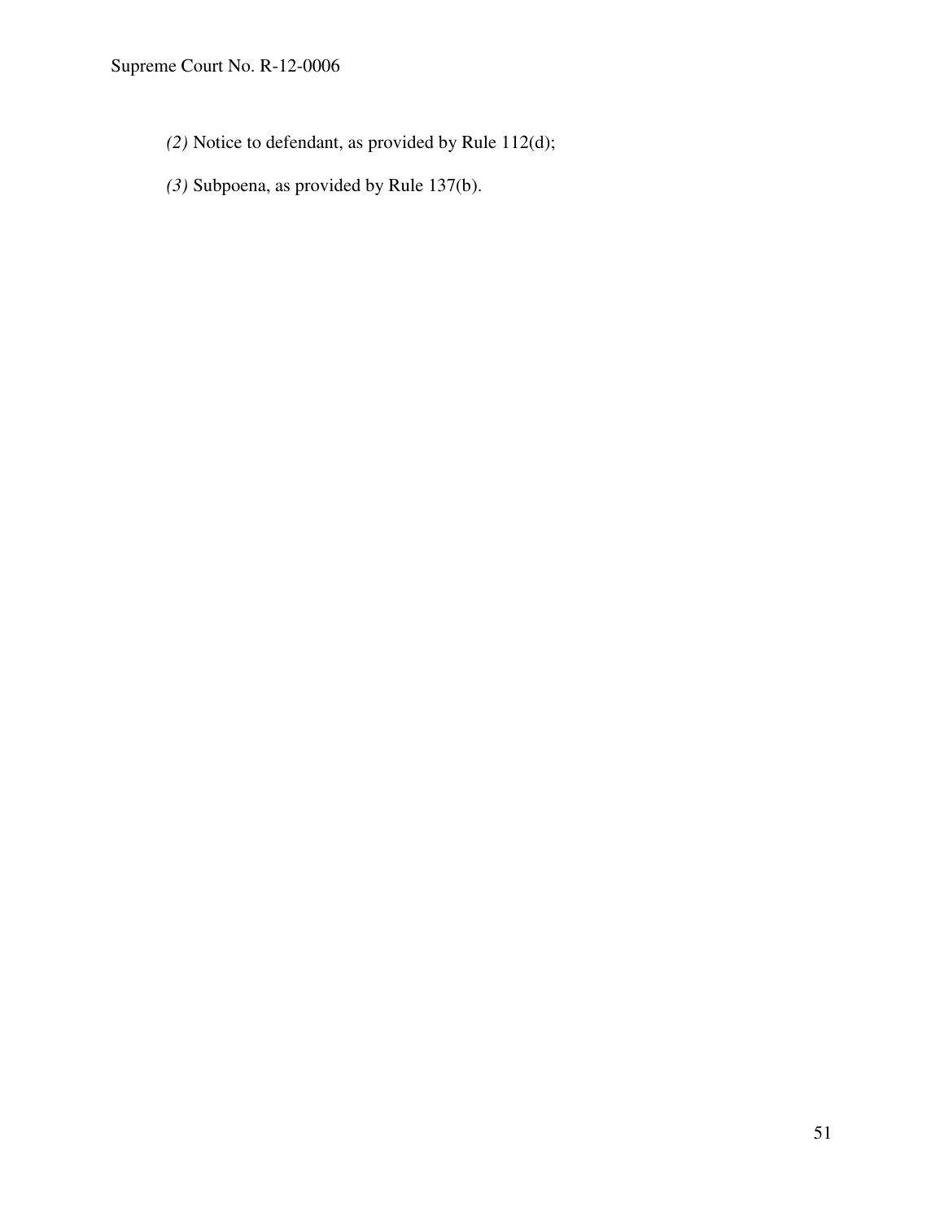*(2)* Notice to defendant, as provided by Rule 112(d);

*(3)* Subpoena, as provided by Rule 137(b).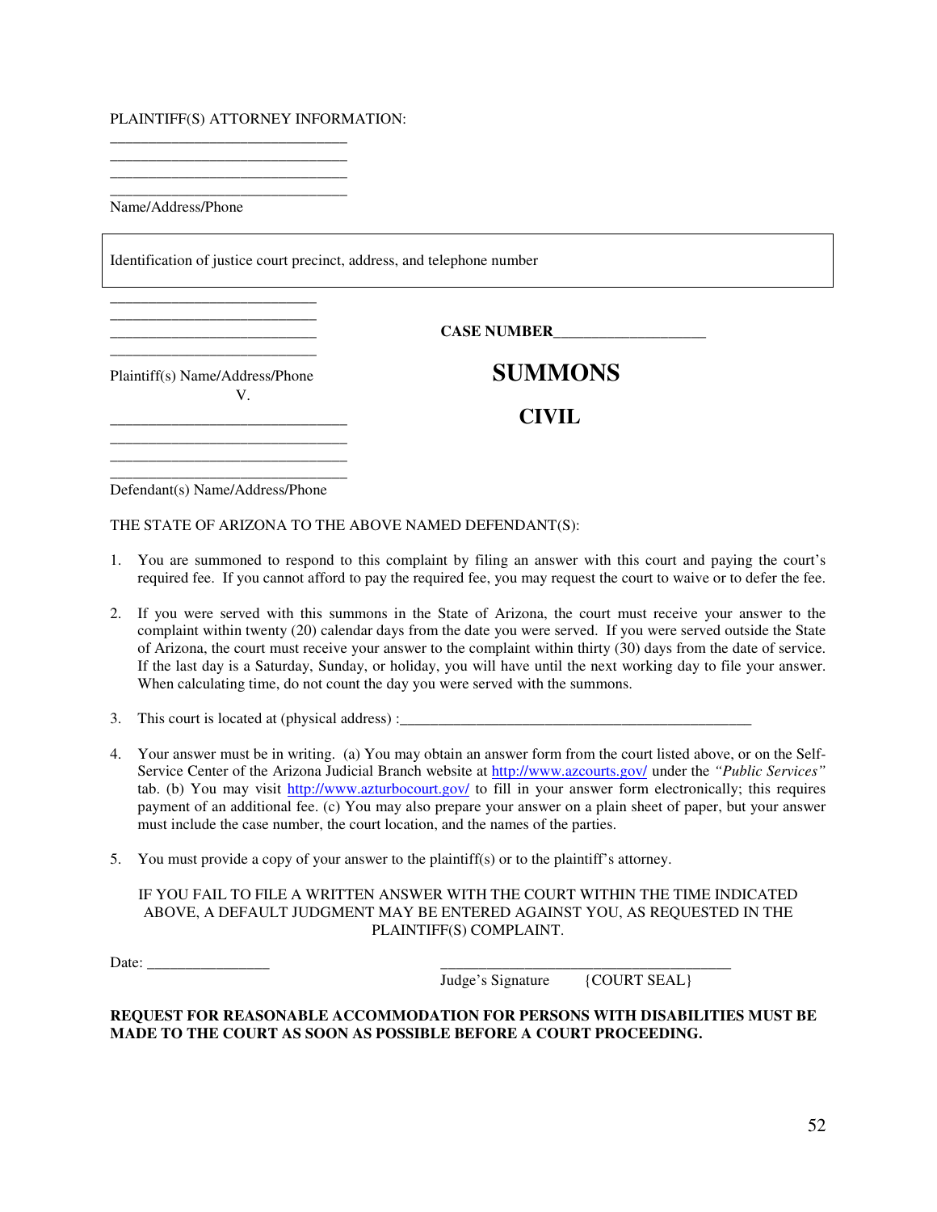PLAINTIFF(S) ATTORNEY INFORMATION:

______________________________
______________________________
______________________________
______________________________
Name/Address/Phone

Identification of justice court precinct, address, and telephone number

______________________________
______________________________
______________________________
______________________________
Plaintiff(s) Name/Address/Phone

V.

______________________________
______________________________
______________________________
______________________________
Defendant(s) Name/Address/Phone

**CASE NUMBER**____________________

# SUMMONS

## CIVIL

THE STATE OF ARIZONA TO THE ABOVE NAMED DEFENDANT(S):

1. You are summoned to respond to this complaint by filing an answer with this court and paying the court's required fee. If you cannot afford to pay the required fee, you may request the court to waive or to defer the fee.

2. If you were served with this summons in the State of Arizona, the court must receive your answer to the complaint within twenty (20) calendar days from the date you were served. If you were served outside the State of Arizona, the court must receive your answer to the complaint within thirty (30) days from the date of service. If the last day is a Saturday, Sunday, or holiday, you will have until the next working day to file your answer. When calculating time, do not count the day you were served with the summons.

3. This court is located at (physical address) :_______________________________________________

4. Your answer must be in writing. (a) You may obtain an answer form from the court listed above, or on the Self-Service Center of the Arizona Judicial Branch website at http://www.azcourts.gov/ under the *"Public Services"* tab. (b) You may visit http://www.azturbocourt.gov/ to fill in your answer form electronically; this requires payment of an additional fee. (c) You may also prepare your answer on a plain sheet of paper, but your answer must include the case number, the court location, and the names of the parties.

5. You must provide a copy of your answer to the plaintiff(s) or to the plaintiff's attorney.

IF YOU FAIL TO FILE A WRITTEN ANSWER WITH THE COURT WITHIN THE TIME INDICATED ABOVE, A DEFAULT JUDGMENT MAY BE ENTERED AGAINST YOU, AS REQUESTED IN THE PLAINTIFF(S) COMPLAINT.

Date: ________________ ______________________________________

Judge's Signature {COURT SEAL}

**REQUEST FOR REASONABLE ACCOMMODATION FOR PERSONS WITH DISABILITIES MUST BE MADE TO THE COURT AS SOON AS POSSIBLE BEFORE A COURT PROCEEDING.**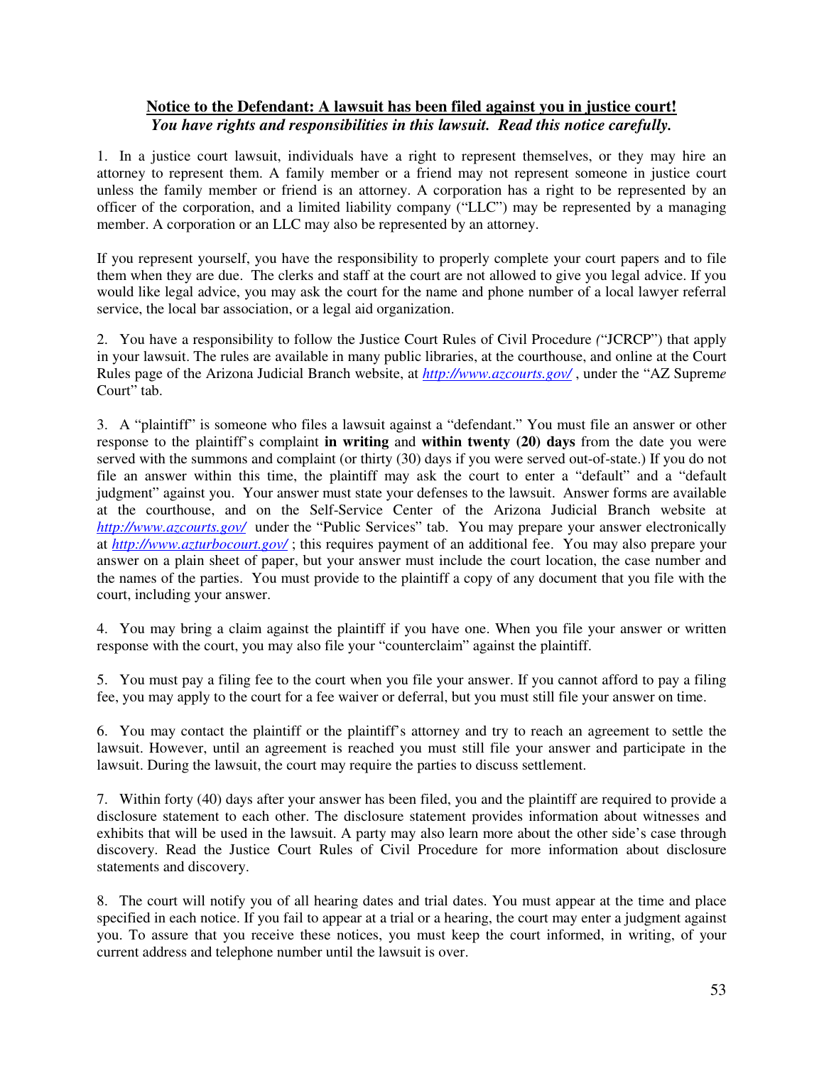**<u>Notice to the Defendant: A lawsuit has been filed against you in justice court!</u>**
***You have rights and responsibilities in this lawsuit. Read this notice carefully.***

1. In a justice court lawsuit, individuals have a right to represent themselves, or they may hire an attorney to represent them. A family member or a friend may not represent someone in justice court unless the family member or friend is an attorney. A corporation has a right to be represented by an officer of the corporation, and a limited liability company ("LLC") may be represented by a managing member. A corporation or an LLC may also be represented by an attorney.

If you represent yourself, you have the responsibility to properly complete your court papers and to file them when they are due. The clerks and staff at the court are not allowed to give you legal advice. If you would like legal advice, you may ask the court for the name and phone number of a local lawyer referral service, the local bar association, or a legal aid organization.

2. You have a responsibility to follow the Justice Court Rules of Civil Procedure ("JCRCP") that apply in your lawsuit. The rules are available in many public libraries, at the courthouse, and online at the Court Rules page of the Arizona Judicial Branch website, at [http://www.azcourts.gov/](http://www.azcourts.gov/) , under the "AZ Supreme Court" tab.

3. A "plaintiff" is someone who files a lawsuit against a "defendant." You must file an answer or other response to the plaintiff's complaint **in writing** and **within twenty (20) days** from the date you were served with the summons and complaint (or thirty (30) days if you were served out-of-state.) If you do not file an answer within this time, the plaintiff may ask the court to enter a "default" and a "default judgment" against you. Your answer must state your defenses to the lawsuit. Answer forms are available at the courthouse, and on the Self-Service Center of the Arizona Judicial Branch website at [http://www.azcourts.gov/](http://www.azcourts.gov/) under the "Public Services" tab. You may prepare your answer electronically at [http://www.azturbocourt.gov/](http://www.azturbocourt.gov/) ; this requires payment of an additional fee. You may also prepare your answer on a plain sheet of paper, but your answer must include the court location, the case number and the names of the parties. You must provide to the plaintiff a copy of any document that you file with the court, including your answer.

4. You may bring a claim against the plaintiff if you have one. When you file your answer or written response with the court, you may also file your "counterclaim" against the plaintiff.

5. You must pay a filing fee to the court when you file your answer. If you cannot afford to pay a filing fee, you may apply to the court for a fee waiver or deferral, but you must still file your answer on time.

6. You may contact the plaintiff or the plaintiff's attorney and try to reach an agreement to settle the lawsuit. However, until an agreement is reached you must still file your answer and participate in the lawsuit. During the lawsuit, the court may require the parties to discuss settlement.

7. Within forty (40) days after your answer has been filed, you and the plaintiff are required to provide a disclosure statement to each other. The disclosure statement provides information about witnesses and exhibits that will be used in the lawsuit. A party may also learn more about the other side's case through discovery. Read the Justice Court Rules of Civil Procedure for more information about disclosure statements and discovery.

8. The court will notify you of all hearing dates and trial dates. You must appear at the time and place specified in each notice. If you fail to appear at a trial or a hearing, the court may enter a judgment against you. To assure that you receive these notices, you must keep the court informed, in writing, of your current address and telephone number until the lawsuit is over.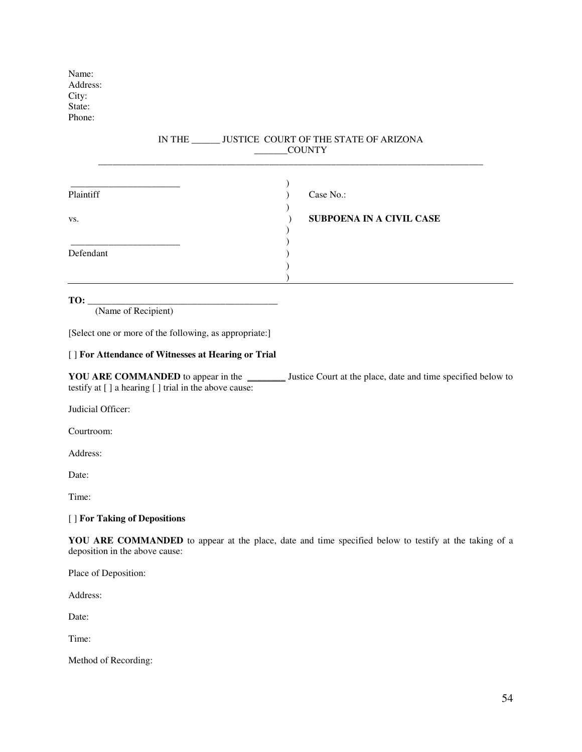Name:
Address:
City:
State:
Phone:

IN THE ______ JUSTICE COURT OF THE STATE OF ARIZONA
_______COUNTY

| | | |
|---|---|---|
| _______________________ Plaintiff | ) | Case No.: |
| vs. | ) | **SUBPOENA IN A CIVIL CASE** |
| _______________________ Defendant | ) | |

**TO:** ________________________________________
(Name of Recipient)

[Select one or more of the following, as appropriate:]

[ ] **For Attendance of Witnesses at Hearing or Trial**

**YOU ARE COMMANDED** to appear in the ________ Justice Court at the place, date and time specified below to testify at [ ] a hearing [ ] trial in the above cause:

Judicial Officer:

Courtroom:

Address:

Date:

Time:

[ ] **For Taking of Depositions**

**YOU ARE COMMANDED** to appear at the place, date and time specified below to testify at the taking of a deposition in the above cause:

Place of Deposition:

Address:

Date:

Time:

Method of Recording: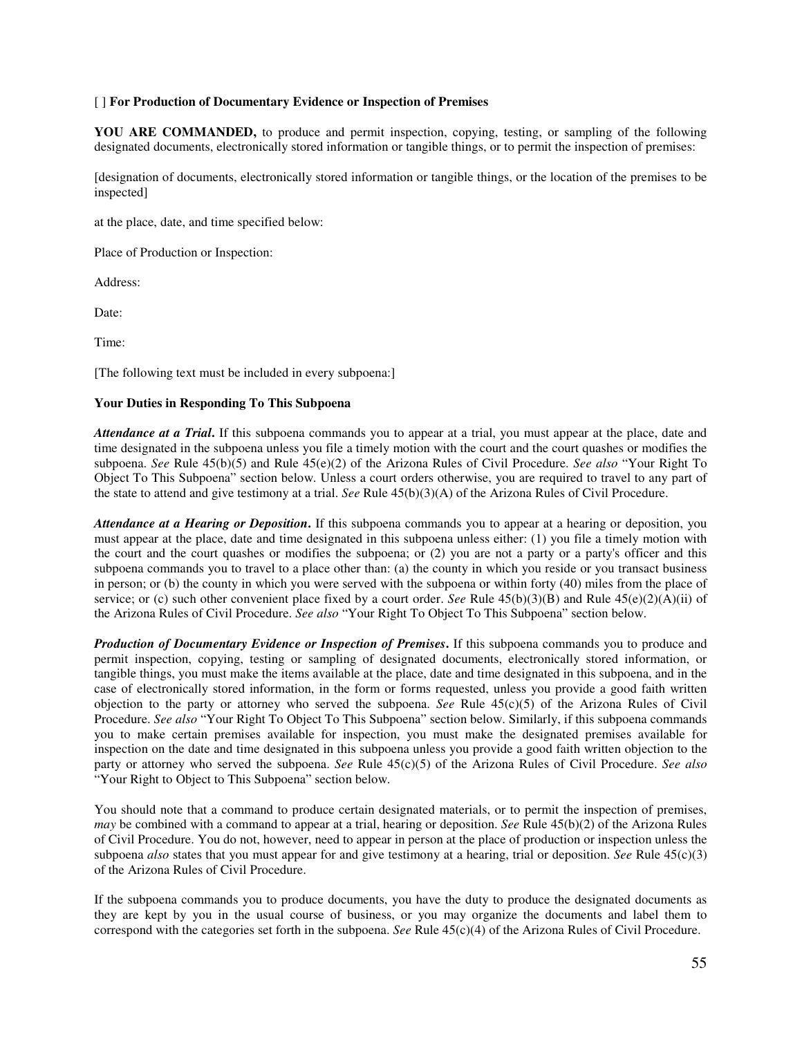[ ] **For Production of Documentary Evidence or Inspection of Premises**

**YOU ARE COMMANDED,** to produce and permit inspection, copying, testing, or sampling of the following designated documents, electronically stored information or tangible things, or to permit the inspection of premises:

[designation of documents, electronically stored information or tangible things, or the location of the premises to be inspected]

at the place, date, and time specified below:

Place of Production or Inspection:

Address:

Date:

Time:

[The following text must be included in every subpoena:]

**Your Duties in Responding To This Subpoena**

***Attendance at a Trial*.** If this subpoena commands you to appear at a trial, you must appear at the place, date and time designated in the subpoena unless you file a timely motion with the court and the court quashes or modifies the subpoena. *See* Rule 45(b)(5) and Rule 45(e)(2) of the Arizona Rules of Civil Procedure. *See also* "Your Right To Object To This Subpoena" section below. Unless a court orders otherwise, you are required to travel to any part of the state to attend and give testimony at a trial. *See* Rule 45(b)(3)(A) of the Arizona Rules of Civil Procedure.

***Attendance at a Hearing or Deposition*.** If this subpoena commands you to appear at a hearing or deposition, you must appear at the place, date and time designated in this subpoena unless either: (1) you file a timely motion with the court and the court quashes or modifies the subpoena; or (2) you are not a party or a party's officer and this subpoena commands you to travel to a place other than: (a) the county in which you reside or you transact business in person; or (b) the county in which you were served with the subpoena or within forty (40) miles from the place of service; or (c) such other convenient place fixed by a court order. *See* Rule 45(b)(3)(B) and Rule 45(e)(2)(A)(ii) of the Arizona Rules of Civil Procedure. *See also* "Your Right To Object To This Subpoena" section below.

***Production of Documentary Evidence or Inspection of Premises*.** If this subpoena commands you to produce and permit inspection, copying, testing or sampling of designated documents, electronically stored information, or tangible things, you must make the items available at the place, date and time designated in this subpoena, and in the case of electronically stored information, in the form or forms requested, unless you provide a good faith written objection to the party or attorney who served the subpoena. *See* Rule 45(c)(5) of the Arizona Rules of Civil Procedure. *See also* "Your Right To Object To This Subpoena" section below. Similarly, if this subpoena commands you to make certain premises available for inspection, you must make the designated premises available for inspection on the date and time designated in this subpoena unless you provide a good faith written objection to the party or attorney who served the subpoena. *See* Rule 45(c)(5) of the Arizona Rules of Civil Procedure. *See also* "Your Right to Object to This Subpoena" section below.

You should note that a command to produce certain designated materials, or to permit the inspection of premises, *may* be combined with a command to appear at a trial, hearing or deposition. *See* Rule 45(b)(2) of the Arizona Rules of Civil Procedure. You do not, however, need to appear in person at the place of production or inspection unless the subpoena *also* states that you must appear for and give testimony at a hearing, trial or deposition. *See* Rule 45(c)(3) of the Arizona Rules of Civil Procedure.

If the subpoena commands you to produce documents, you have the duty to produce the designated documents as they are kept by you in the usual course of business, or you may organize the documents and label them to correspond with the categories set forth in the subpoena. *See* Rule 45(c)(4) of the Arizona Rules of Civil Procedure.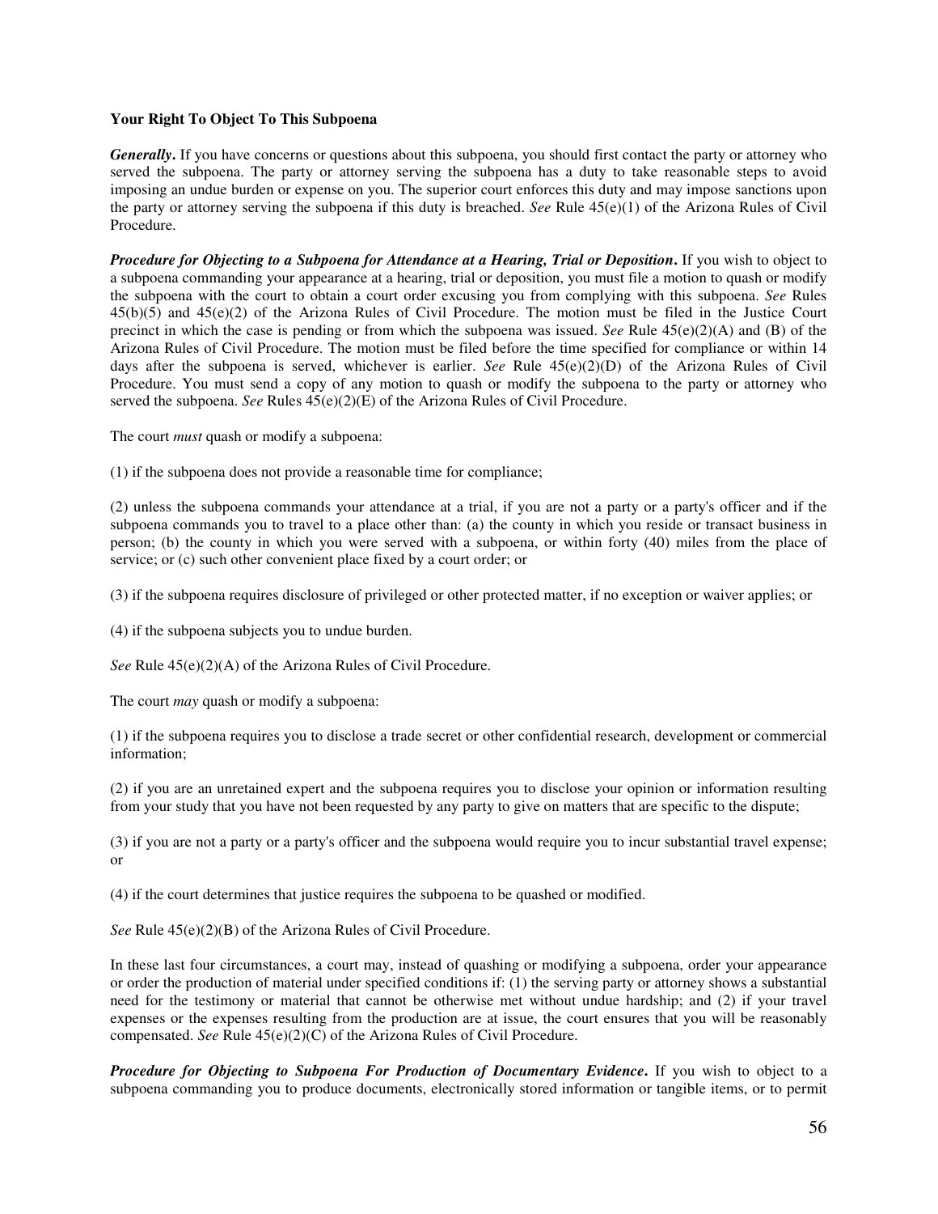**Your Right To Object To This Subpoena**

***Generally.*** If you have concerns or questions about this subpoena, you should first contact the party or attorney who served the subpoena. The party or attorney serving the subpoena has a duty to take reasonable steps to avoid imposing an undue burden or expense on you. The superior court enforces this duty and may impose sanctions upon the party or attorney serving the subpoena if this duty is breached. *See* Rule 45(e)(1) of the Arizona Rules of Civil Procedure.

***Procedure for Objecting to a Subpoena for Attendance at a Hearing, Trial or Deposition.*** If you wish to object to a subpoena commanding your appearance at a hearing, trial or deposition, you must file a motion to quash or modify the subpoena with the court to obtain a court order excusing you from complying with this subpoena. *See* Rules 45(b)(5) and 45(e)(2) of the Arizona Rules of Civil Procedure. The motion must be filed in the Justice Court precinct in which the case is pending or from which the subpoena was issued. *See* Rule 45(e)(2)(A) and (B) of the Arizona Rules of Civil Procedure. The motion must be filed before the time specified for compliance or within 14 days after the subpoena is served, whichever is earlier. *See* Rule 45(e)(2)(D) of the Arizona Rules of Civil Procedure. You must send a copy of any motion to quash or modify the subpoena to the party or attorney who served the subpoena. *See* Rules 45(e)(2)(E) of the Arizona Rules of Civil Procedure.

The court *must* quash or modify a subpoena:

(1) if the subpoena does not provide a reasonable time for compliance;

(2) unless the subpoena commands your attendance at a trial, if you are not a party or a party's officer and if the subpoena commands you to travel to a place other than: (a) the county in which you reside or transact business in person; (b) the county in which you were served with a subpoena, or within forty (40) miles from the place of service; or (c) such other convenient place fixed by a court order; or

(3) if the subpoena requires disclosure of privileged or other protected matter, if no exception or waiver applies; or

(4) if the subpoena subjects you to undue burden.

*See* Rule 45(e)(2)(A) of the Arizona Rules of Civil Procedure.

The court *may* quash or modify a subpoena:

(1) if the subpoena requires you to disclose a trade secret or other confidential research, development or commercial information;

(2) if you are an unretained expert and the subpoena requires you to disclose your opinion or information resulting from your study that you have not been requested by any party to give on matters that are specific to the dispute;

(3) if you are not a party or a party's officer and the subpoena would require you to incur substantial travel expense; or

(4) if the court determines that justice requires the subpoena to be quashed or modified.

*See* Rule 45(e)(2)(B) of the Arizona Rules of Civil Procedure.

In these last four circumstances, a court may, instead of quashing or modifying a subpoena, order your appearance or order the production of material under specified conditions if: (1) the serving party or attorney shows a substantial need for the testimony or material that cannot be otherwise met without undue hardship; and (2) if your travel expenses or the expenses resulting from the production are at issue, the court ensures that you will be reasonably compensated. *See* Rule 45(e)(2)(C) of the Arizona Rules of Civil Procedure.

***Procedure for Objecting to Subpoena For Production of Documentary Evidence.*** If you wish to object to a subpoena commanding you to produce documents, electronically stored information or tangible items, or to permit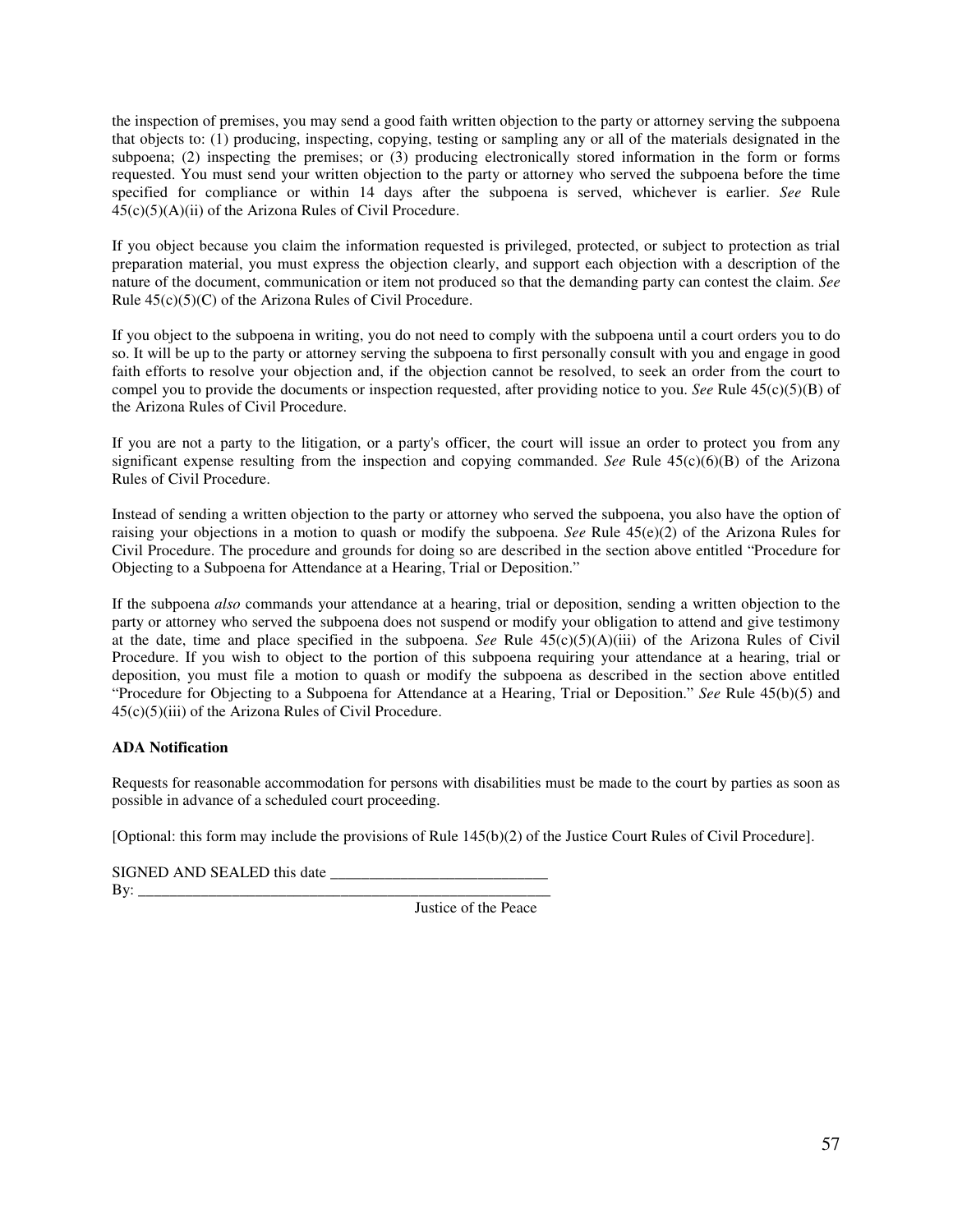the inspection of premises, you may send a good faith written objection to the party or attorney serving the subpoena that objects to: (1) producing, inspecting, copying, testing or sampling any or all of the materials designated in the subpoena; (2) inspecting the premises; or (3) producing electronically stored information in the form or forms requested. You must send your written objection to the party or attorney who served the subpoena before the time specified for compliance or within 14 days after the subpoena is served, whichever is earlier. *See* Rule 45(c)(5)(A)(ii) of the Arizona Rules of Civil Procedure.

If you object because you claim the information requested is privileged, protected, or subject to protection as trial preparation material, you must express the objection clearly, and support each objection with a description of the nature of the document, communication or item not produced so that the demanding party can contest the claim. *See* Rule 45(c)(5)(C) of the Arizona Rules of Civil Procedure.

If you object to the subpoena in writing, you do not need to comply with the subpoena until a court orders you to do so. It will be up to the party or attorney serving the subpoena to first personally consult with you and engage in good faith efforts to resolve your objection and, if the objection cannot be resolved, to seek an order from the court to compel you to provide the documents or inspection requested, after providing notice to you. *See* Rule 45(c)(5)(B) of the Arizona Rules of Civil Procedure.

If you are not a party to the litigation, or a party's officer, the court will issue an order to protect you from any significant expense resulting from the inspection and copying commanded. *See* Rule 45(c)(6)(B) of the Arizona Rules of Civil Procedure.

Instead of sending a written objection to the party or attorney who served the subpoena, you also have the option of raising your objections in a motion to quash or modify the subpoena. *See* Rule 45(e)(2) of the Arizona Rules for Civil Procedure. The procedure and grounds for doing so are described in the section above entitled "Procedure for Objecting to a Subpoena for Attendance at a Hearing, Trial or Deposition."

If the subpoena *also* commands your attendance at a hearing, trial or deposition, sending a written objection to the party or attorney who served the subpoena does not suspend or modify your obligation to attend and give testimony at the date, time and place specified in the subpoena. *See* Rule 45(c)(5)(A)(iii) of the Arizona Rules of Civil Procedure. If you wish to object to the portion of this subpoena requiring your attendance at a hearing, trial or deposition, you must file a motion to quash or modify the subpoena as described in the section above entitled "Procedure for Objecting to a Subpoena for Attendance at a Hearing, Trial or Deposition." *See* Rule 45(b)(5) and 45(c)(5)(iii) of the Arizona Rules of Civil Procedure.

**ADA Notification**

Requests for reasonable accommodation for persons with disabilities must be made to the court by parties as soon as possible in advance of a scheduled court proceeding.

[Optional: this form may include the provisions of Rule 145(b)(2) of the Justice Court Rules of Civil Procedure].

SIGNED AND SEALED this date ____________________________
By: ________________________________________________________
Justice of the Peace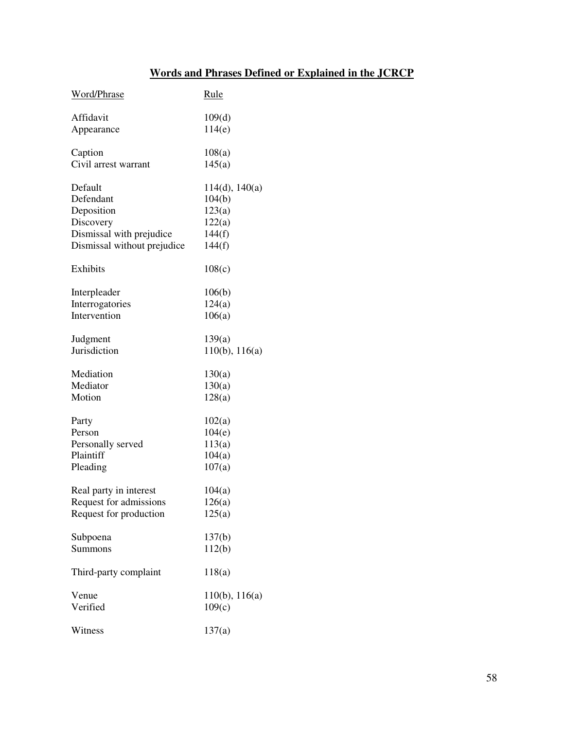## Words and Phrases Defined or Explained in the JCRCP

| Word/Phrase | Rule |
|---|---|
| Affidavit | 109(d) |
| Appearance | 114(e) |
| Caption | 108(a) |
| Civil arrest warrant | 145(a) |
| Default | 114(d), 140(a) |
| Defendant | 104(b) |
| Deposition | 123(a) |
| Discovery | 122(a) |
| Dismissal with prejudice | 144(f) |
| Dismissal without prejudice | 144(f) |
| Exhibits | 108(c) |
| Interpleader | 106(b) |
| Interrogatories | 124(a) |
| Intervention | 106(a) |
| Judgment | 139(a) |
| Jurisdiction | 110(b), 116(a) |
| Mediation | 130(a) |
| Mediator | 130(a) |
| Motion | 128(a) |
| Party | 102(a) |
| Person | 104(e) |
| Personally served | 113(a) |
| Plaintiff | 104(a) |
| Pleading | 107(a) |
| Real party in interest | 104(a) |
| Request for admissions | 126(a) |
| Request for production | 125(a) |
| Subpoena | 137(b) |
| Summons | 112(b) |
| Third-party complaint | 118(a) |
| Venue | 110(b), 116(a) |
| Verified | 109(c) |
| Witness | 137(a) |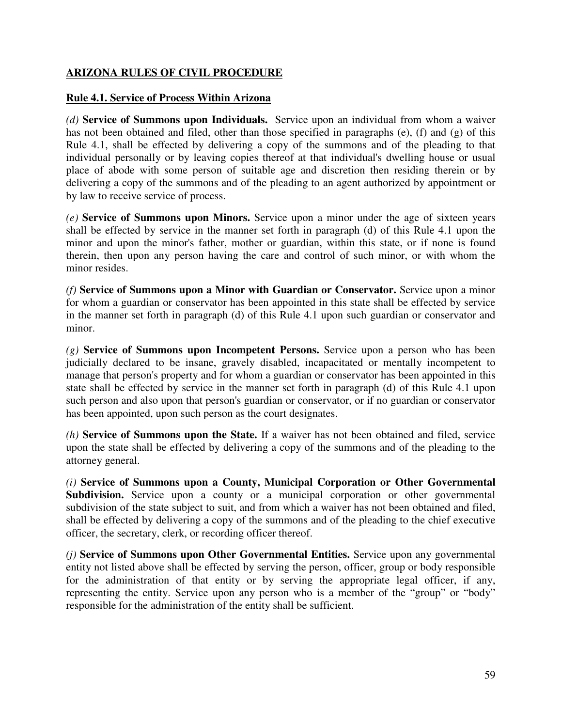**ARIZONA RULES OF CIVIL PROCEDURE**

**Rule 4.1. Service of Process Within Arizona**

*(d)* **Service of Summons upon Individuals.** Service upon an individual from whom a waiver has not been obtained and filed, other than those specified in paragraphs (e), (f) and (g) of this Rule 4.1, shall be effected by delivering a copy of the summons and of the pleading to that individual personally or by leaving copies thereof at that individual's dwelling house or usual place of abode with some person of suitable age and discretion then residing therein or by delivering a copy of the summons and of the pleading to an agent authorized by appointment or by law to receive service of process.

*(e)* **Service of Summons upon Minors.** Service upon a minor under the age of sixteen years shall be effected by service in the manner set forth in paragraph (d) of this Rule 4.1 upon the minor and upon the minor's father, mother or guardian, within this state, or if none is found therein, then upon any person having the care and control of such minor, or with whom the minor resides.

*(f)* **Service of Summons upon a Minor with Guardian or Conservator.** Service upon a minor for whom a guardian or conservator has been appointed in this state shall be effected by service in the manner set forth in paragraph (d) of this Rule 4.1 upon such guardian or conservator and minor.

*(g)* **Service of Summons upon Incompetent Persons.** Service upon a person who has been judicially declared to be insane, gravely disabled, incapacitated or mentally incompetent to manage that person's property and for whom a guardian or conservator has been appointed in this state shall be effected by service in the manner set forth in paragraph (d) of this Rule 4.1 upon such person and also upon that person's guardian or conservator, or if no guardian or conservator has been appointed, upon such person as the court designates.

*(h)* **Service of Summons upon the State.** If a waiver has not been obtained and filed, service upon the state shall be effected by delivering a copy of the summons and of the pleading to the attorney general.

*(i)* **Service of Summons upon a County, Municipal Corporation or Other Governmental Subdivision.** Service upon a county or a municipal corporation or other governmental subdivision of the state subject to suit, and from which a waiver has not been obtained and filed, shall be effected by delivering a copy of the summons and of the pleading to the chief executive officer, the secretary, clerk, or recording officer thereof.

*(j)* **Service of Summons upon Other Governmental Entities.** Service upon any governmental entity not listed above shall be effected by serving the person, officer, group or body responsible for the administration of that entity or by serving the appropriate legal officer, if any, representing the entity. Service upon any person who is a member of the "group" or "body" responsible for the administration of the entity shall be sufficient.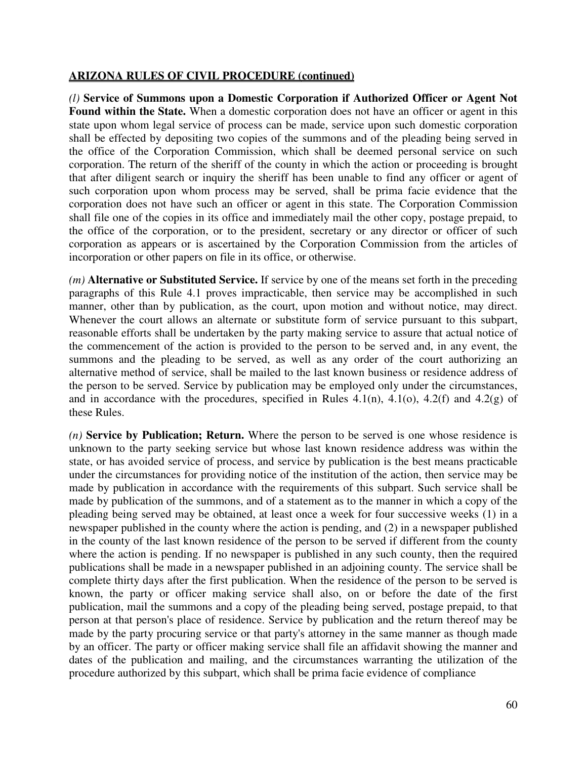**ARIZONA RULES OF CIVIL PROCEDURE (continued)**

*(l)* **Service of Summons upon a Domestic Corporation if Authorized Officer or Agent Not Found within the State.** When a domestic corporation does not have an officer or agent in this state upon whom legal service of process can be made, service upon such domestic corporation shall be effected by depositing two copies of the summons and of the pleading being served in the office of the Corporation Commission, which shall be deemed personal service on such corporation. The return of the sheriff of the county in which the action or proceeding is brought that after diligent search or inquiry the sheriff has been unable to find any officer or agent of such corporation upon whom process may be served, shall be prima facie evidence that the corporation does not have such an officer or agent in this state. The Corporation Commission shall file one of the copies in its office and immediately mail the other copy, postage prepaid, to the office of the corporation, or to the president, secretary or any director or officer of such corporation as appears or is ascertained by the Corporation Commission from the articles of incorporation or other papers on file in its office, or otherwise.

*(m)* **Alternative or Substituted Service.** If service by one of the means set forth in the preceding paragraphs of this Rule 4.1 proves impracticable, then service may be accomplished in such manner, other than by publication, as the court, upon motion and without notice, may direct. Whenever the court allows an alternate or substitute form of service pursuant to this subpart, reasonable efforts shall be undertaken by the party making service to assure that actual notice of the commencement of the action is provided to the person to be served and, in any event, the summons and the pleading to be served, as well as any order of the court authorizing an alternative method of service, shall be mailed to the last known business or residence address of the person to be served. Service by publication may be employed only under the circumstances, and in accordance with the procedures, specified in Rules 4.1(n), 4.1(o), 4.2(f) and 4.2(g) of these Rules.

*(n)* **Service by Publication; Return.** Where the person to be served is one whose residence is unknown to the party seeking service but whose last known residence address was within the state, or has avoided service of process, and service by publication is the best means practicable under the circumstances for providing notice of the institution of the action, then service may be made by publication in accordance with the requirements of this subpart. Such service shall be made by publication of the summons, and of a statement as to the manner in which a copy of the pleading being served may be obtained, at least once a week for four successive weeks (1) in a newspaper published in the county where the action is pending, and (2) in a newspaper published in the county of the last known residence of the person to be served if different from the county where the action is pending. If no newspaper is published in any such county, then the required publications shall be made in a newspaper published in an adjoining county. The service shall be complete thirty days after the first publication. When the residence of the person to be served is known, the party or officer making service shall also, on or before the date of the first publication, mail the summons and a copy of the pleading being served, postage prepaid, to that person at that person's place of residence. Service by publication and the return thereof may be made by the party procuring service or that party's attorney in the same manner as though made by an officer. The party or officer making service shall file an affidavit showing the manner and dates of the publication and mailing, and the circumstances warranting the utilization of the procedure authorized by this subpart, which shall be prima facie evidence of compliance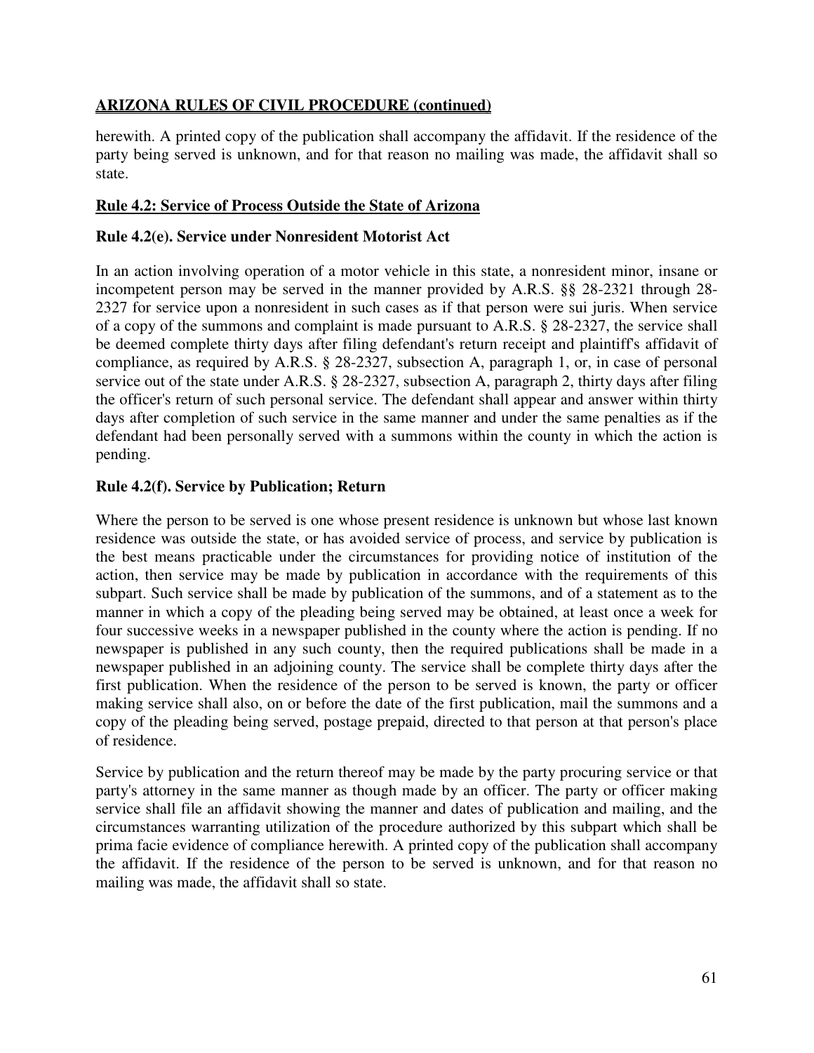## ARIZONA RULES OF CIVIL PROCEDURE (continued)

herewith. A printed copy of the publication shall accompany the affidavit. If the residence of the party being served is unknown, and for that reason no mailing was made, the affidavit shall so state.

### Rule 4.2: Service of Process Outside the State of Arizona

### Rule 4.2(e). Service under Nonresident Motorist Act

In an action involving operation of a motor vehicle in this state, a nonresident minor, insane or incompetent person may be served in the manner provided by A.R.S. §§ 28-2321 through 28-2327 for service upon a nonresident in such cases as if that person were sui juris. When service of a copy of the summons and complaint is made pursuant to A.R.S. § 28-2327, the service shall be deemed complete thirty days after filing defendant's return receipt and plaintiff's affidavit of compliance, as required by A.R.S. § 28-2327, subsection A, paragraph 1, or, in case of personal service out of the state under A.R.S. § 28-2327, subsection A, paragraph 2, thirty days after filing the officer's return of such personal service. The defendant shall appear and answer within thirty days after completion of such service in the same manner and under the same penalties as if the defendant had been personally served with a summons within the county in which the action is pending.

### Rule 4.2(f). Service by Publication; Return

Where the person to be served is one whose present residence is unknown but whose last known residence was outside the state, or has avoided service of process, and service by publication is the best means practicable under the circumstances for providing notice of institution of the action, then service may be made by publication in accordance with the requirements of this subpart. Such service shall be made by publication of the summons, and of a statement as to the manner in which a copy of the pleading being served may be obtained, at least once a week for four successive weeks in a newspaper published in the county where the action is pending. If no newspaper is published in any such county, then the required publications shall be made in a newspaper published in an adjoining county. The service shall be complete thirty days after the first publication. When the residence of the person to be served is known, the party or officer making service shall also, on or before the date of the first publication, mail the summons and a copy of the pleading being served, postage prepaid, directed to that person at that person's place of residence.

Service by publication and the return thereof may be made by the party procuring service or that party's attorney in the same manner as though made by an officer. The party or officer making service shall file an affidavit showing the manner and dates of publication and mailing, and the circumstances warranting utilization of the procedure authorized by this subpart which shall be prima facie evidence of compliance herewith. A printed copy of the publication shall accompany the affidavit. If the residence of the person to be served is unknown, and for that reason no mailing was made, the affidavit shall so state.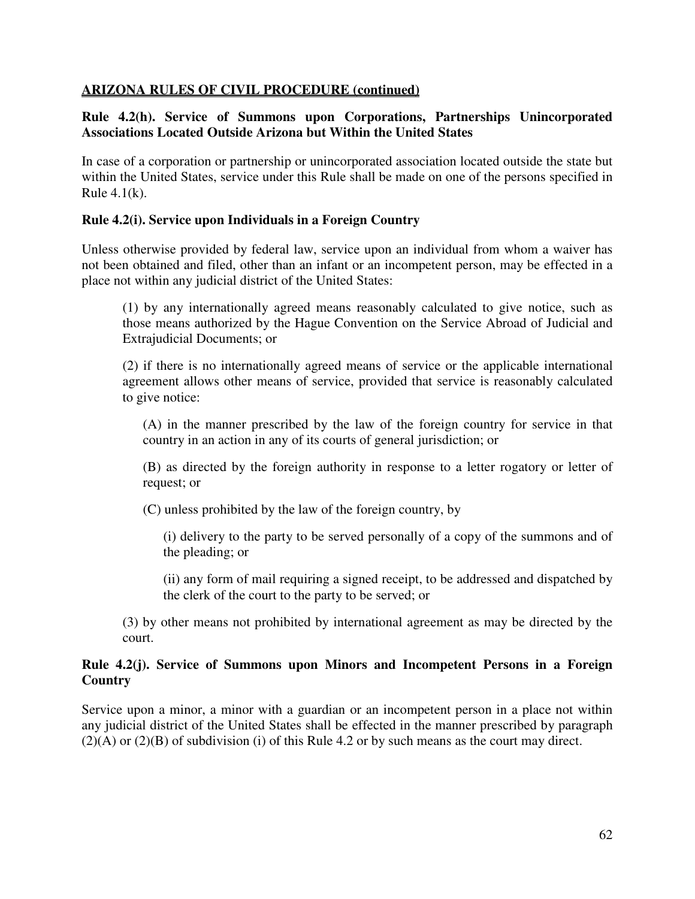**ARIZONA RULES OF CIVIL PROCEDURE (continued)**

### Rule 4.2(h). Service of Summons upon Corporations, Partnerships Unincorporated Associations Located Outside Arizona but Within the United States

In case of a corporation or partnership or unincorporated association located outside the state but within the United States, service under this Rule shall be made on one of the persons specified in Rule 4.1(k).

### Rule 4.2(i). Service upon Individuals in a Foreign Country

Unless otherwise provided by federal law, service upon an individual from whom a waiver has not been obtained and filed, other than an infant or an incompetent person, may be effected in a place not within any judicial district of the United States:

(1) by any internationally agreed means reasonably calculated to give notice, such as those means authorized by the Hague Convention on the Service Abroad of Judicial and Extrajudicial Documents; or

(2) if there is no internationally agreed means of service or the applicable international agreement allows other means of service, provided that service is reasonably calculated to give notice:

(A) in the manner prescribed by the law of the foreign country for service in that country in an action in any of its courts of general jurisdiction; or

(B) as directed by the foreign authority in response to a letter rogatory or letter of request; or

(C) unless prohibited by the law of the foreign country, by

(i) delivery to the party to be served personally of a copy of the summons and of the pleading; or

(ii) any form of mail requiring a signed receipt, to be addressed and dispatched by the clerk of the court to the party to be served; or

(3) by other means not prohibited by international agreement as may be directed by the court.

### Rule 4.2(j). Service of Summons upon Minors and Incompetent Persons in a Foreign Country

Service upon a minor, a minor with a guardian or an incompetent person in a place not within any judicial district of the United States shall be effected in the manner prescribed by paragraph (2)(A) or (2)(B) of subdivision (i) of this Rule 4.2 or by such means as the court may direct.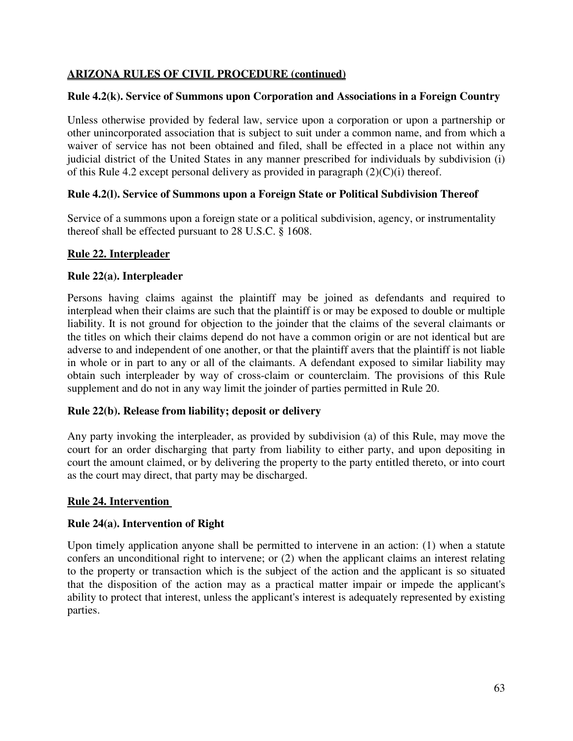**ARIZONA RULES OF CIVIL PROCEDURE (continued)**

**Rule 4.2(k). Service of Summons upon Corporation and Associations in a Foreign Country**

Unless otherwise provided by federal law, service upon a corporation or upon a partnership or other unincorporated association that is subject to suit under a common name, and from which a waiver of service has not been obtained and filed, shall be effected in a place not within any judicial district of the United States in any manner prescribed for individuals by subdivision (i) of this Rule 4.2 except personal delivery as provided in paragraph (2)(C)(i) thereof.

**Rule 4.2(l). Service of Summons upon a Foreign State or Political Subdivision Thereof**

Service of a summons upon a foreign state or a political subdivision, agency, or instrumentality thereof shall be effected pursuant to 28 U.S.C. § 1608.

**Rule 22. Interpleader**

**Rule 22(a). Interpleader**

Persons having claims against the plaintiff may be joined as defendants and required to interplead when their claims are such that the plaintiff is or may be exposed to double or multiple liability. It is not ground for objection to the joinder that the claims of the several claimants or the titles on which their claims depend do not have a common origin or are not identical but are adverse to and independent of one another, or that the plaintiff avers that the plaintiff is not liable in whole or in part to any or all of the claimants. A defendant exposed to similar liability may obtain such interpleader by way of cross-claim or counterclaim. The provisions of this Rule supplement and do not in any way limit the joinder of parties permitted in Rule 20.

**Rule 22(b). Release from liability; deposit or delivery**

Any party invoking the interpleader, as provided by subdivision (a) of this Rule, may move the court for an order discharging that party from liability to either party, and upon depositing in court the amount claimed, or by delivering the property to the party entitled thereto, or into court as the court may direct, that party may be discharged.

**Rule 24. Intervention**

**Rule 24(a). Intervention of Right**

Upon timely application anyone shall be permitted to intervene in an action: (1) when a statute confers an unconditional right to intervene; or (2) when the applicant claims an interest relating to the property or transaction which is the subject of the action and the applicant is so situated that the disposition of the action may as a practical matter impair or impede the applicant's ability to protect that interest, unless the applicant's interest is adequately represented by existing parties.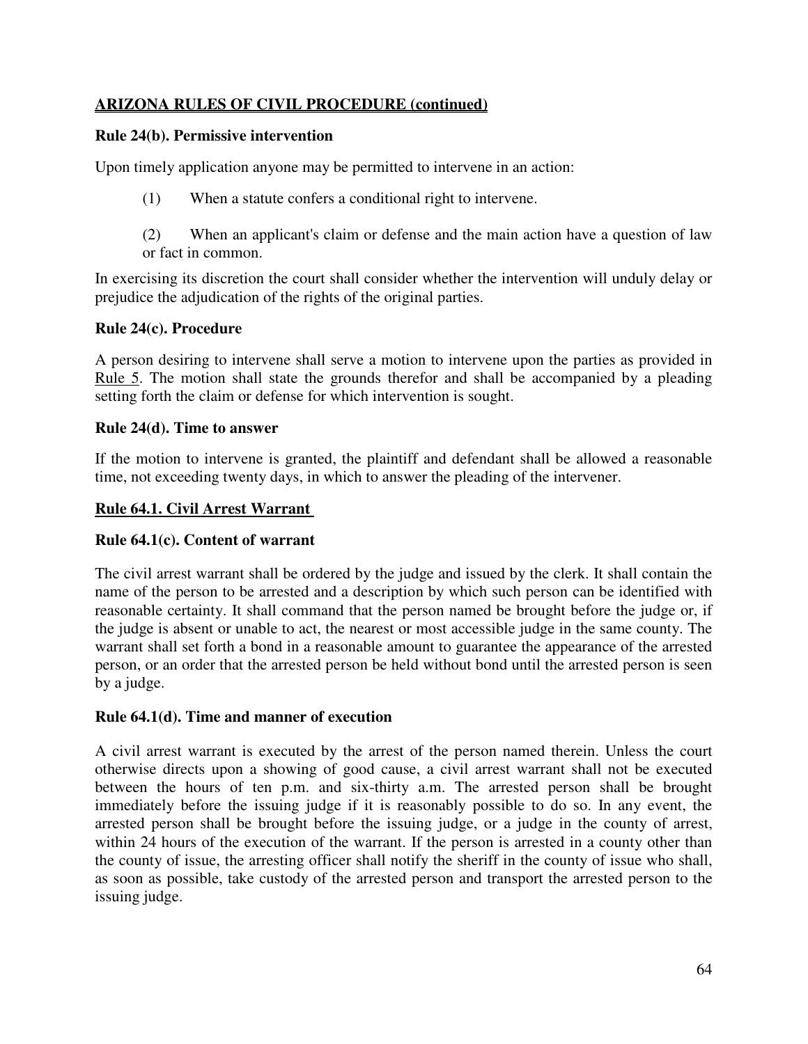## ARIZONA RULES OF CIVIL PROCEDURE (continued)

### Rule 24(b). Permissive intervention

Upon timely application anyone may be permitted to intervene in an action:

(1) When a statute confers a conditional right to intervene.

(2) When an applicant's claim or defense and the main action have a question of law or fact in common.

In exercising its discretion the court shall consider whether the intervention will unduly delay or prejudice the adjudication of the rights of the original parties.

### Rule 24(c). Procedure

A person desiring to intervene shall serve a motion to intervene upon the parties as provided in Rule 5. The motion shall state the grounds therefor and shall be accompanied by a pleading setting forth the claim or defense for which intervention is sought.

### Rule 24(d). Time to answer

If the motion to intervene is granted, the plaintiff and defendant shall be allowed a reasonable time, not exceeding twenty days, in which to answer the pleading of the intervener.

## Rule 64.1. Civil Arrest Warrant

### Rule 64.1(c). Content of warrant

The civil arrest warrant shall be ordered by the judge and issued by the clerk. It shall contain the name of the person to be arrested and a description by which such person can be identified with reasonable certainty. It shall command that the person named be brought before the judge or, if the judge is absent or unable to act, the nearest or most accessible judge in the same county. The warrant shall set forth a bond in a reasonable amount to guarantee the appearance of the arrested person, or an order that the arrested person be held without bond until the arrested person is seen by a judge.

### Rule 64.1(d). Time and manner of execution

A civil arrest warrant is executed by the arrest of the person named therein. Unless the court otherwise directs upon a showing of good cause, a civil arrest warrant shall not be executed between the hours of ten p.m. and six-thirty a.m. The arrested person shall be brought immediately before the issuing judge if it is reasonably possible to do so. In any event, the arrested person shall be brought before the issuing judge, or a judge in the county of arrest, within 24 hours of the execution of the warrant. If the person is arrested in a county other than the county of issue, the arresting officer shall notify the sheriff in the county of issue who shall, as soon as possible, take custody of the arrested person and transport the arrested person to the issuing judge.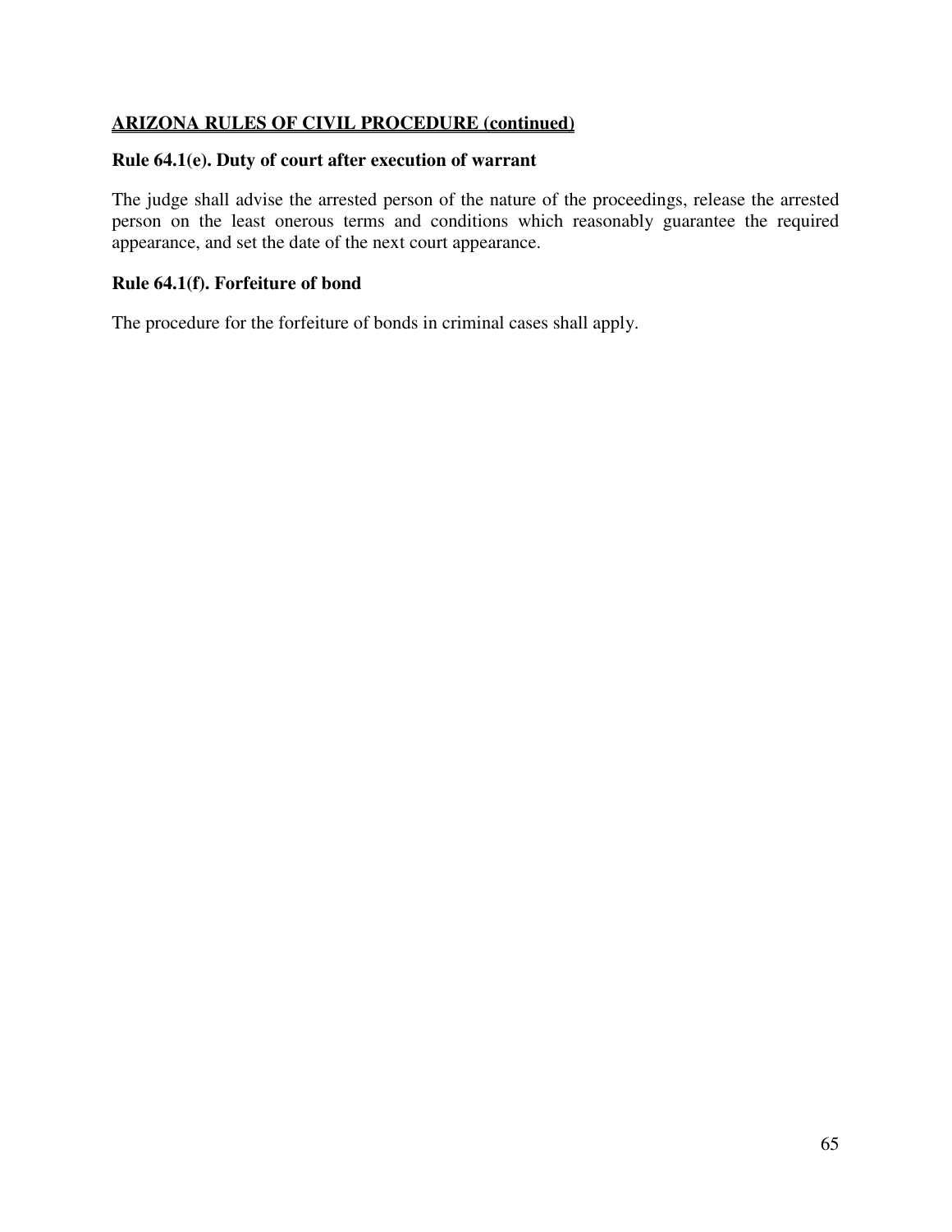**ARIZONA RULES OF CIVIL PROCEDURE (continued)**

### Rule 64.1(e). Duty of court after execution of warrant

The judge shall advise the arrested person of the nature of the proceedings, release the arrested person on the least onerous terms and conditions which reasonably guarantee the required appearance, and set the date of the next court appearance.

### Rule 64.1(f). Forfeiture of bond

The procedure for the forfeiture of bonds in criminal cases shall apply.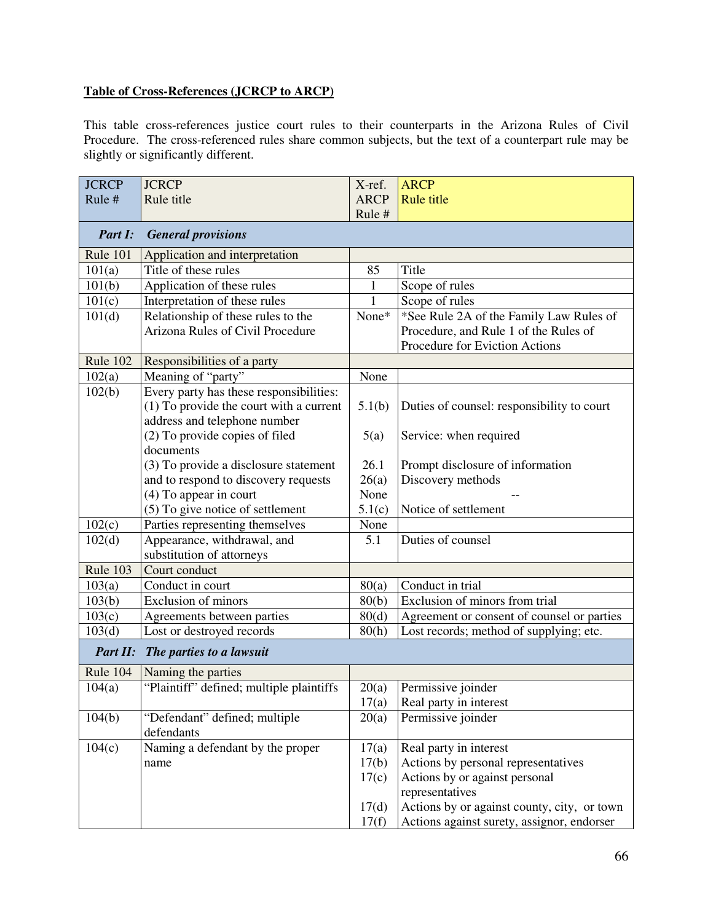**Table of Cross-References (JCRCP to ARCP)**

This table cross-references justice court rules to their counterparts in the Arizona Rules of Civil Procedure. The cross-referenced rules share common subjects, but the text of a counterpart rule may be slightly or significantly different.

| JCRCP Rule # | JCRCP Rule title | X-ref. ARCP Rule # | ARCP Rule title |
|---|---|---|---|
| ***Part I:*** | ***General provisions*** | | |
| Rule 101 | Application and interpretation | | |
| 101(a) | Title of these rules | 85 | Title |
| 101(b) | Application of these rules | 1 | Scope of rules |
| 101(c) | Interpretation of these rules | 1 | Scope of rules |
| 101(d) | Relationship of these rules to the Arizona Rules of Civil Procedure | None* | *See Rule 2A of the Family Law Rules of Procedure, and Rule 1 of the Rules of Procedure for Eviction Actions |
| Rule 102 | Responsibilities of a party | | |
| 102(a) | Meaning of "party" | None | |
| 102(b) | Every party has these responsibilities:<br>(1) To provide the court with a current address and telephone number<br>(2) To provide copies of filed documents<br>(3) To provide a disclosure statement and to respond to discovery requests<br>(4) To appear in court<br>(5) To give notice of settlement | <br>5.1(b)<br><br>5(a)<br><br>26.1<br>26(a)<br>None<br>5.1(c) | <br>Duties of counsel: responsibility to court<br><br>Service: when required<br><br>Prompt disclosure of information<br>Discovery methods<br>--<br>Notice of settlement |
| 102(c) | Parties representing themselves | None | |
| 102(d) | Appearance, withdrawal, and substitution of attorneys | 5.1 | Duties of counsel |
| Rule 103 | Court conduct | | |
| 103(a) | Conduct in court | 80(a) | Conduct in trial |
| 103(b) | Exclusion of minors | 80(b) | Exclusion of minors from trial |
| 103(c) | Agreements between parties | 80(d) | Agreement or consent of counsel or parties |
| 103(d) | Lost or destroyed records | 80(h) | Lost records; method of supplying; etc. |
| ***Part II:*** | ***The parties to a lawsuit*** | | |
| Rule 104 | Naming the parties | | |
| 104(a) | "Plaintiff" defined; multiple plaintiffs | 20(a)<br>17(a) | Permissive joinder<br>Real party in interest |
| 104(b) | "Defendant" defined; multiple defendants | 20(a) | Permissive joinder |
| 104(c) | Naming a defendant by the proper name | 17(a)<br>17(b)<br>17(c)<br><br>17(d)<br>17(f) | Real party in interest<br>Actions by personal representatives<br>Actions by or against personal representatives<br>Actions by or against county, city, or town<br>Actions against surety, assignor, endorser |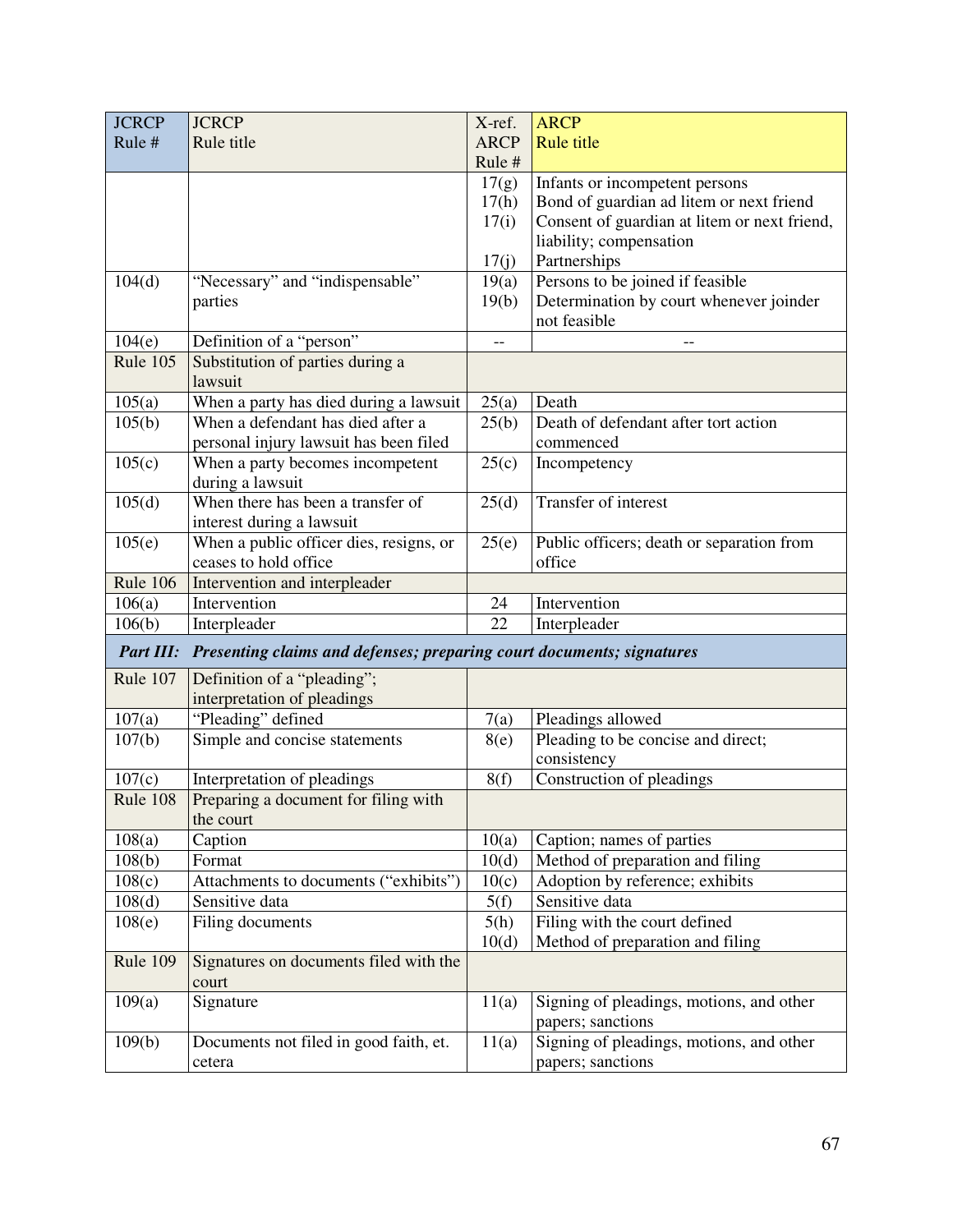| JCRCP Rule # | JCRCP Rule title | X-ref. ARCP Rule # | ARCP Rule title |
|---|---|---|---|
| | | 17(g)<br>17(h)<br>17(i)<br><br>17(j) | Infants or incompetent persons<br>Bond of guardian ad litem or next friend<br>Consent of guardian at litem or next friend, liability; compensation<br>Partnerships |
| 104(d) | "Necessary" and "indispensable" parties | 19(a)<br>19(b) | Persons to be joined if feasible<br>Determination by court whenever joinder not feasible |
| 104(e) | Definition of a "person" | -- | -- |
| Rule 105 | Substitution of parties during a lawsuit | | |
| 105(a) | When a party has died during a lawsuit | 25(a) | Death |
| 105(b) | When a defendant has died after a personal injury lawsuit has been filed | 25(b) | Death of defendant after tort action commenced |
| 105(c) | When a party becomes incompetent during a lawsuit | 25(c) | Incompetency |
| 105(d) | When there has been a transfer of interest during a lawsuit | 25(d) | Transfer of interest |
| 105(e) | When a public officer dies, resigns, or ceases to hold office | 25(e) | Public officers; death or separation from office |
| Rule 106 | Intervention and interpleader | | |
| 106(a) | Intervention | 24 | Intervention |
| 106(b) | Interpleader | 22 | Interpleader |
| ***Part III:*** | ***Presenting claims and defenses; preparing court documents; signatures*** | | |
| Rule 107 | Definition of a "pleading"; interpretation of pleadings | | |
| 107(a) | "Pleading" defined | 7(a) | Pleadings allowed |
| 107(b) | Simple and concise statements | 8(e) | Pleading to be concise and direct; consistency |
| 107(c) | Interpretation of pleadings | 8(f) | Construction of pleadings |
| Rule 108 | Preparing a document for filing with the court | | |
| 108(a) | Caption | 10(a) | Caption; names of parties |
| 108(b) | Format | 10(d) | Method of preparation and filing |
| 108(c) | Attachments to documents ("exhibits") | 10(c) | Adoption by reference; exhibits |
| 108(d) | Sensitive data | 5(f) | Sensitive data |
| 108(e) | Filing documents | 5(h)<br>10(d) | Filing with the court defined<br>Method of preparation and filing |
| Rule 109 | Signatures on documents filed with the court | | |
| 109(a) | Signature | 11(a) | Signing of pleadings, motions, and other papers; sanctions |
| 109(b) | Documents not filed in good faith, et. cetera | 11(a) | Signing of pleadings, motions, and other papers; sanctions |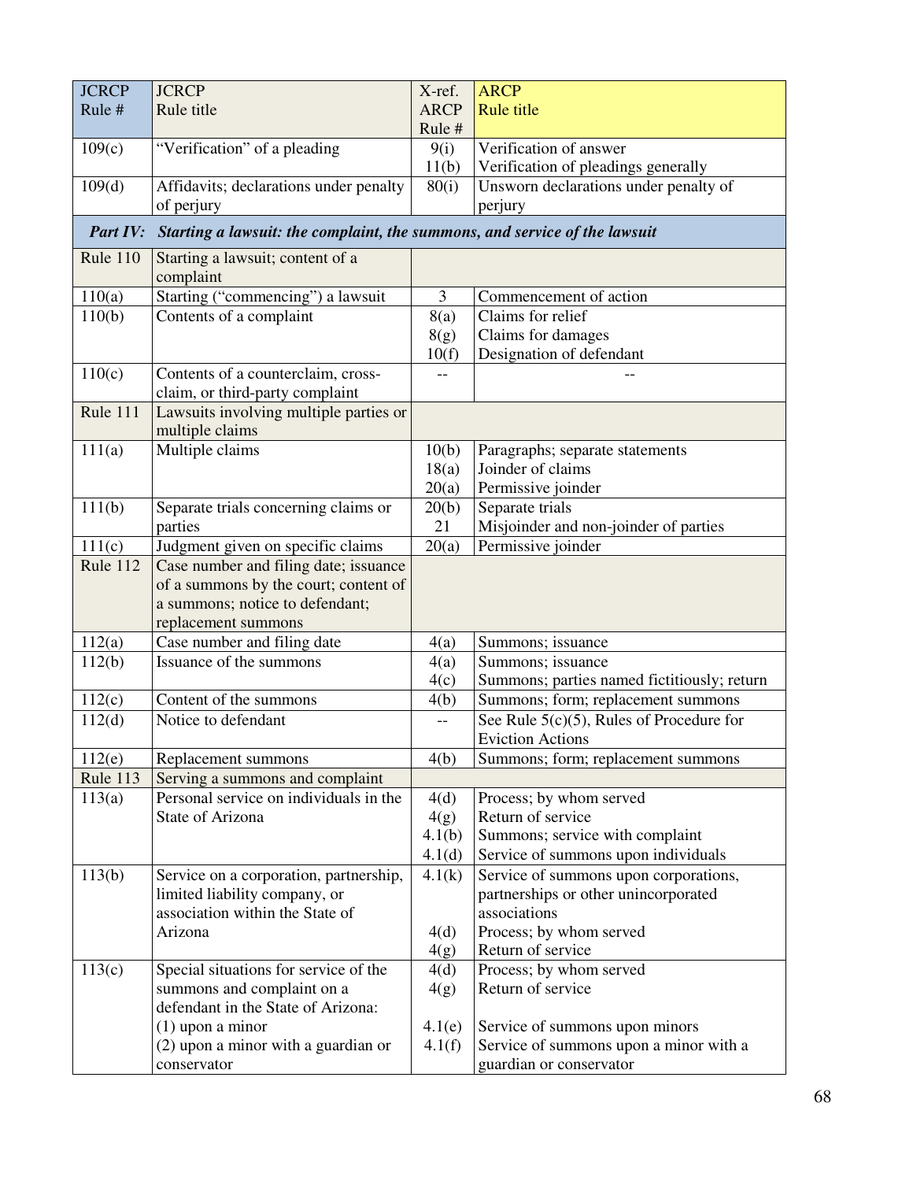| JCRCP Rule # | JCRCP Rule title | X-ref. ARCP Rule # | ARCP Rule title |
|---|---|---|---|
| 109(c) | "Verification" of a pleading | 9(i)<br>11(b) | Verification of answer<br>Verification of pleadings generally |
| 109(d) | Affidavits; declarations under penalty of perjury | 80(i) | Unsworn declarations under penalty of perjury |
| ***Part IV:*** | ***Starting a lawsuit: the complaint, the summons, and service of the lawsuit*** | | |
| Rule 110 | Starting a lawsuit; content of a complaint | | |
| 110(a) | Starting ("commencing") a lawsuit | 3 | Commencement of action |
| 110(b) | Contents of a complaint | 8(a)<br>8(g)<br>10(f) | Claims for relief<br>Claims for damages<br>Designation of defendant |
| 110(c) | Contents of a counterclaim, cross-claim, or third-party complaint | -- | -- |
| Rule 111 | Lawsuits involving multiple parties or multiple claims | | |
| 111(a) | Multiple claims | 10(b)<br>18(a)<br>20(a) | Paragraphs; separate statements<br>Joinder of claims<br>Permissive joinder |
| 111(b) | Separate trials concerning claims or parties | 20(b)<br>21 | Separate trials<br>Misjoinder and non-joinder of parties |
| 111(c) | Judgment given on specific claims | 20(a) | Permissive joinder |
| Rule 112 | Case number and filing date; issuance of a summons by the court; content of a summons; notice to defendant; replacement summons | | |
| 112(a) | Case number and filing date | 4(a) | Summons; issuance |
| 112(b) | Issuance of the summons | 4(a)<br>4(c) | Summons; issuance<br>Summons; parties named fictitiously; return |
| 112(c) | Content of the summons | 4(b) | Summons; form; replacement summons |
| 112(d) | Notice to defendant | -- | See Rule 5(c)(5), Rules of Procedure for Eviction Actions |
| 112(e) | Replacement summons | 4(b) | Summons; form; replacement summons |
| Rule 113 | Serving a summons and complaint | | |
| 113(a) | Personal service on individuals in the State of Arizona | 4(d)<br>4(g)<br>4.1(b)<br>4.1(d) | Process; by whom served<br>Return of service<br>Summons; service with complaint<br>Service of summons upon individuals |
| 113(b) | Service on a corporation, partnership, limited liability company, or association within the State of Arizona | 4.1(k)<br>4(d)<br>4(g) | Service of summons upon corporations, partnerships or other unincorporated associations<br>Process; by whom served<br>Return of service |
| 113(c) | Special situations for service of the summons and complaint on a defendant in the State of Arizona:<br>(1) upon a minor<br>(2) upon a minor with a guardian or conservator | 4(d)<br>4(g)<br>4.1(e)<br>4.1(f) | Process; by whom served<br>Return of service<br>Service of summons upon minors<br>Service of summons upon a minor with a guardian or conservator |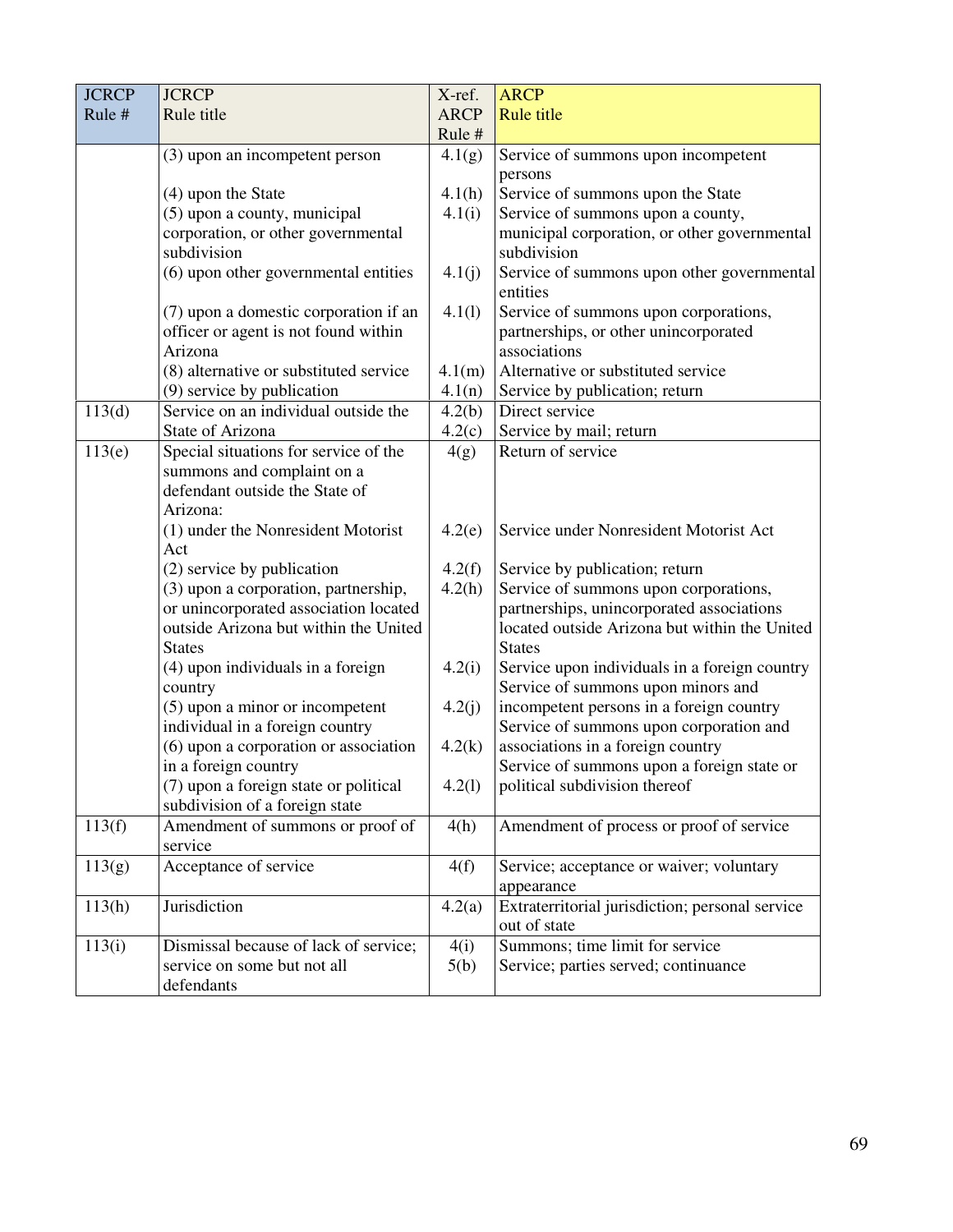| JCRCP Rule # | JCRCP Rule title | X-ref. ARCP Rule # | ARCP Rule title |
|---|---|---|---|
| | (3) upon an incompetent person | 4.1(g) | Service of summons upon incompetent persons |
| | (4) upon the State | 4.1(h) | Service of summons upon the State |
| | (5) upon a county, municipal corporation, or other governmental subdivision | 4.1(i) | Service of summons upon a county, municipal corporation, or other governmental subdivision |
| | (6) upon other governmental entities | 4.1(j) | Service of summons upon other governmental entities |
| | (7) upon a domestic corporation if an officer or agent is not found within Arizona | 4.1(l) | Service of summons upon corporations, partnerships, or other unincorporated associations |
| | (8) alternative or substituted service | 4.1(m) | Alternative or substituted service |
| | (9) service by publication | 4.1(n) | Service by publication; return |
| 113(d) | Service on an individual outside the State of Arizona | 4.2(b)<br>4.2(c) | Direct service<br>Service by mail; return |
| 113(e) | Special situations for service of the summons and complaint on a defendant outside the State of Arizona: | 4(g) | Return of service |
| | (1) under the Nonresident Motorist Act | 4.2(e) | Service under Nonresident Motorist Act |
| | (2) service by publication | 4.2(f) | Service by publication; return |
| | (3) upon a corporation, partnership, or unincorporated association located outside Arizona but within the United States | 4.2(h) | Service of summons upon corporations, partnerships, unincorporated associations located outside Arizona but within the United States |
| | (4) upon individuals in a foreign country | 4.2(i) | Service upon individuals in a foreign country |
| | (5) upon a minor or incompetent individual in a foreign country | 4.2(j) | Service of summons upon minors and incompetent persons in a foreign country |
| | (6) upon a corporation or association in a foreign country | 4.2(k) | Service of summons upon corporation and associations in a foreign country |
| | (7) upon a foreign state or political subdivision of a foreign state | 4.2(l) | Service of summons upon a foreign state or political subdivision thereof |
| 113(f) | Amendment of summons or proof of service | 4(h) | Amendment of process or proof of service |
| 113(g) | Acceptance of service | 4(f) | Service; acceptance or waiver; voluntary appearance |
| 113(h) | Jurisdiction | 4.2(a) | Extraterritorial jurisdiction; personal service out of state |
| 113(i) | Dismissal because of lack of service; service on some but not all defendants | 4(i)<br>5(b) | Summons; time limit for service<br>Service; parties served; continuance |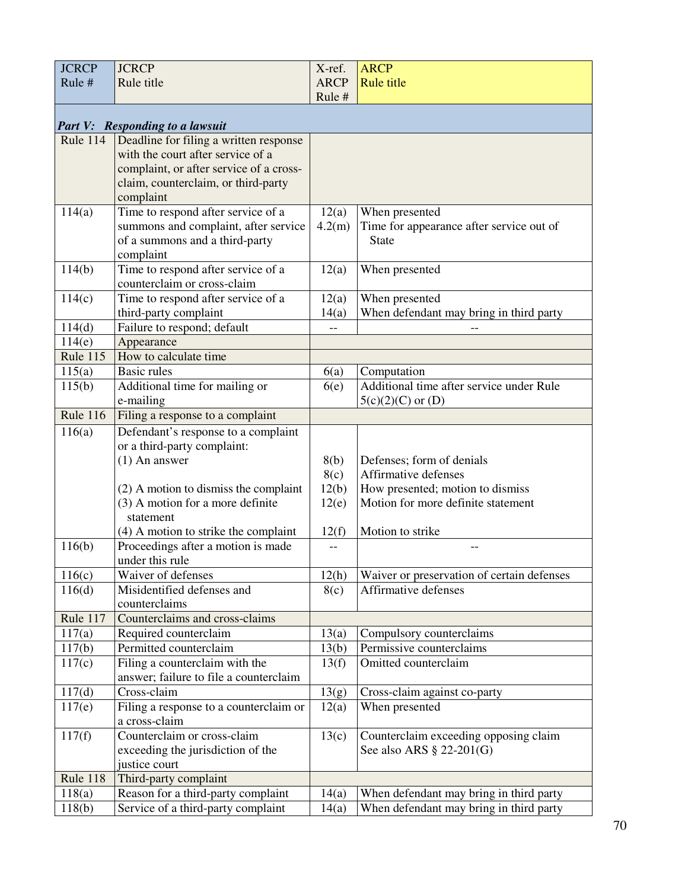| JCRCP Rule # | JCRCP Rule title | X-ref. ARCP Rule # | ARCP Rule title |
|---|---|---|---|
| ***Part V: Responding to a lawsuit*** | | | |
| Rule 114 | Deadline for filing a written response with the court after service of a complaint, or after service of a cross-claim, counterclaim, or third-party complaint | | |
| 114(a) | Time to respond after service of a summons and complaint, after service of a summons and a third-party complaint | 12(a)<br>4.2(m) | When presented<br>Time for appearance after service out of State |
| 114(b) | Time to respond after service of a counterclaim or cross-claim | 12(a) | When presented |
| 114(c) | Time to respond after service of a third-party complaint | 12(a)<br>14(a) | When presented<br>When defendant may bring in third party |
| 114(d) | Failure to respond; default | -- | -- |
| 114(e) | Appearance | | |
| Rule 115 | How to calculate time | | |
| 115(a) | Basic rules | 6(a) | Computation |
| 115(b) | Additional time for mailing or e-mailing | 6(e) | Additional time after service under Rule 5(c)(2)(C) or (D) |
| Rule 116 | Filing a response to a complaint | | |
| 116(a) | Defendant's response to a complaint or a third-party complaint:<br>(1) An answer<br><br>(2) A motion to dismiss the complaint<br>(3) A motion for a more definite statement<br>(4) A motion to strike the complaint | <br><br>8(b)<br>8(c)<br>12(b)<br>12(e)<br><br>12(f) | <br><br>Defenses; form of denials<br>Affirmative defenses<br>How presented; motion to dismiss<br>Motion for more definite statement<br><br>Motion to strike |
| 116(b) | Proceedings after a motion is made under this rule | -- | -- |
| 116(c) | Waiver of defenses | 12(h) | Waiver or preservation of certain defenses |
| 116(d) | Misidentified defenses and counterclaims | 8(c) | Affirmative defenses |
| Rule 117 | Counterclaims and cross-claims | | |
| 117(a) | Required counterclaim | 13(a) | Compulsory counterclaims |
| 117(b) | Permitted counterclaim | 13(b) | Permissive counterclaims |
| 117(c) | Filing a counterclaim with the answer; failure to file a counterclaim | 13(f) | Omitted counterclaim |
| 117(d) | Cross-claim | 13(g) | Cross-claim against co-party |
| 117(e) | Filing a response to a counterclaim or a cross-claim | 12(a) | When presented |
| 117(f) | Counterclaim or cross-claim exceeding the jurisdiction of the justice court | 13(c) | Counterclaim exceeding opposing claim<br>See also ARS § 22-201(G) |
| Rule 118 | Third-party complaint | | |
| 118(a) | Reason for a third-party complaint | 14(a) | When defendant may bring in third party |
| 118(b) | Service of a third-party complaint | 14(a) | When defendant may bring in third party |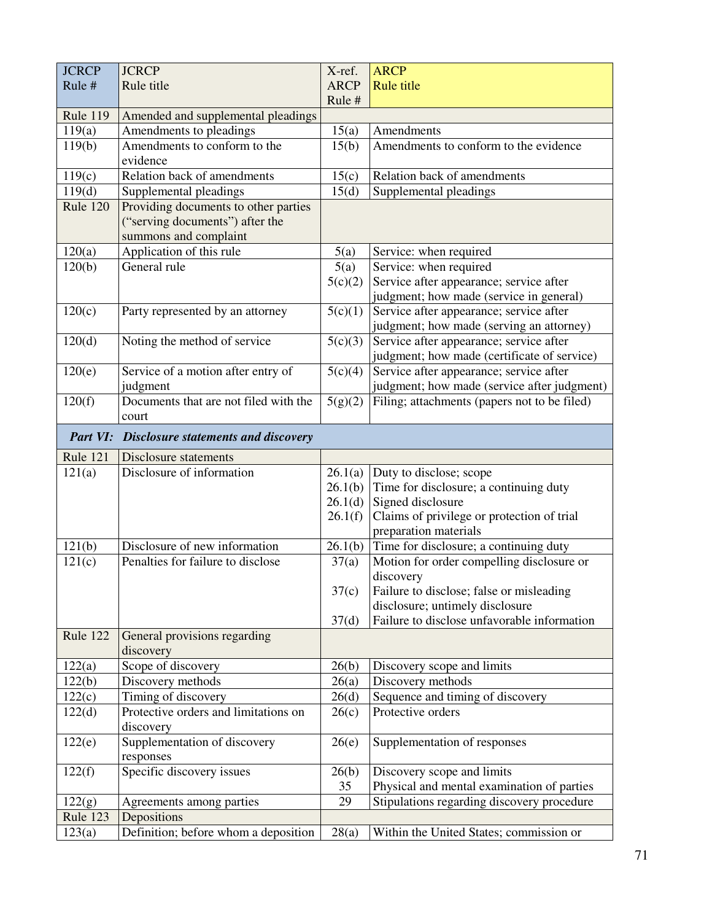| JCRCP Rule # | JCRCP Rule title | X-ref. ARCP Rule # | ARCP Rule title |
|---|---|---|---|
| Rule 119 | Amended and supplemental pleadings | | |
| 119(a) | Amendments to pleadings | 15(a) | Amendments |
| 119(b) | Amendments to conform to the evidence | 15(b) | Amendments to conform to the evidence |
| 119(c) | Relation back of amendments | 15(c) | Relation back of amendments |
| 119(d) | Supplemental pleadings | 15(d) | Supplemental pleadings |
| Rule 120 | Providing documents to other parties (“serving documents”) after the summons and complaint | | |
| 120(a) | Application of this rule | 5(a) | Service: when required |
| 120(b) | General rule | 5(a)<br>5(c)(2) | Service: when required<br>Service after appearance; service after judgment; how made (service in general) |
| 120(c) | Party represented by an attorney | 5(c)(1) | Service after appearance; service after judgment; how made (serving an attorney) |
| 120(d) | Noting the method of service | 5(c)(3) | Service after appearance; service after judgment; how made (certificate of service) |
| 120(e) | Service of a motion after entry of judgment | 5(c)(4) | Service after appearance; service after judgment; how made (service after judgment) |
| 120(f) | Documents that are not filed with the court | 5(g)(2) | Filing; attachments (papers not to be filed) |
| ***Part VI:*** | ***Disclosure statements and discovery*** | | |
| Rule 121 | Disclosure statements | | |
| 121(a) | Disclosure of information | 26.1(a)<br>26.1(b)<br>26.1(d)<br>26.1(f) | Duty to disclose; scope<br>Time for disclosure; a continuing duty<br>Signed disclosure<br>Claims of privilege or protection of trial preparation materials |
| 121(b) | Disclosure of new information | 26.1(b) | Time for disclosure; a continuing duty |
| 121(c) | Penalties for failure to disclose | 37(a)<br>37(c)<br>37(d) | Motion for order compelling disclosure or discovery<br>Failure to disclose; false or misleading disclosure; untimely disclosure<br>Failure to disclose unfavorable information |
| Rule 122 | General provisions regarding discovery | | |
| 122(a) | Scope of discovery | 26(b) | Discovery scope and limits |
| 122(b) | Discovery methods | 26(a) | Discovery methods |
| 122(c) | Timing of discovery | 26(d) | Sequence and timing of discovery |
| 122(d) | Protective orders and limitations on discovery | 26(c) | Protective orders |
| 122(e) | Supplementation of discovery responses | 26(e) | Supplementation of responses |
| 122(f) | Specific discovery issues | 26(b)<br>35 | Discovery scope and limits<br>Physical and mental examination of parties |
| 122(g) | Agreements among parties | 29 | Stipulations regarding discovery procedure |
| Rule 123 | Depositions | | |
| 123(a) | Definition; before whom a deposition | 28(a) | Within the United States; commission or |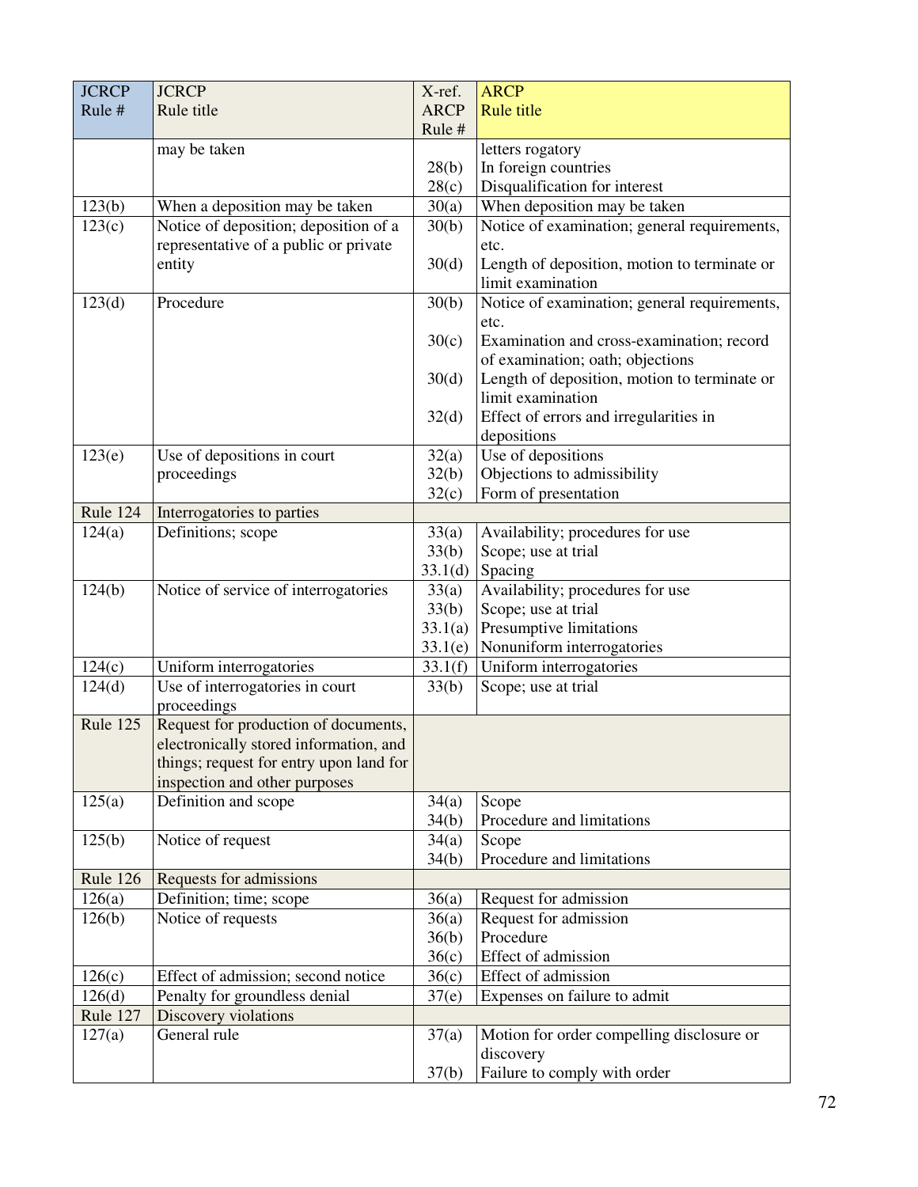| JCRCP Rule # | JCRCP Rule title | X-ref. ARCP Rule # | ARCP Rule title |
|---|---|---|---|
| | may be taken | | letters rogatory |
| | | 28(b) | In foreign countries |
| | | 28(c) | Disqualification for interest |
| 123(b) | When a deposition may be taken | 30(a) | When deposition may be taken |
| 123(c) | Notice of deposition; deposition of a representative of a public or private entity | 30(b) | Notice of examination; general requirements, etc. |
| | | 30(d) | Length of deposition, motion to terminate or limit examination |
| 123(d) | Procedure | 30(b) | Notice of examination; general requirements, etc. |
| | | 30(c) | Examination and cross-examination; record of examination; oath; objections |
| | | 30(d) | Length of deposition, motion to terminate or limit examination |
| | | 32(d) | Effect of errors and irregularities in depositions |
| 123(e) | Use of depositions in court proceedings | 32(a) | Use of depositions |
| | | 32(b) | Objections to admissibility |
| | | 32(c) | Form of presentation |
| Rule 124 | Interrogatories to parties | | |
| 124(a) | Definitions; scope | 33(a) | Availability; procedures for use |
| | | 33(b) | Scope; use at trial |
| | | 33.1(d) | Spacing |
| 124(b) | Notice of service of interrogatories | 33(a) | Availability; procedures for use |
| | | 33(b) | Scope; use at trial |
| | | 33.1(a) | Presumptive limitations |
| | | 33.1(e) | Nonuniform interrogatories |
| 124(c) | Uniform interrogatories | 33.1(f) | Uniform interrogatories |
| 124(d) | Use of interrogatories in court proceedings | 33(b) | Scope; use at trial |
| Rule 125 | Request for production of documents, electronically stored information, and things; request for entry upon land for inspection and other purposes | | |
| 125(a) | Definition and scope | 34(a) | Scope |
| | | 34(b) | Procedure and limitations |
| 125(b) | Notice of request | 34(a) | Scope |
| | | 34(b) | Procedure and limitations |
| Rule 126 | Requests for admissions | | |
| 126(a) | Definition; time; scope | 36(a) | Request for admission |
| 126(b) | Notice of requests | 36(a) | Request for admission |
| | | 36(b) | Procedure |
| | | 36(c) | Effect of admission |
| 126(c) | Effect of admission; second notice | 36(c) | Effect of admission |
| 126(d) | Penalty for groundless denial | 37(e) | Expenses on failure to admit |
| Rule 127 | Discovery violations | | |
| 127(a) | General rule | 37(a) | Motion for order compelling disclosure or discovery |
| | | 37(b) | Failure to comply with order |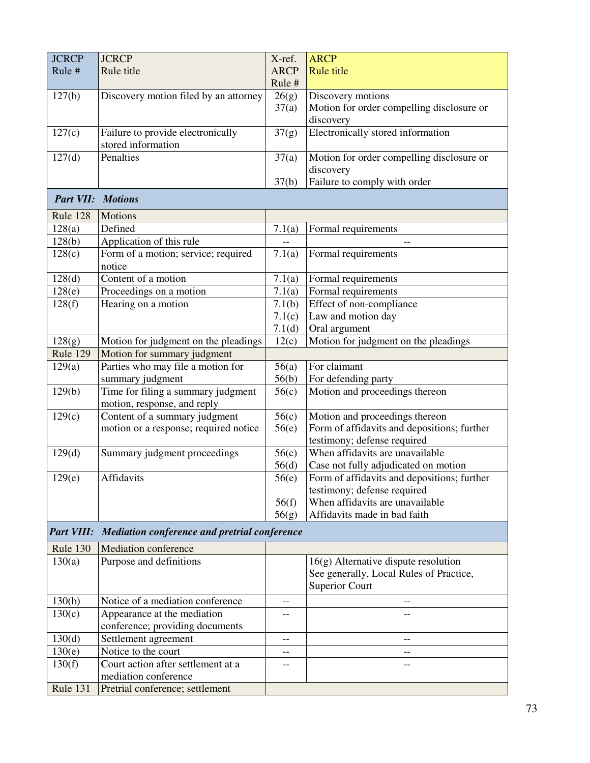| JCRCP Rule # | JCRCP Rule title | X-ref. ARCP Rule # | ARCP Rule title |
|---|---|---|---|
| 127(b) | Discovery motion filed by an attorney | 26(g)<br>37(a) | Discovery motions<br>Motion for order compelling disclosure or discovery |
| 127(c) | Failure to provide electronically stored information | 37(g) | Electronically stored information |
| 127(d) | Penalties | 37(a)<br>37(b) | Motion for order compelling disclosure or discovery<br>Failure to comply with order |
| ***Part VII: Motions*** | | | |
| Rule 128 | Motions | | |
| 128(a) | Defined | 7.1(a) | Formal requirements |
| 128(b) | Application of this rule | -- | -- |
| 128(c) | Form of a motion; service; required notice | 7.1(a) | Formal requirements |
| 128(d) | Content of a motion | 7.1(a) | Formal requirements |
| 128(e) | Proceedings on a motion | 7.1(a) | Formal requirements |
| 128(f) | Hearing on a motion | 7.1(b)<br>7.1(c)<br>7.1(d) | Effect of non-compliance<br>Law and motion day<br>Oral argument |
| 128(g) | Motion for judgment on the pleadings | 12(c) | Motion for judgment on the pleadings |
| Rule 129 | Motion for summary judgment | | |
| 129(a) | Parties who may file a motion for summary judgment | 56(a)<br>56(b) | For claimant<br>For defending party |
| 129(b) | Time for filing a summary judgment motion, response, and reply | 56(c) | Motion and proceedings thereon |
| 129(c) | Content of a summary judgment motion or a response; required notice | 56(c)<br>56(e) | Motion and proceedings thereon<br>Form of affidavits and depositions; further testimony; defense required |
| 129(d) | Summary judgment proceedings | 56(c)<br>56(d) | When affidavits are unavailable<br>Case not fully adjudicated on motion |
| 129(e) | Affidavits | 56(e)<br>56(f)<br>56(g) | Form of affidavits and depositions; further testimony; defense required<br>When affidavits are unavailable<br>Affidavits made in bad faith |
| ***Part VIII: Mediation conference and pretrial conference*** | | | |
| Rule 130 | Mediation conference | | |
| 130(a) | Purpose and definitions | | 16(g) Alternative dispute resolution<br>See generally, Local Rules of Practice, Superior Court |
| 130(b) | Notice of a mediation conference | -- | -- |
| 130(c) | Appearance at the mediation conference; providing documents | -- | -- |
| 130(d) | Settlement agreement | -- | -- |
| 130(e) | Notice to the court | -- | -- |
| 130(f) | Court action after settlement at a mediation conference | -- | -- |
| Rule 131 | Pretrial conference; settlement | | |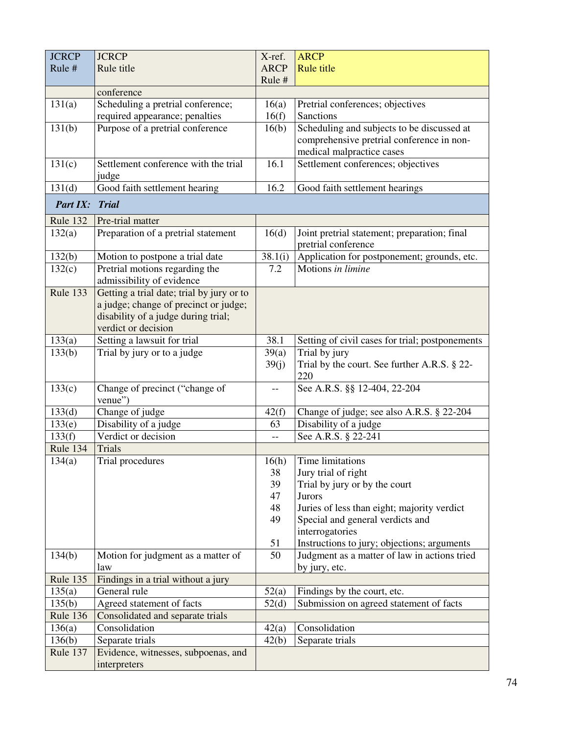| JCRCP Rule # | JCRCP Rule title | X-ref. ARCP Rule # | ARCP Rule title |
|---|---|---|---|
| | conference | | |
| 131(a) | Scheduling a pretrial conference; required appearance; penalties | 16(a)<br>16(f) | Pretrial conferences; objectives<br>Sanctions |
| 131(b) | Purpose of a pretrial conference | 16(b) | Scheduling and subjects to be discussed at comprehensive pretrial conference in non-medical malpractice cases |
| 131(c) | Settlement conference with the trial judge | 16.1 | Settlement conferences; objectives |
| 131(d) | Good faith settlement hearing | 16.2 | Good faith settlement hearings |
| ***Part IX:*** | ***Trial*** | | |
| Rule 132 | Pre-trial matter | | |
| 132(a) | Preparation of a pretrial statement | 16(d) | Joint pretrial statement; preparation; final pretrial conference |
| 132(b) | Motion to postpone a trial date | 38.1(i) | Application for postponement; grounds, etc. |
| 132(c) | Pretrial motions regarding the admissibility of evidence | 7.2 | Motions *in limine* |
| Rule 133 | Getting a trial date; trial by jury or to a judge; change of precinct or judge; disability of a judge during trial; verdict or decision | | |
| 133(a) | Setting a lawsuit for trial | 38.1 | Setting of civil cases for trial; postponements |
| 133(b) | Trial by jury or to a judge | 39(a)<br>39(j) | Trial by jury<br>Trial by the court. See further A.R.S. § 22-220 |
| 133(c) | Change of precinct ("change of venue") | -- | See A.R.S. §§ 12-404, 22-204 |
| 133(d) | Change of judge | 42(f) | Change of judge; see also A.R.S. § 22-204 |
| 133(e) | Disability of a judge | 63 | Disability of a judge |
| 133(f) | Verdict or decision | -- | See A.R.S. § 22-241 |
| Rule 134 | Trials | | |
| 134(a) | Trial procedures | 16(h)<br>38<br>39<br>47<br>48<br>49<br>51 | Time limitations<br>Jury trial of right<br>Trial by jury or by the court<br>Jurors<br>Juries of less than eight; majority verdict<br>Special and general verdicts and interrogatories<br>Instructions to jury; objections; arguments |
| 134(b) | Motion for judgment as a matter of law | 50 | Judgment as a matter of law in actions tried by jury, etc. |
| Rule 135 | Findings in a trial without a jury | | |
| 135(a) | General rule | 52(a) | Findings by the court, etc. |
| 135(b) | Agreed statement of facts | 52(d) | Submission on agreed statement of facts |
| Rule 136 | Consolidated and separate trials | | |
| 136(a) | Consolidation | 42(a) | Consolidation |
| 136(b) | Separate trials | 42(b) | Separate trials |
| Rule 137 | Evidence, witnesses, subpoenas, and interpreters | | |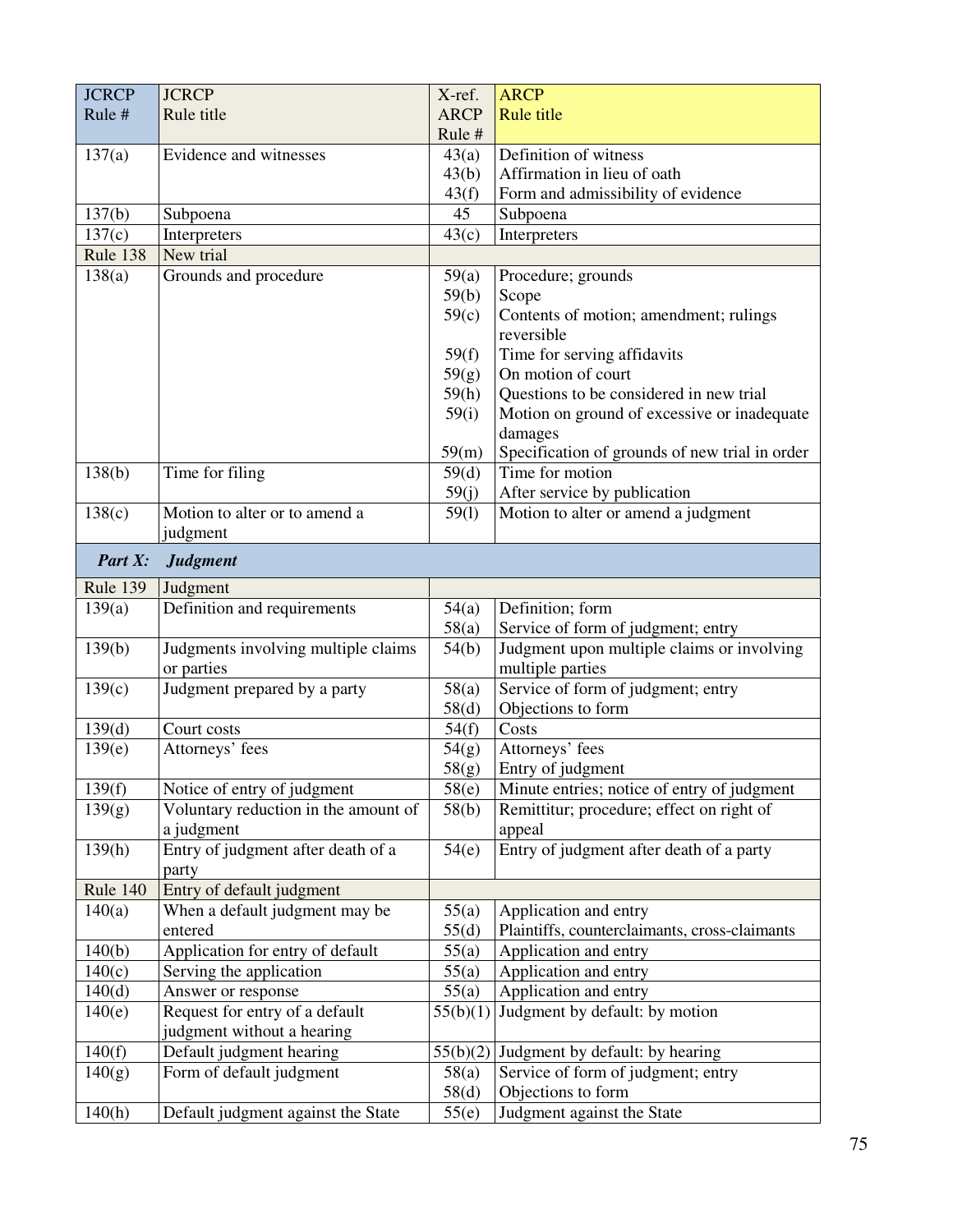| JCRCP Rule # | JCRCP Rule title | X-ref. ARCP Rule # | ARCP Rule title |
|---|---|---|---|
| 137(a) | Evidence and witnesses | 43(a)<br>43(b)<br>43(f) | Definition of witness<br>Affirmation in lieu of oath<br>Form and admissibility of evidence |
| 137(b) | Subpoena | 45 | Subpoena |
| 137(c) | Interpreters | 43(c) | Interpreters |
| Rule 138 | New trial | | |
| 138(a) | Grounds and procedure | 59(a)<br>59(b)<br>59(c)<br><br>59(f)<br>59(g)<br>59(h)<br>59(i)<br><br>59(m) | Procedure; grounds<br>Scope<br>Contents of motion; amendment; rulings reversible<br>Time for serving affidavits<br>On motion of court<br>Questions to be considered in new trial<br>Motion on ground of excessive or inadequate damages<br>Specification of grounds of new trial in order |
| 138(b) | Time for filing | 59(d)<br>59(j) | Time for motion<br>After service by publication |
| 138(c) | Motion to alter or to amend a judgment | 59(l) | Motion to alter or amend a judgment |
| ***Part X:*** | ***Judgment*** | | |
| Rule 139 | Judgment | | |
| 139(a) | Definition and requirements | 54(a)<br>58(a) | Definition; form<br>Service of form of judgment; entry |
| 139(b) | Judgments involving multiple claims or parties | 54(b) | Judgment upon multiple claims or involving multiple parties |
| 139(c) | Judgment prepared by a party | 58(a)<br>58(d) | Service of form of judgment; entry<br>Objections to form |
| 139(d) | Court costs | 54(f) | Costs |
| 139(e) | Attorneys' fees | 54(g)<br>58(g) | Attorneys' fees<br>Entry of judgment |
| 139(f) | Notice of entry of judgment | 58(e) | Minute entries; notice of entry of judgment |
| 139(g) | Voluntary reduction in the amount of a judgment | 58(b) | Remittitur; procedure; effect on right of appeal |
| 139(h) | Entry of judgment after death of a party | 54(e) | Entry of judgment after death of a party |
| Rule 140 | Entry of default judgment | | |
| 140(a) | When a default judgment may be entered | 55(a)<br>55(d) | Application and entry<br>Plaintiffs, counterclaimants, cross-claimants |
| 140(b) | Application for entry of default | 55(a) | Application and entry |
| 140(c) | Serving the application | 55(a) | Application and entry |
| 140(d) | Answer or response | 55(a) | Application and entry |
| 140(e) | Request for entry of a default judgment without a hearing | 55(b)(1) | Judgment by default: by motion |
| 140(f) | Default judgment hearing | 55(b)(2) | Judgment by default: by hearing |
| 140(g) | Form of default judgment | 58(a)<br>58(d) | Service of form of judgment; entry<br>Objections to form |
| 140(h) | Default judgment against the State | 55(e) | Judgment against the State |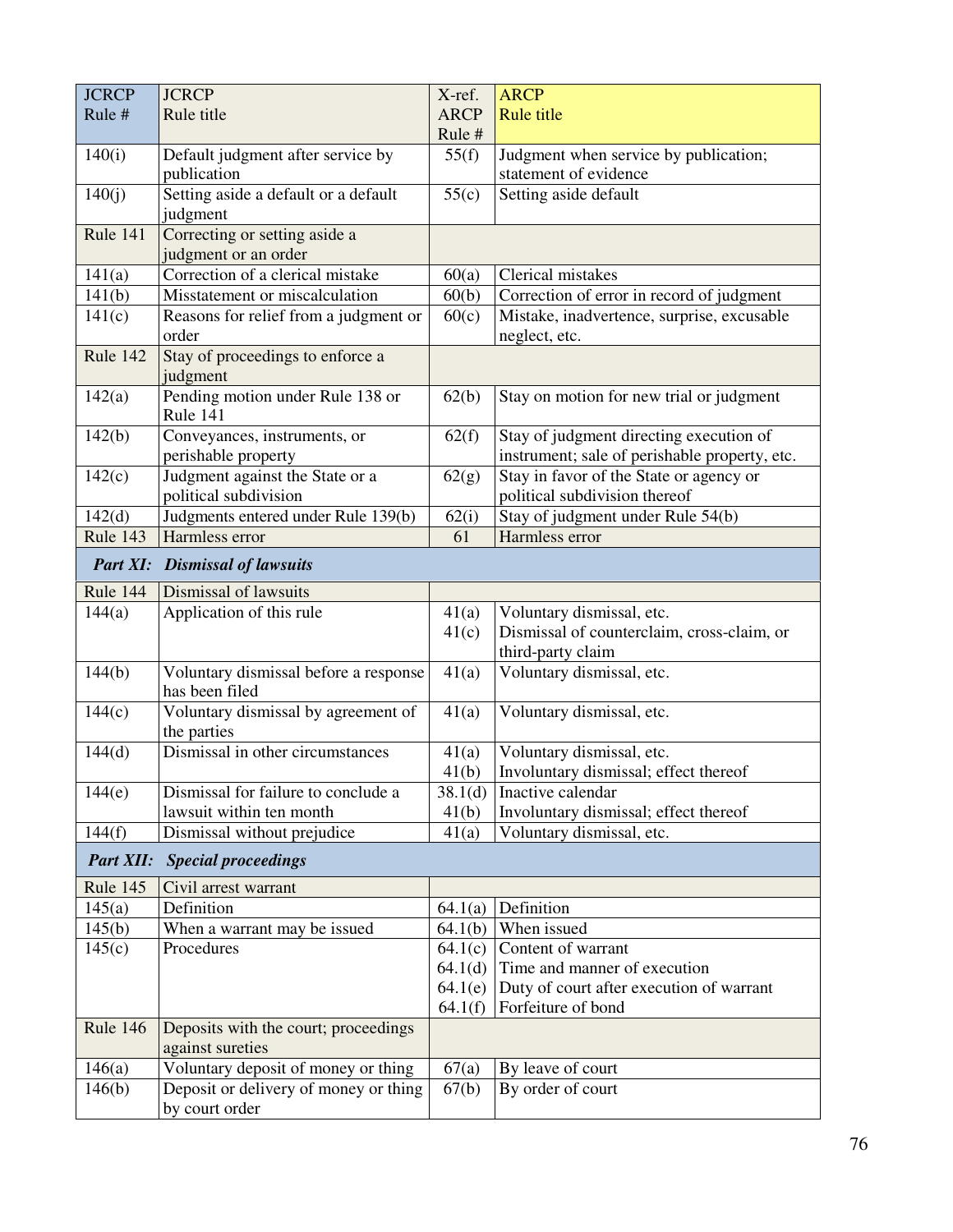| JCRCP Rule # | JCRCP Rule title | X-ref. ARCP Rule # | ARCP Rule title |
|---|---|---|---|
| 140(i) | Default judgment after service by publication | 55(f) | Judgment when service by publication; statement of evidence |
| 140(j) | Setting aside a default or a default judgment | 55(c) | Setting aside default |
| Rule 141 | Correcting or setting aside a judgment or an order | | |
| 141(a) | Correction of a clerical mistake | 60(a) | Clerical mistakes |
| 141(b) | Misstatement or miscalculation | 60(b) | Correction of error in record of judgment |
| 141(c) | Reasons for relief from a judgment or order | 60(c) | Mistake, inadvertence, surprise, excusable neglect, etc. |
| Rule 142 | Stay of proceedings to enforce a judgment | | |
| 142(a) | Pending motion under Rule 138 or Rule 141 | 62(b) | Stay on motion for new trial or judgment |
| 142(b) | Conveyances, instruments, or perishable property | 62(f) | Stay of judgment directing execution of instrument; sale of perishable property, etc. |
| 142(c) | Judgment against the State or a political subdivision | 62(g) | Stay in favor of the State or agency or political subdivision thereof |
| 142(d) | Judgments entered under Rule 139(b) | 62(i) | Stay of judgment under Rule 54(b) |
| Rule 143 | Harmless error | 61 | Harmless error |
| ***Part XI: Dismissal of lawsuits*** | | | |
| Rule 144 | Dismissal of lawsuits | | |
| 144(a) | Application of this rule | 41(a)<br>41(c) | Voluntary dismissal, etc.<br>Dismissal of counterclaim, cross-claim, or third-party claim |
| 144(b) | Voluntary dismissal before a response has been filed | 41(a) | Voluntary dismissal, etc. |
| 144(c) | Voluntary dismissal by agreement of the parties | 41(a) | Voluntary dismissal, etc. |
| 144(d) | Dismissal in other circumstances | 41(a)<br>41(b) | Voluntary dismissal, etc.<br>Involuntary dismissal; effect thereof |
| 144(e) | Dismissal for failure to conclude a lawsuit within ten month | 38.1(d)<br>41(b) | Inactive calendar<br>Involuntary dismissal; effect thereof |
| 144(f) | Dismissal without prejudice | 41(a) | Voluntary dismissal, etc. |
| ***Part XII: Special proceedings*** | | | |
| Rule 145 | Civil arrest warrant | | |
| 145(a) | Definition | 64.1(a) | Definition |
| 145(b) | When a warrant may be issued | 64.1(b) | When issued |
| 145(c) | Procedures | 64.1(c)<br>64.1(d)<br>64.1(e)<br>64.1(f) | Content of warrant<br>Time and manner of execution<br>Duty of court after execution of warrant<br>Forfeiture of bond |
| Rule 146 | Deposits with the court; proceedings against sureties | | |
| 146(a) | Voluntary deposit of money or thing | 67(a) | By leave of court |
| 146(b) | Deposit or delivery of money or thing by court order | 67(b) | By order of court |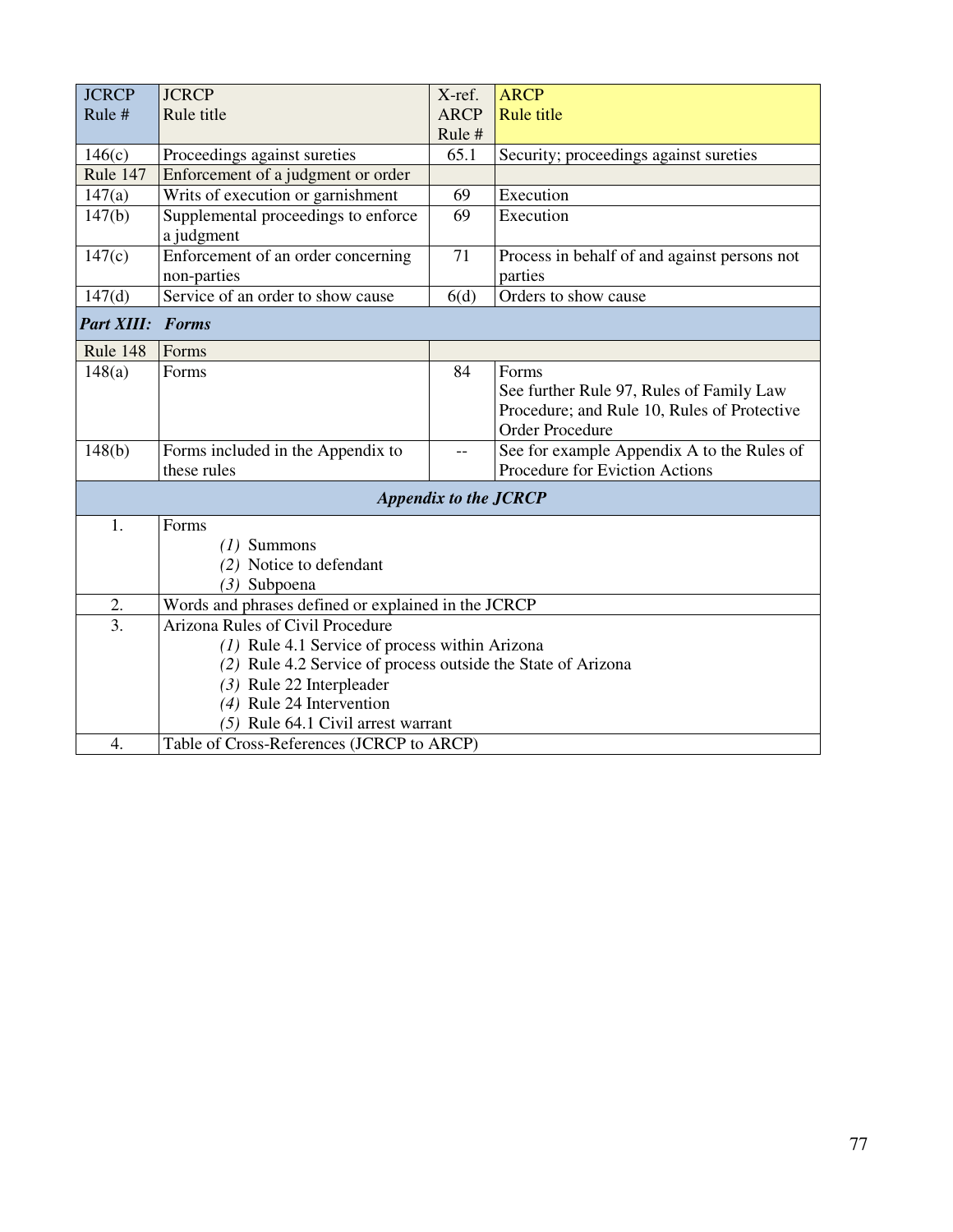| JCRCP Rule # | JCRCP Rule title | X-ref. ARCP Rule # | ARCP Rule title |
|---|---|---|---|
| 146(c) | Proceedings against sureties | 65.1 | Security; proceedings against sureties |
| Rule 147 | Enforcement of a judgment or order | | |
| 147(a) | Writs of execution or garnishment | 69 | Execution |
| 147(b) | Supplemental proceedings to enforce a judgment | 69 | Execution |
| 147(c) | Enforcement of an order concerning non-parties | 71 | Process in behalf of and against persons not parties |
| 147(d) | Service of an order to show cause | 6(d) | Orders to show cause |
| ***Part XIII: Forms*** | | | |
| Rule 148 | Forms | | |
| 148(a) | Forms | 84 | Forms See further Rule 97, Rules of Family Law Procedure; and Rule 10, Rules of Protective Order Procedure |
| 148(b) | Forms included in the Appendix to these rules | -- | See for example Appendix A to the Rules of Procedure for Eviction Actions |
| ***Appendix to the JCRCP*** | | | |
| 1. | Forms *(1)* Summons *(2)* Notice to defendant *(3)* Subpoena | | |
| 2. | Words and phrases defined or explained in the JCRCP | | |
| 3. | Arizona Rules of Civil Procedure *(1)* Rule 4.1 Service of process within Arizona *(2)* Rule 4.2 Service of process outside the State of Arizona *(3)* Rule 22 Interpleader *(4)* Rule 24 Intervention *(5)* Rule 64.1 Civil arrest warrant | | |
| 4. | Table of Cross-References (JCRCP to ARCP) | | |